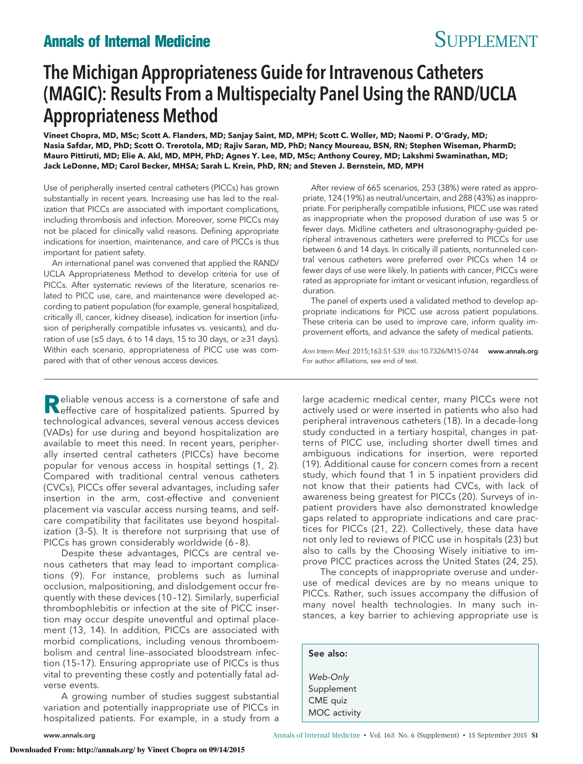# The Michigan Appropriateness Guide for Intravenous Catheters (MAGIC): Results From a Multispecialty Panel Using the RAND/UCLA Appropriateness Method

**Vineet Chopra, MD, MSc; Scott A. Flanders, MD; Sanjay Saint, MD, MPH; Scott C. Woller, MD; Naomi P. O'Grady, MD; Nasia Safdar, MD, PhD; Scott O. Trerotola, MD; Rajiv Saran, MD, PhD; Nancy Moureau, BSN, RN; Stephen Wiseman, PharmD; Mauro Pittiruti, MD; Elie A. Akl, MD, MPH, PhD; Agnes Y. Lee, MD, MSc; Anthony Courey, MD; Lakshmi Swaminathan, MD; Jack LeDonne, MD; Carol Becker, MHSA; Sarah L. Krein, PhD, RN; and Steven J. Bernstein, MD, MPH**

Use of peripherally inserted central catheters (PICCs) has grown substantially in recent years. Increasing use has led to the realization that PICCs are associated with important complications, including thrombosis and infection. Moreover, some PICCs may not be placed for clinically valid reasons. Defining appropriate indications for insertion, maintenance, and care of PICCs is thus important for patient safety.

An international panel was convened that applied the RAND/UCLA Appropriateness Method to develop criteria for use of PICCs. After systematic reviews of the literature, scenarios related to PICC use, care, and maintenance were developed according to patient population (for example, general hospitalized, critically ill, cancer, kidney disease), indication for insertion (infusion of peripherally compatible infusates vs. vesicants), and duration of use (≤5 days, 6 to 14 days, 15 to 30 days, or ≥31 days). Within each scenario, appropriateness of PICC use was compared with that of other venous access devices.

After review of 665 scenarios, 253 (38%) were rated as appropriate, 124 (19%) as neutral/uncertain, and 288 (43%) as inappropriate. For peripherally compatible infusions, PICC use was rated as inappropriate when the proposed duration of use was 5 or fewer days. Midline catheters and ultrasonography-guided peripheral intravenous catheters were preferred to PICCs for use between 6 and 14 days. In critically ill patients, nontunneled central venous catheters were preferred over PICCs when 14 or fewer days of use were likely. In patients with cancer, PICCs were rated as appropriate for irritant or vesicant infusion, regardless of duration.

The panel of experts used a validated method to develop appropriate indications for PICC use across patient populations. These criteria can be used to improve care, inform quality improvement efforts, and advance the safety of medical patients.

*Ann Intern Med.* 2015;163:S1-S39. doi:10.7326/M15-0744 www.annals.org
For author affiliations, see end of text.

Reliable venous access is a cornerstone of safe and effective care of hospitalized patients. Spurred by technological advances, several venous access devices (VADs) for use during and beyond hospitalization are available to meet this need. In recent years, peripherally inserted central catheters (PICCs) have become popular for venous access in hospital settings (1, 2). Compared with traditional central venous catheters (CVCs), PICCs offer several advantages, including safer insertion in the arm, cost-effective and convenient placement via vascular access nursing teams, and self-care compatibility that facilitates use beyond hospitalization (3–5). It is therefore not surprising that use of PICCs has grown considerably worldwide (6–8).

Despite these advantages, PICCs are central venous catheters that may lead to important complications (9). For instance, problems such as luminal occlusion, malpositioning, and dislodgement occur frequently with these devices (10–12). Similarly, superficial thrombophlebitis or infection at the site of PICC insertion may occur despite uneventful and optimal placement (13, 14). In addition, PICCs are associated with morbid complications, including venous thromboembolism and central line–associated bloodstream infection (15–17). Ensuring appropriate use of PICCs is thus vital to preventing these costly and potentially fatal adverse events.

A growing number of studies suggest substantial variation and potentially inappropriate use of PICCs in hospitalized patients. For example, in a study from a large academic medical center, many PICCs were not actively used or were inserted in patients who also had peripheral intravenous catheters (18). In a decade-long study conducted in a tertiary hospital, changes in patterns of PICC use, including shorter dwell times and ambiguous indications for insertion, were reported (19). Additional cause for concern comes from a recent study, which found that 1 in 5 inpatient providers did not know that their patients had CVCs, with lack of awareness being greatest for PICCs (20). Surveys of inpatient providers have also demonstrated knowledge gaps related to appropriate indications and care practices for PICCs (21, 22). Collectively, these data have not only led to reviews of PICC use in hospitals (23) but also to calls by the Choosing Wisely initiative to improve PICC practices across the United States (24, 25).

The concepts of inappropriate overuse and underuse of medical devices are by no means unique to PICCs. Rather, such issues accompany the diffusion of many novel health technologies. In many such instances, a key barrier to achieving appropriate use is

**See also:**

*Web-Only*
Supplement
CME quiz
MOC activity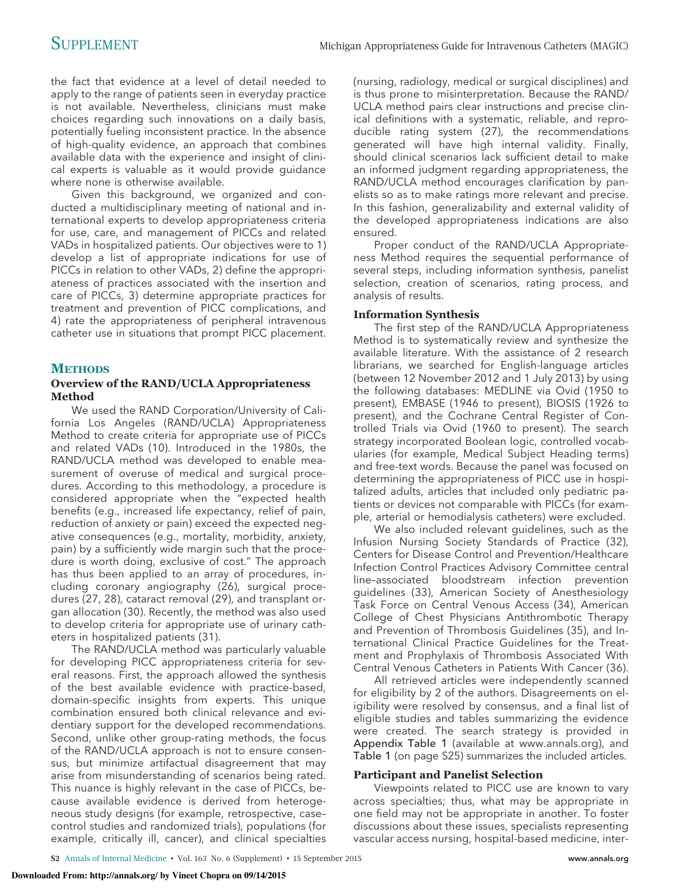the fact that evidence at a level of detail needed to apply to the range of patients seen in everyday practice is not available. Nevertheless, clinicians must make choices regarding such innovations on a daily basis, potentially fueling inconsistent practice. In the absence of high-quality evidence, an approach that combines available data with the experience and insight of clinical experts is valuable as it would provide guidance where none is otherwise available.

Given this background, we organized and conducted a multidisciplinary meeting of national and international experts to develop appropriateness criteria for use, care, and management of PICCs and related VADs in hospitalized patients. Our objectives were to 1) develop a list of appropriate indications for use of PICCs in relation to other VADs, 2) define the appropriateness of practices associated with the insertion and care of PICCs, 3) determine appropriate practices for treatment and prevention of PICC complications, and 4) rate the appropriateness of peripheral intravenous catheter use in situations that prompt PICC placement.

## METHODS

### Overview of the RAND/UCLA Appropriateness Method

We used the RAND Corporation/University of California Los Angeles (RAND/UCLA) Appropriateness Method to create criteria for appropriate use of PICCs and related VADs (10). Introduced in the 1980s, the RAND/UCLA method was developed to enable measurement of overuse of medical and surgical procedures. According to this methodology, a procedure is considered appropriate when the "expected health benefits (e.g., increased life expectancy, relief of pain, reduction of anxiety or pain) exceed the expected negative consequences (e.g., mortality, morbidity, anxiety, pain) by a sufficiently wide margin such that the procedure is worth doing, exclusive of cost." The approach has thus been applied to an array of procedures, including coronary angiography (26), surgical procedures (27, 28), cataract removal (29), and transplant organ allocation (30). Recently, the method was also used to develop criteria for appropriate use of urinary catheters in hospitalized patients (31).

The RAND/UCLA method was particularly valuable for developing PICC appropriateness criteria for several reasons. First, the approach allowed the synthesis of the best available evidence with practice-based, domain-specific insights from experts. This unique combination ensured both clinical relevance and evidentiary support for the developed recommendations. Second, unlike other group-rating methods, the focus of the RAND/UCLA approach is not to ensure consensus, but minimize artifactual disagreement that may arise from misunderstanding of scenarios being rated. This nuance is highly relevant in the case of PICCs, because available evidence is derived from heterogeneous study designs (for example, retrospective, case–control studies and randomized trials), populations (for example, critically ill, cancer), and clinical specialties (nursing, radiology, medical or surgical disciplines) and is thus prone to misinterpretation. Because the RAND/UCLA method pairs clear instructions and precise clinical definitions with a systematic, reliable, and reproducible rating system (27), the recommendations generated will have high internal validity. Finally, should clinical scenarios lack sufficient detail to make an informed judgment regarding appropriateness, the RAND/UCLA method encourages clarification by panelists so as to make ratings more relevant and precise. In this fashion, generalizability and external validity of the developed appropriateness indications are also ensured.

Proper conduct of the RAND/UCLA Appropriateness Method requires the sequential performance of several steps, including information synthesis, panelist selection, creation of scenarios, rating process, and analysis of results.

### Information Synthesis

The first step of the RAND/UCLA Appropriateness Method is to systematically review and synthesize the available literature. With the assistance of 2 research librarians, we searched for English-language articles (between 12 November 2012 and 1 July 2013) by using the following databases: MEDLINE via Ovid (1950 to present), EMBASE (1946 to present), BIOSIS (1926 to present), and the Cochrane Central Register of Controlled Trials via Ovid (1960 to present). The search strategy incorporated Boolean logic, controlled vocabularies (for example, Medical Subject Heading terms) and free-text words. Because the panel was focused on determining the appropriateness of PICC use in hospitalized adults, articles that included only pediatric patients or devices not comparable with PICCs (for example, arterial or hemodialysis catheters) were excluded.

We also included relevant guidelines, such as the Infusion Nursing Society Standards of Practice (32), Centers for Disease Control and Prevention/Healthcare Infection Control Practices Advisory Committee central line–associated bloodstream infection prevention guidelines (33), American Society of Anesthesiology Task Force on Central Venous Access (34), American College of Chest Physicians Antithrombotic Therapy and Prevention of Thrombosis Guidelines (35), and International Clinical Practice Guidelines for the Treatment and Prophylaxis of Thrombosis Associated With Central Venous Catheters in Patients With Cancer (36).

All retrieved articles were independently scanned for eligibility by 2 of the authors. Disagreements on eligibility were resolved by consensus, and a final list of eligible studies and tables summarizing the evidence were created. The search strategy is provided in Appendix Table 1 (available at www.annals.org), and Table 1 (on page S25) summarizes the included articles.

### Participant and Panelist Selection

Viewpoints related to PICC use are known to vary across specialties; thus, what may be appropriate in one field may not be appropriate in another. To foster discussions about these issues, specialists representing vascular access nursing, hospital-based medicine, inter-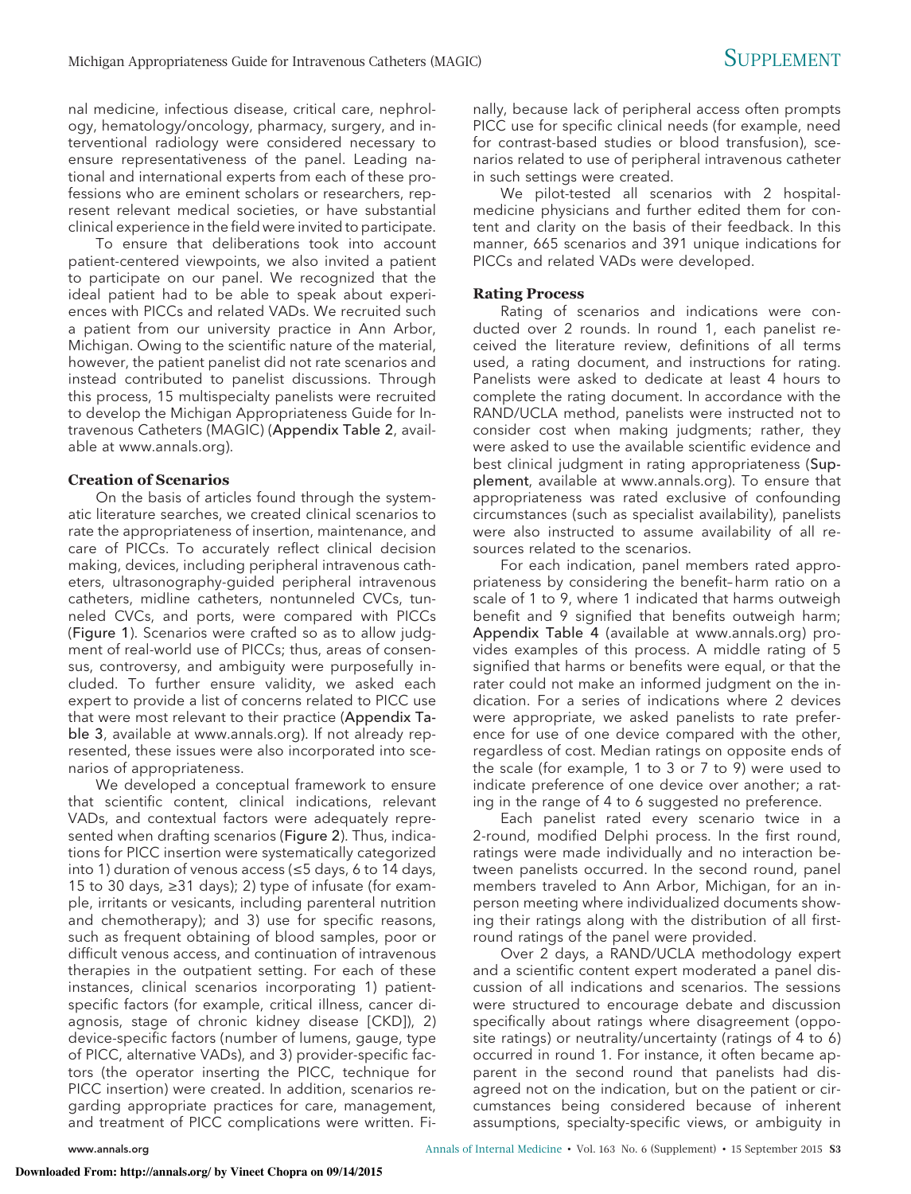nal medicine, infectious disease, critical care, nephrology, hematology/oncology, pharmacy, surgery, and interventional radiology were considered necessary to ensure representativeness of the panel. Leading national and international experts from each of these professions who are eminent scholars or researchers, represent relevant medical societies, or have substantial clinical experience in the field were invited to participate.

To ensure that deliberations took into account patient-centered viewpoints, we also invited a patient to participate on our panel. We recognized that the ideal patient had to be able to speak about experiences with PICCs and related VADs. We recruited such a patient from our university practice in Ann Arbor, Michigan. Owing to the scientific nature of the material, however, the patient panelist did not rate scenarios and instead contributed to panelist discussions. Through this process, 15 multispecialty panelists were recruited to develop the Michigan Appropriateness Guide for Intravenous Catheters (MAGIC) (Appendix Table 2, available at www.annals.org).

### Creation of Scenarios

On the basis of articles found through the systematic literature searches, we created clinical scenarios to rate the appropriateness of insertion, maintenance, and care of PICCs. To accurately reflect clinical decision making, devices, including peripheral intravenous catheters, ultrasonography-guided peripheral intravenous catheters, midline catheters, nontunneled CVCs, tunneled CVCs, and ports, were compared with PICCs (Figure 1). Scenarios were crafted so as to allow judgment of real-world use of PICCs; thus, areas of consensus, controversy, and ambiguity were purposefully included. To further ensure validity, we asked each expert to provide a list of concerns related to PICC use that were most relevant to their practice (Appendix Table 3, available at www.annals.org). If not already represented, these issues were also incorporated into scenarios of appropriateness.

We developed a conceptual framework to ensure that scientific content, clinical indications, relevant VADs, and contextual factors were adequately represented when drafting scenarios (Figure 2). Thus, indications for PICC insertion were systematically categorized into 1) duration of venous access (≤5 days, 6 to 14 days, 15 to 30 days, ≥31 days); 2) type of infusate (for example, irritants or vesicants, including parenteral nutrition and chemotherapy); and 3) use for specific reasons, such as frequent obtaining of blood samples, poor or difficult venous access, and continuation of intravenous therapies in the outpatient setting. For each of these instances, clinical scenarios incorporating 1) patient-specific factors (for example, critical illness, cancer diagnosis, stage of chronic kidney disease [CKD]), 2) device-specific factors (number of lumens, gauge, type of PICC, alternative VADs), and 3) provider-specific factors (the operator inserting the PICC, technique for PICC insertion) were created. In addition, scenarios regarding appropriate practices for care, management, and treatment of PICC complications were written. Finally, because lack of peripheral access often prompts PICC use for specific clinical needs (for example, need for contrast-based studies or blood transfusion), scenarios related to use of peripheral intravenous catheter in such settings were created.

We pilot-tested all scenarios with 2 hospital-medicine physicians and further edited them for content and clarity on the basis of their feedback. In this manner, 665 scenarios and 391 unique indications for PICCs and related VADs were developed.

### Rating Process

Rating of scenarios and indications were conducted over 2 rounds. In round 1, each panelist received the literature review, definitions of all terms used, a rating document, and instructions for rating. Panelists were asked to dedicate at least 4 hours to complete the rating document. In accordance with the RAND/UCLA method, panelists were instructed not to consider cost when making judgments; rather, they were asked to use the available scientific evidence and best clinical judgment in rating appropriateness (Supplement, available at www.annals.org). To ensure that appropriateness was rated exclusive of confounding circumstances (such as specialist availability), panelists were also instructed to assume availability of all resources related to the scenarios.

For each indication, panel members rated appropriateness by considering the benefit–harm ratio on a scale of 1 to 9, where 1 indicated that harms outweigh benefit and 9 signified that benefits outweigh harm; Appendix Table 4 (available at www.annals.org) provides examples of this process. A middle rating of 5 signified that harms or benefits were equal, or that the rater could not make an informed judgment on the indication. For a series of indications where 2 devices were appropriate, we asked panelists to rate preference for use of one device compared with the other, regardless of cost. Median ratings on opposite ends of the scale (for example, 1 to 3 or 7 to 9) were used to indicate preference of one device over another; a rating in the range of 4 to 6 suggested no preference.

Each panelist rated every scenario twice in a 2-round, modified Delphi process. In the first round, ratings were made individually and no interaction between panelists occurred. In the second round, panel members traveled to Ann Arbor, Michigan, for an in-person meeting where individualized documents showing their ratings along with the distribution of all first-round ratings of the panel were provided.

Over 2 days, a RAND/UCLA methodology expert and a scientific content expert moderated a panel discussion of all indications and scenarios. The sessions were structured to encourage debate and discussion specifically about ratings where disagreement (opposite ratings) or neutrality/uncertainty (ratings of 4 to 6) occurred in round 1. For instance, it often became apparent in the second round that panelists had disagreed not on the indication, but on the patient or circumstances being considered because of inherent assumptions, specialty-specific views, or ambiguity in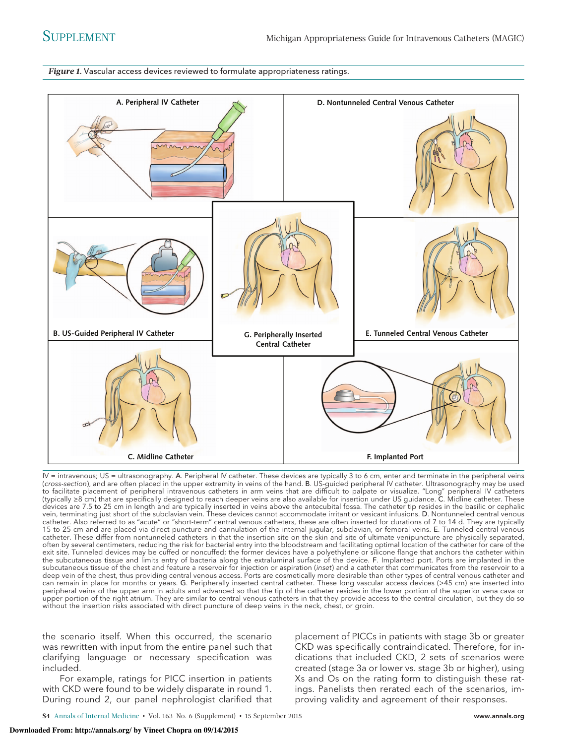*Figure 1.* Vascular access devices reviewed to formulate appropriateness ratings.

A. Peripheral IV Catheter

B. US-Guided Peripheral IV Catheter

C. Midline Catheter

D. Nontunneled Central Venous Catheter

E. Tunneled Central Venous Catheter

F. Implanted Port

G. Peripherally Inserted Central Catheter

IV = intravenous; US = ultrasonography. **A**. Peripheral IV catheter. These devices are typically 3 to 6 cm, enter and terminate in the peripheral veins (*cross-section*), and are often placed in the upper extremity in veins of the hand. **B**. US-guided peripheral IV catheter. Ultrasonography may be used to facilitate placement of peripheral intravenous catheters in arm veins that are difficult to palpate or visualize. "Long" peripheral IV catheters (typically ≥8 cm) that are specifically designed to reach deeper veins are also available for insertion under US guidance. **C**. Midline catheter. These devices are 7.5 to 25 cm in length and are typically inserted in veins above the antecubital fossa. The catheter tip resides in the basilic or cephalic vein, terminating just short of the subclavian vein. These devices cannot accommodate irritant or vesicant infusions. **D**. Nontunneled central venous catheter. Also referred to as "acute" or "short-term" central venous catheters, these are often inserted for durations of 7 to 14 d. They are typically 15 to 25 cm and are placed via direct puncture and cannulation of the internal jugular, subclavian, or femoral veins. **E**. Tunneled central venous catheter. These differ from nontunneled catheters in that the insertion site on the skin and site of ultimate venipuncture are physically separated, often by several centimeters, reducing the risk for bacterial entry into the bloodstream and facilitating optimal location of the catheter for care of the exit site. Tunneled devices may be cuffed or noncuffed; the former devices have a polyethylene or silicone flange that anchors the catheter within the subcutaneous tissue and limits entry of bacteria along the extraluminal surface of the device. **F**. Implanted port. Ports are implanted in the subcutaneous tissue of the chest and feature a reservoir for injection or aspiration (*inset*) and a catheter that communicates from the reservoir to a deep vein of the chest, thus providing central venous access. Ports are cosmetically more desirable than other types of central venous catheter and can remain in place for months or years. **G**. Peripherally inserted central catheter. These long vascular access devices (>45 cm) are inserted into peripheral veins of the upper arm in adults and advanced so that the tip of the catheter resides in the lower portion of the superior vena cava or upper portion of the right atrium. They are similar to central venous catheters in that they provide access to the central circulation, but they do so without the insertion risks associated with direct puncture of deep veins in the neck, chest, or groin.

the scenario itself. When this occurred, the scenario was rewritten with input from the entire panel such that clarifying language or necessary specification was included.

For example, ratings for PICC insertion in patients with CKD were found to be widely disparate in round 1. During round 2, our panel nephrologist clarified that placement of PICCs in patients with stage 3b or greater CKD was specifically contraindicated. Therefore, for indications that included CKD, 2 sets of scenarios were created (stage 3a or lower vs. stage 3b or higher), using Xs and Os on the rating form to distinguish these ratings. Panelists then rerated each of the scenarios, improving validity and agreement of their responses.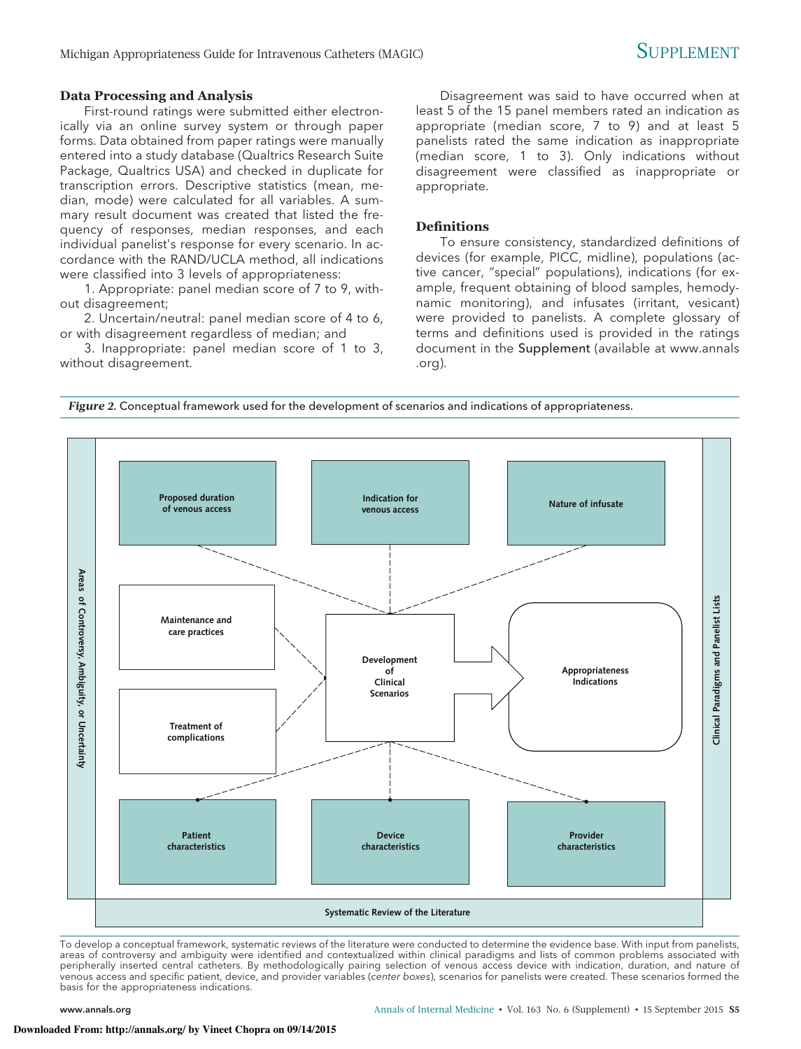### Data Processing and Analysis

First-round ratings were submitted either electronically via an online survey system or through paper forms. Data obtained from paper ratings were manually entered into a study database (Qualtrics Research Suite Package, Qualtrics USA) and checked in duplicate for transcription errors. Descriptive statistics (mean, median, mode) were calculated for all variables. A summary result document was created that listed the frequency of responses, median responses, and each individual panelist's response for every scenario. In accordance with the RAND/UCLA method, all indications were classified into 3 levels of appropriateness:

1. Appropriate: panel median score of 7 to 9, without disagreement;
2. Uncertain/neutral: panel median score of 4 to 6, or with disagreement regardless of median; and
3. Inappropriate: panel median score of 1 to 3, without disagreement.

Disagreement was said to have occurred when at least 5 of the 15 panel members rated an indication as appropriate (median score, 7 to 9) and at least 5 panelists rated the same indication as inappropriate (median score, 1 to 3). Only indications without disagreement were classified as inappropriate or appropriate.

### Definitions

To ensure consistency, standardized definitions of devices (for example, PICC, midline), populations (active cancer, "special" populations), indications (for example, frequent obtaining of blood samples, hemodynamic monitoring), and infusates (irritant, vesicant) were provided to panelists. A complete glossary of terms and definitions used is provided in the ratings document in the Supplement (available at www.annals.org).

*Figure 2.* Conceptual framework used for the development of scenarios and indications of appropriateness.

To develop a conceptual framework, systematic reviews of the literature were conducted to determine the evidence base. With input from panelists, areas of controversy and ambiguity were identified and contextualized within clinical paradigms and lists of common problems associated with peripherally inserted central catheters. By methodologically pairing selection of venous access device with indication, duration, and nature of venous access and specific patient, device, and provider variables (*center boxes*), scenarios for panelists were created. These scenarios formed the basis for the appropriateness indications.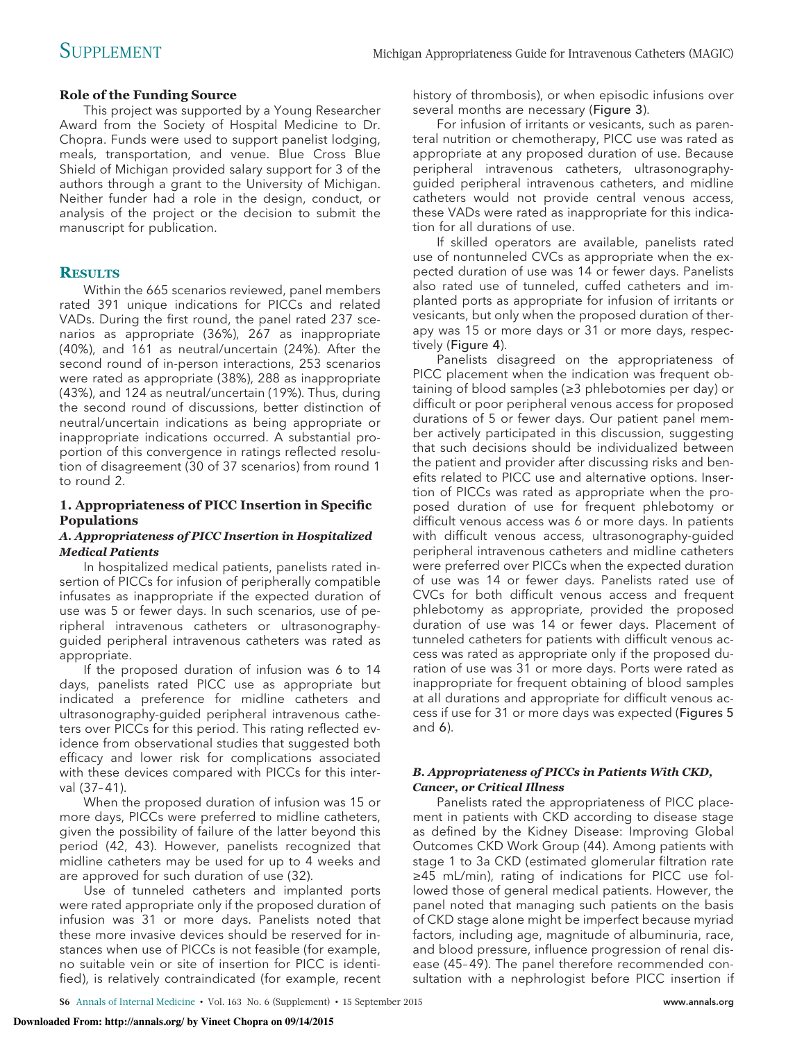### Role of the Funding Source

This project was supported by a Young Researcher Award from the Society of Hospital Medicine to Dr. Chopra. Funds were used to support panelist lodging, meals, transportation, and venue. Blue Cross Blue Shield of Michigan provided salary support for 3 of the authors through a grant to the University of Michigan. Neither funder had a role in the design, conduct, or analysis of the project or the decision to submit the manuscript for publication.

## Results

Within the 665 scenarios reviewed, panel members rated 391 unique indications for PICCs and related VADs. During the first round, the panel rated 237 scenarios as appropriate (36%), 267 as inappropriate (40%), and 161 as neutral/uncertain (24%). After the second round of in-person interactions, 253 scenarios were rated as appropriate (38%), 288 as inappropriate (43%), and 124 as neutral/uncertain (19%). Thus, during the second round of discussions, better distinction of neutral/uncertain indications as being appropriate or inappropriate indications occurred. A substantial proportion of this convergence in ratings reflected resolution of disagreement (30 of 37 scenarios) from round 1 to round 2.

### 1. Appropriateness of PICC Insertion in Specific Populations

#### *A. Appropriateness of PICC Insertion in Hospitalized Medical Patients*

In hospitalized medical patients, panelists rated insertion of PICCs for infusion of peripherally compatible infusates as inappropriate if the expected duration of use was 5 or fewer days. In such scenarios, use of peripheral intravenous catheters or ultrasonography-guided peripheral intravenous catheters was rated as appropriate.

If the proposed duration of infusion was 6 to 14 days, panelists rated PICC use as appropriate but indicated a preference for midline catheters and ultrasonography-guided peripheral intravenous catheters over PICCs for this period. This rating reflected evidence from observational studies that suggested both efficacy and lower risk for complications associated with these devices compared with PICCs for this interval (37–41).

When the proposed duration of infusion was 15 or more days, PICCs were preferred to midline catheters, given the possibility of failure of the latter beyond this period (42, 43). However, panelists recognized that midline catheters may be used for up to 4 weeks and are approved for such duration of use (32).

Use of tunneled catheters and implanted ports were rated appropriate only if the proposed duration of infusion was 31 or more days. Panelists noted that these more invasive devices should be reserved for instances when use of PICCs is not feasible (for example, no suitable vein or site of insertion for PICC is identified), is relatively contraindicated (for example, recent history of thrombosis), or when episodic infusions over several months are necessary (Figure 3).

For infusion of irritants or vesicants, such as parenteral nutrition or chemotherapy, PICC use was rated as appropriate at any proposed duration of use. Because peripheral intravenous catheters, ultrasonography-guided peripheral intravenous catheters, and midline catheters would not provide central venous access, these VADs were rated as inappropriate for this indication for all durations of use.

If skilled operators are available, panelists rated use of nontunneled CVCs as appropriate when the expected duration of use was 14 or fewer days. Panelists also rated use of tunneled, cuffed catheters and implanted ports as appropriate for infusion of irritants or vesicants, but only when the proposed duration of therapy was 15 or more days or 31 or more days, respectively (Figure 4).

Panelists disagreed on the appropriateness of PICC placement when the indication was frequent obtaining of blood samples (≥3 phlebotomies per day) or difficult or poor peripheral venous access for proposed durations of 5 or fewer days. Our patient panel member actively participated in this discussion, suggesting that such decisions should be individualized between the patient and provider after discussing risks and benefits related to PICC use and alternative options. Insertion of PICCs was rated as appropriate when the proposed duration of use for frequent phlebotomy or difficult venous access was 6 or more days. In patients with difficult venous access, ultrasonography-guided peripheral intravenous catheters and midline catheters were preferred over PICCs when the expected duration of use was 14 or fewer days. Panelists rated use of CVCs for both difficult venous access and frequent phlebotomy as appropriate, provided the proposed duration of use was 14 or fewer days. Placement of tunneled catheters for patients with difficult venous access was rated as appropriate only if the proposed duration of use was 31 or more days. Ports were rated as inappropriate for frequent obtaining of blood samples at all durations and appropriate for difficult venous access if use for 31 or more days was expected (Figures 5 and 6).

#### *B. Appropriateness of PICCs in Patients With CKD, Cancer, or Critical Illness*

Panelists rated the appropriateness of PICC placement in patients with CKD according to disease stage as defined by the Kidney Disease: Improving Global Outcomes CKD Work Group (44). Among patients with stage 1 to 3a CKD (estimated glomerular filtration rate ≥45 mL/min), rating of indications for PICC use followed those of general medical patients. However, the panel noted that managing such patients on the basis of CKD stage alone might be imperfect because myriad factors, including age, magnitude of albuminuria, race, and blood pressure, influence progression of renal disease (45–49). The panel therefore recommended consultation with a nephrologist before PICC insertion if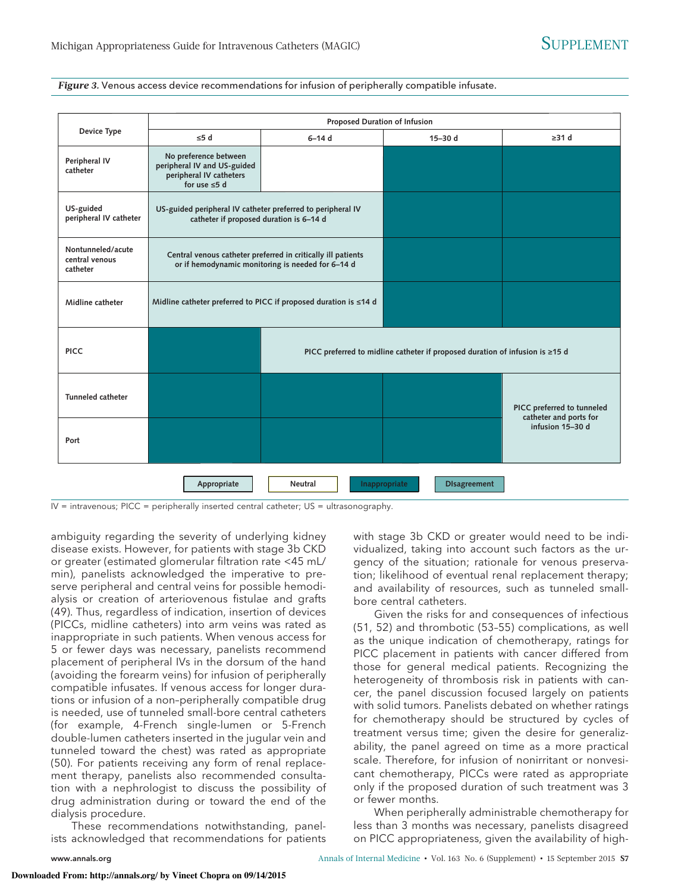*Figure 3.* Venous access device recommendations for infusion of peripherally compatible infusate.

| Device Type | Proposed Duration of Infusion | | | |
|---|---|---|---|---|
| | ≤5 d | 6–14 d | 15–30 d | ≥31 d |
| Peripheral IV catheter | No preference between peripheral IV and US-guided peripheral IV catheters for use ≤5 d | | Inappropriate | Inappropriate |
| US-guided peripheral IV catheter | US-guided peripheral IV catheter preferred to peripheral IV catheter if proposed duration is 6–14 d | | Inappropriate | Inappropriate |
| Nontunneled/acute central venous catheter | Central venous catheter preferred in critically ill patients or if hemodynamic monitoring is needed for 6–14 d | | Inappropriate | Inappropriate |
| Midline catheter | Midline catheter preferred to PICC if proposed duration is ≤14 d | | Inappropriate | Inappropriate |
| PICC | Inappropriate | PICC preferred to midline catheter if proposed duration of infusion is ≥15 d | | |
| Tunneled catheter | Inappropriate | Inappropriate | Inappropriate | PICC preferred to tunneled catheter and ports for infusion 15–30 d |
| Port | Inappropriate | Inappropriate | Inappropriate | |

Legend: Appropriate | Neutral | Inappropriate | Disagreement

IV = intravenous; PICC = peripherally inserted central catheter; US = ultrasonography.

ambiguity regarding the severity of underlying kidney disease exists. However, for patients with stage 3b CKD or greater (estimated glomerular filtration rate <45 mL/min), panelists acknowledged the imperative to preserve peripheral and central veins for possible hemodialysis or creation of arteriovenous fistulae and grafts (49). Thus, regardless of indication, insertion of devices (PICCs, midline catheters) into arm veins was rated as inappropriate in such patients. When venous access for 5 or fewer days was necessary, panelists recommend placement of peripheral IVs in the dorsum of the hand (avoiding the forearm veins) for infusion of peripherally compatible infusates. If venous access for longer durations or infusion of a non–peripherally compatible drug is needed, use of tunneled small-bore central catheters (for example, 4-French single-lumen or 5-French double-lumen catheters inserted in the jugular vein and tunneled toward the chest) was rated as appropriate (50). For patients receiving any form of renal replacement therapy, panelists also recommended consultation with a nephrologist to discuss the possibility of drug administration during or toward the end of the dialysis procedure.

These recommendations notwithstanding, panelists acknowledged that recommendations for patients with stage 3b CKD or greater would need to be individualized, taking into account such factors as the urgency of the situation; rationale for venous preservation; likelihood of eventual renal replacement therapy; and availability of resources, such as tunneled small-bore central catheters.

Given the risks for and consequences of infectious (51, 52) and thrombotic (53–55) complications, as well as the unique indication of chemotherapy, ratings for PICC placement in patients with cancer differed from those for general medical patients. Recognizing the heterogeneity of thrombosis risk in patients with cancer, the panel discussion focused largely on patients with solid tumors. Panelists debated on whether ratings for chemotherapy should be structured by cycles of treatment versus time; given the desire for generalizability, the panel agreed on time as a more practical scale. Therefore, for infusion of nonirritant or nonvesicant chemotherapy, PICCs were rated as appropriate only if the proposed duration of such treatment was 3 or fewer months.

When peripherally administrable chemotherapy for less than 3 months was necessary, panelists disagreed on PICC appropriateness, given the availability of high-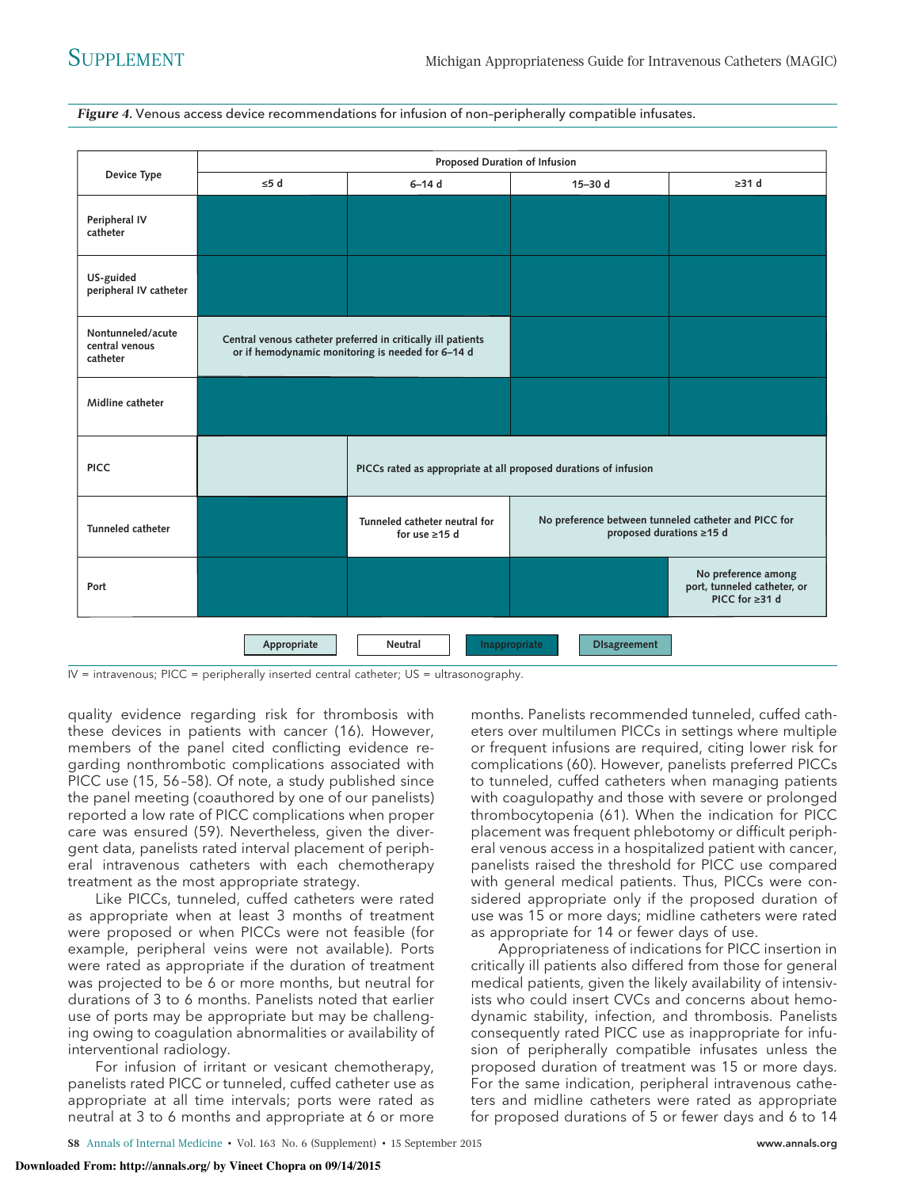*Figure 4.* Venous access device recommendations for infusion of non-peripherally compatible infusates.

| Device Type | Proposed Duration of Infusion | | | |
|---|---|---|---|---|
| | ≤5 d | 6–14 d | 15–30 d | ≥31 d |
| Peripheral IV catheter | Inappropriate | Inappropriate | Inappropriate | Inappropriate |
| US-guided peripheral IV catheter | Inappropriate | Inappropriate | Inappropriate | Inappropriate |
| Nontunneled/acute central venous catheter | Appropriate: Central venous catheter preferred in critically ill patients or if hemodynamic monitoring is needed for 6–14 d | Appropriate: Central venous catheter preferred in critically ill patients or if hemodynamic monitoring is needed for 6–14 d | Inappropriate | Inappropriate |
| Midline catheter | Inappropriate | Inappropriate | Inappropriate | Inappropriate |
| PICC | Appropriate | Appropriate: PICCs rated as appropriate at all proposed durations of infusion | Appropriate: PICCs rated as appropriate at all proposed durations of infusion | Appropriate: PICCs rated as appropriate at all proposed durations of infusion |
| Tunneled catheter | Inappropriate | Neutral: Tunneled catheter neutral for for use ≥15 d | Appropriate: No preference between tunneled catheter and PICC for proposed durations ≥15 d | Appropriate: No preference between tunneled catheter and PICC for proposed durations ≥15 d |
| Port | Inappropriate | Inappropriate | Inappropriate | Appropriate: No preference among port, tunneled catheter, or PICC for ≥31 d |

Legend: Appropriate | Neutral | Inappropriate | DIsagreement

IV = intravenous; PICC = peripherally inserted central catheter; US = ultrasonography.

quality evidence regarding risk for thrombosis with these devices in patients with cancer (16). However, members of the panel cited conflicting evidence regarding nonthrombotic complications associated with PICC use (15, 56–58). Of note, a study published since the panel meeting (coauthored by one of our panelists) reported a low rate of PICC complications when proper care was ensured (59). Nevertheless, given the divergent data, panelists rated interval placement of peripheral intravenous catheters with each chemotherapy treatment as the most appropriate strategy.

Like PICCs, tunneled, cuffed catheters were rated as appropriate when at least 3 months of treatment were proposed or when PICCs were not feasible (for example, peripheral veins were not available). Ports were rated as appropriate if the duration of treatment was projected to be 6 or more months, but neutral for durations of 3 to 6 months. Panelists noted that earlier use of ports may be appropriate but may be challenging owing to coagulation abnormalities or availability of interventional radiology.

For infusion of irritant or vesicant chemotherapy, panelists rated PICC or tunneled, cuffed catheter use as appropriate at all time intervals; ports were rated as neutral at 3 to 6 months and appropriate at 6 or more months. Panelists recommended tunneled, cuffed catheters over multilumen PICCs in settings where multiple or frequent infusions are required, citing lower risk for complications (60). However, panelists preferred PICCs to tunneled, cuffed catheters when managing patients with coagulopathy and those with severe or prolonged thrombocytopenia (61). When the indication for PICC placement was frequent phlebotomy or difficult peripheral venous access in a hospitalized patient with cancer, panelists raised the threshold for PICC use compared with general medical patients. Thus, PICCs were considered appropriate only if the proposed duration of use was 15 or more days; midline catheters were rated as appropriate for 14 or fewer days of use.

Appropriateness of indications for PICC insertion in critically ill patients also differed from those for general medical patients, given the likely availability of intensivists who could insert CVCs and concerns about hemodynamic stability, infection, and thrombosis. Panelists consequently rated PICC use as inappropriate for infusion of peripherally compatible infusates unless the proposed duration of treatment was 15 or more days. For the same indication, peripheral intravenous catheters and midline catheters were rated as appropriate for proposed durations of 5 or fewer days and 6 to 14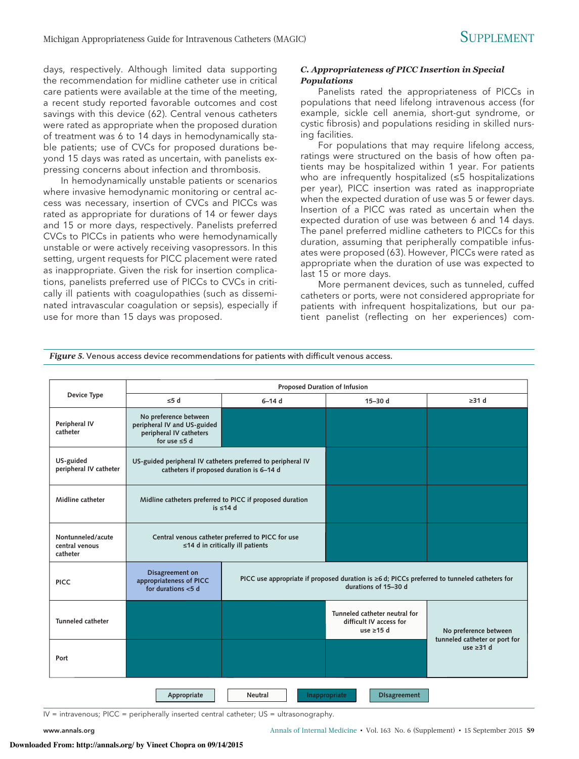days, respectively. Although limited data supporting the recommendation for midline catheter use in critical care patients were available at the time of the meeting, a recent study reported favorable outcomes and cost savings with this device (62). Central venous catheters were rated as appropriate when the proposed duration of treatment was 6 to 14 days in hemodynamically stable patients; use of CVCs for proposed durations beyond 15 days was rated as uncertain, with panelists expressing concerns about infection and thrombosis.

In hemodynamically unstable patients or scenarios where invasive hemodynamic monitoring or central access was necessary, insertion of CVCs and PICCs was rated as appropriate for durations of 14 or fewer days and 15 or more days, respectively. Panelists preferred CVCs to PICCs in patients who were hemodynamically unstable or were actively receiving vasopressors. In this setting, urgent requests for PICC placement were rated as inappropriate. Given the risk for insertion complications, panelists preferred use of PICCs to CVCs in critically ill patients with coagulopathies (such as disseminated intravascular coagulation or sepsis), especially if use for more than 15 days was proposed.

### *C. Appropriateness of PICC Insertion in Special Populations*

Panelists rated the appropriateness of PICCs in populations that need lifelong intravenous access (for example, sickle cell anemia, short-gut syndrome, or cystic fibrosis) and populations residing in skilled nursing facilities.

For populations that may require lifelong access, ratings were structured on the basis of how often patients may be hospitalized within 1 year. For patients who are infrequently hospitalized (≤5 hospitalizations per year), PICC insertion was rated as inappropriate when the expected duration of use was 5 or fewer days. Insertion of a PICC was rated as uncertain when the expected duration of use was between 6 and 14 days. The panel preferred midline catheters to PICCs for this duration, assuming that peripherally compatible infusates were proposed (63). However, PICCs were rated as appropriate when the duration of use was expected to last 15 or more days.

More permanent devices, such as tunneled, cuffed catheters or ports, were not considered appropriate for patients with infrequent hospitalizations, but our patient panelist (reflecting on her experiences) com-

***Figure 5.*** Venous access device recommendations for patients with difficult venous access.

| Device Type | Proposed Duration of Infusion: ≤5 d | 6–14 d | 15–30 d | ≥31 d |
|---|---|---|---|---|
| Peripheral IV catheter | Appropriate: No preference between peripheral IV and US-guided peripheral IV catheters for use ≤5 d | Inappropriate | Inappropriate | Inappropriate |
| US-guided peripheral IV catheter | Appropriate: US-guided peripheral IV catheters preferred to peripheral IV catheters if proposed duration is 6–14 d | Appropriate (same) | Inappropriate | Inappropriate |
| Midline catheter | Appropriate: Midline catheters preferred to PICC if proposed duration is ≤14 d | Appropriate (same) | Inappropriate | Inappropriate |
| Nontunneled/acute central venous catheter | Appropriate: Central venous catheter preferred to PICC for use ≤14 d in critically ill patients | Appropriate (same) | Inappropriate | Inappropriate |
| PICC | Disagreement: Disagreement on appropriateness of PICC for durations <5 d | Appropriate: PICC use appropriate if proposed duration is ≥6 d; PICCs preferred to tunneled catheters for durations of 15–30 d | Appropriate (same) | Appropriate (same) |
| Tunneled catheter | Inappropriate | Inappropriate | Neutral: Tunneled catheter neutral for difficult IV access for use ≥15 d | Appropriate: No preference between tunneled catheter or port for use ≥31 d |
| Port | Inappropriate | Inappropriate | Inappropriate | Appropriate (same) |

Legend: Appropriate; Neutral; Inappropriate; Disagreement

IV = intravenous; PICC = peripherally inserted central catheter; US = ultrasonography.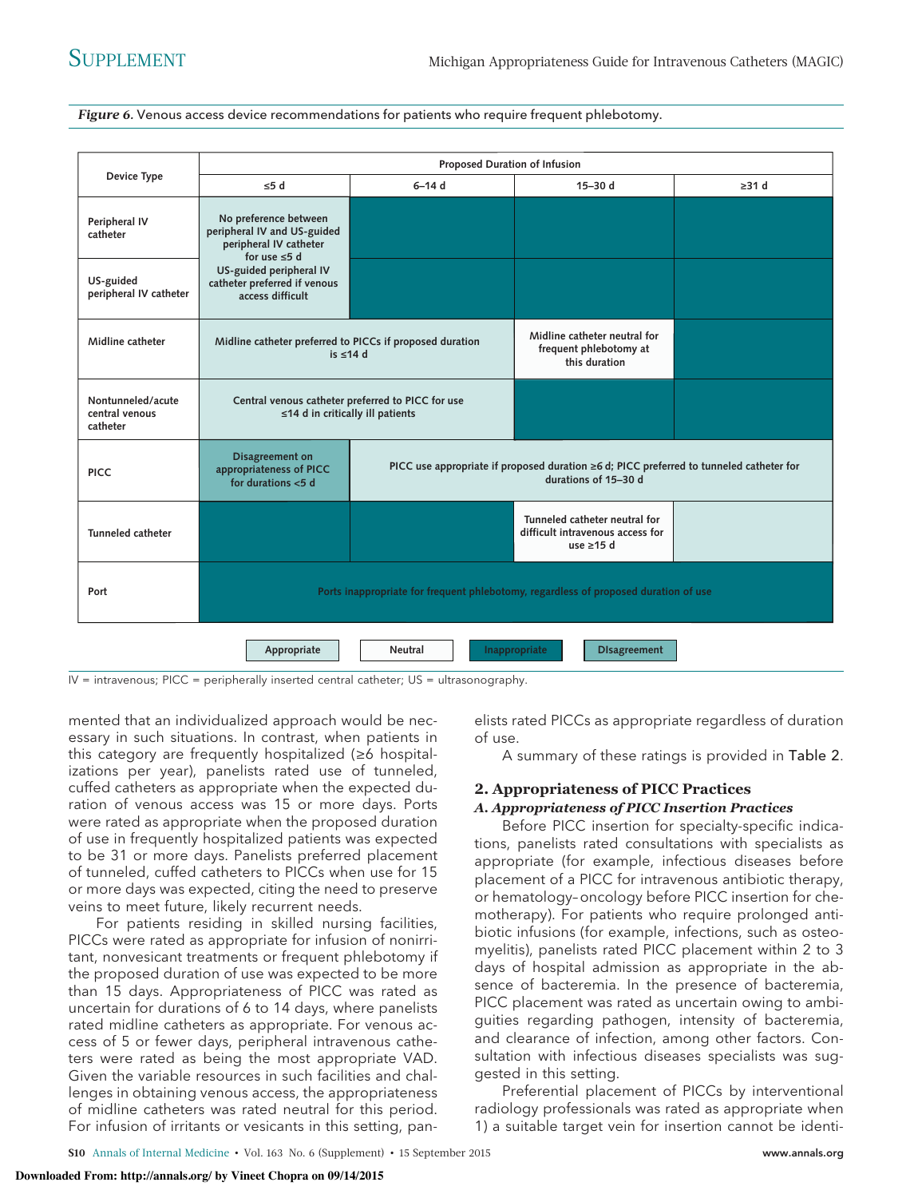*Figure 6.* Venous access device recommendations for patients who require frequent phlebotomy.

| Device Type | Proposed Duration of Infusion | | | |
|---|---|---|---|---|
| | ≤5 d | 6–14 d | 15–30 d | ≥31 d |
| Peripheral IV catheter | No preference between peripheral IV and US-guided peripheral IV catheter for use ≤5 d; US-guided peripheral IV catheter preferred if venous access difficult | Inappropriate | Inappropriate | Inappropriate |
| US-guided peripheral IV catheter | No preference between peripheral IV and US-guided peripheral IV catheter for use ≤5 d; US-guided peripheral IV catheter preferred if venous access difficult | Inappropriate | Inappropriate | Inappropriate |
| Midline catheter | Midline catheter preferred to PICCs if proposed duration is ≤14 d | Midline catheter preferred to PICCs if proposed duration is ≤14 d | Midline catheter neutral for frequent phlebotomy at this duration | Inappropriate |
| Nontunneled/acute central venous catheter | Central venous catheter preferred to PICC for use ≤14 d in critically ill patients | Central venous catheter preferred to PICC for use ≤14 d in critically ill patients | Inappropriate | Inappropriate |
| PICC | Disagreement on appropriateness of PICC for durations <5 d | PICC use appropriate if proposed duration ≥6 d; PICC preferred to tunneled catheter for durations of 15–30 d | PICC use appropriate if proposed duration ≥6 d; PICC preferred to tunneled catheter for durations of 15–30 d | PICC use appropriate if proposed duration ≥6 d; PICC preferred to tunneled catheter for durations of 15–30 d |
| Tunneled catheter | Inappropriate | Inappropriate | Tunneled catheter neutral for difficult intravenous access for use ≥15 d | Appropriate |
| Port | Ports inappropriate for frequent phlebotomy, regardless of proposed duration of use | | | |

Legend: Appropriate | Neutral | Inappropriate | Disagreement

IV = intravenous; PICC = peripherally inserted central catheter; US = ultrasonography.

mented that an individualized approach would be necessary in such situations. In contrast, when patients in this category are frequently hospitalized (≥6 hospitalizations per year), panelists rated use of tunneled, cuffed catheters as appropriate when the expected duration of venous access was 15 or more days. Ports were rated as appropriate when the proposed duration of use in frequently hospitalized patients was expected to be 31 or more days. Panelists preferred placement of tunneled, cuffed catheters to PICCs when use for 15 or more days was expected, citing the need to preserve veins to meet future, likely recurrent needs.

For patients residing in skilled nursing facilities, PICCs were rated as appropriate for infusion of nonirritant, nonvesicant treatments or frequent phlebotomy if the proposed duration of use was expected to be more than 15 days. Appropriateness of PICC was rated as uncertain for durations of 6 to 14 days, where panelists rated midline catheters as appropriate. For venous access of 5 or fewer days, peripheral intravenous catheters were rated as being the most appropriate VAD. Given the variable resources in such facilities and challenges in obtaining venous access, the appropriateness of midline catheters was rated neutral for this period. For infusion of irritants or vesicants in this setting, panelists rated PICCs as appropriate regardless of duration of use.

A summary of these ratings is provided in Table 2.

## 2. Appropriateness of PICC Practices

### *A. Appropriateness of PICC Insertion Practices*

Before PICC insertion for specialty-specific indications, panelists rated consultations with specialists as appropriate (for example, infectious diseases before placement of a PICC for intravenous antibiotic therapy, or hematology–oncology before PICC insertion for chemotherapy). For patients who require prolonged antibiotic infusions (for example, infections, such as osteomyelitis), panelists rated PICC placement within 2 to 3 days of hospital admission as appropriate in the absence of bacteremia. In the presence of bacteremia, PICC placement was rated as uncertain owing to ambiguities regarding pathogen, intensity of bacteremia, and clearance of infection, among other factors. Consultation with infectious diseases specialists was suggested in this setting.

Preferential placement of PICCs by interventional radiology professionals was rated as appropriate when 1) a suitable target vein for insertion cannot be identi-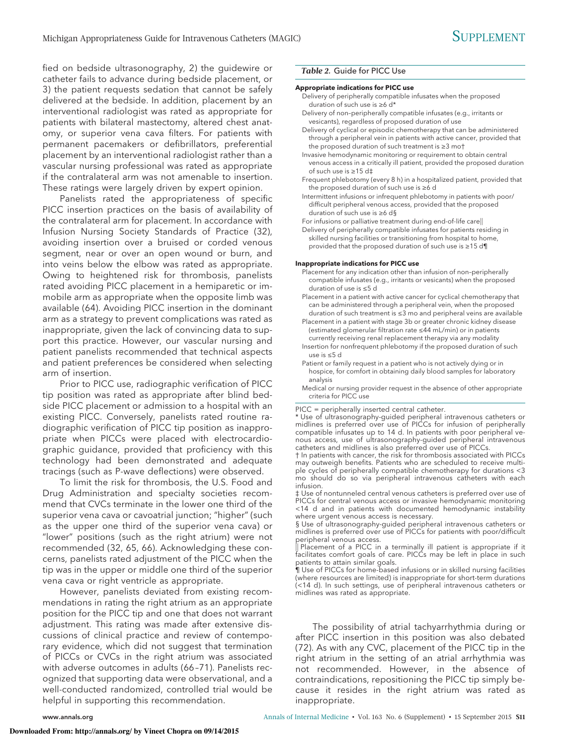fied on bedside ultrasonography, 2) the guidewire or catheter fails to advance during bedside placement, or 3) the patient requests sedation that cannot be safely delivered at the bedside. In addition, placement by an interventional radiologist was rated as appropriate for patients with bilateral mastectomy, altered chest anatomy, or superior vena cava filters. For patients with permanent pacemakers or defibrillators, preferential placement by an interventional radiologist rather than a vascular nursing professional was rated as appropriate if the contralateral arm was not amenable to insertion. These ratings were largely driven by expert opinion.

Panelists rated the appropriateness of specific PICC insertion practices on the basis of availability of the contralateral arm for placement. In accordance with Infusion Nursing Society Standards of Practice (32), avoiding insertion over a bruised or corded venous segment, near or over an open wound or burn, and into veins below the elbow was rated as appropriate. Owing to heightened risk for thrombosis, panelists rated avoiding PICC placement in a hemiparetic or immobile arm as appropriate when the opposite limb was available (64). Avoiding PICC insertion in the dominant arm as a strategy to prevent complications was rated as inappropriate, given the lack of convincing data to support this practice. However, our vascular nursing and patient panelists recommended that technical aspects and patient preferences be considered when selecting arm of insertion.

Prior to PICC use, radiographic verification of PICC tip position was rated as appropriate after blind bedside PICC placement or admission to a hospital with an existing PICC. Conversely, panelists rated routine radiographic verification of PICC tip position as inappropriate when PICCs were placed with electrocardiographic guidance, provided that proficiency with this technology had been demonstrated and adequate tracings (such as P-wave deflections) were observed.

To limit the risk for thrombosis, the U.S. Food and Drug Administration and specialty societies recommend that CVCs terminate in the lower one third of the superior vena cava or cavoatrial junction; "higher" (such as the upper one third of the superior vena cava) or "lower" positions (such as the right atrium) were not recommended (32, 65, 66). Acknowledging these concerns, panelists rated adjustment of the PICC when the tip was in the upper or middle one third of the superior vena cava or right ventricle as appropriate.

However, panelists deviated from existing recommendations in rating the right atrium as an appropriate position for the PICC tip and one that does not warrant adjustment. This rating was made after extensive discussions of clinical practice and review of contemporary evidence, which did not suggest that termination of PICCs or CVCs in the right atrium was associated with adverse outcomes in adults (66–71). Panelists recognized that supporting data were observational, and a well-conducted randomized, controlled trial would be helpful in supporting this recommendation.

*Table 2.* Guide for PICC Use

**Appropriate indications for PICC use**

- Delivery of peripherally compatible infusates when the proposed duration of such use is ≥6 d*
- Delivery of non–peripherally compatible infusates (e.g., irritants or vesicants), regardless of proposed duration of use
- Delivery of cyclical or episodic chemotherapy that can be administered through a peripheral vein in patients with active cancer, provided that the proposed duration of such treatment is ≥3 mo†
- Invasive hemodynamic monitoring or requirement to obtain central venous access in a critically ill patient, provided the proposed duration of such use is ≥15 d‡
- Frequent phlebotomy (every 8 h) in a hospitalized patient, provided that the proposed duration of such use is ≥6 d
- Intermittent infusions or infrequent phlebotomy in patients with poor/difficult peripheral venous access, provided that the proposed duration of such use is ≥6 d§
- For infusions or palliative treatment during end-of-life care‖
- Delivery of peripherally compatible infusates for patients residing in skilled nursing facilities or transitioning from hospital to home, provided that the proposed duration of such use is ≥15 d¶

**Inappropriate indications for PICC use**

- Placement for any indication other than infusion of non–peripherally compatible infusates (e.g., irritants or vesicants) when the proposed duration of use is ≤5 d
- Placement in a patient with active cancer for cyclical chemotherapy that can be administered through a peripheral vein, when the proposed duration of such treatment is ≤3 mo and peripheral veins are available
- Placement in a patient with stage 3b or greater chronic kidney disease (estimated glomerular filtration rate ≤44 mL/min) or in patients currently receiving renal replacement therapy via any modality
- Insertion for nonfrequent phlebotomy if the proposed duration of such use is ≤5 d
- Patient or family request in a patient who is not actively dying or in hospice, for comfort in obtaining daily blood samples for laboratory analysis
- Medical or nursing provider request in the absence of other appropriate criteria for PICC use

PICC = peripherally inserted central catheter.

\* Use of ultrasonography-guided peripheral intravenous catheters or midlines is preferred over use of PICCs for infusion of peripherally compatible infusates up to 14 d. In patients with poor peripheral venous access, use of ultrasonography-guided peripheral intravenous catheters and midlines is also preferred over use of PICCs.

† In patients with cancer, the risk for thrombosis associated with PICCs may outweigh benefits. Patients who are scheduled to receive multiple cycles of peripherally compatible chemotherapy for durations <3 mo should do so via peripheral intravenous catheters with each infusion.

‡ Use of nontunneled central venous catheters is preferred over use of PICCs for central venous access or invasive hemodynamic monitoring <14 d and in patients with documented hemodynamic instability where urgent venous access is necessary.

§ Use of ultrasonography-guided peripheral intravenous catheters or midlines is preferred over use of PICCs for patients with poor/difficult peripheral venous access.

‖ Placement of a PICC in a terminally ill patient is appropriate if it facilitates comfort goals of care. PICCs may be left in place in such patients to attain similar goals.

¶ Use of PICCs for home-based infusions or in skilled nursing facilities (where resources are limited) is inappropriate for short-term durations (<14 d). In such settings, use of peripheral intravenous catheters or midlines was rated as appropriate.

The possibility of atrial tachyarrhythmia during or after PICC insertion in this position was also debated (72). As with any CVC, placement of the PICC tip in the right atrium in the setting of an atrial arrhythmia was not recommended. However, in the absence of contraindications, repositioning the PICC tip simply because it resides in the right atrium was rated as inappropriate.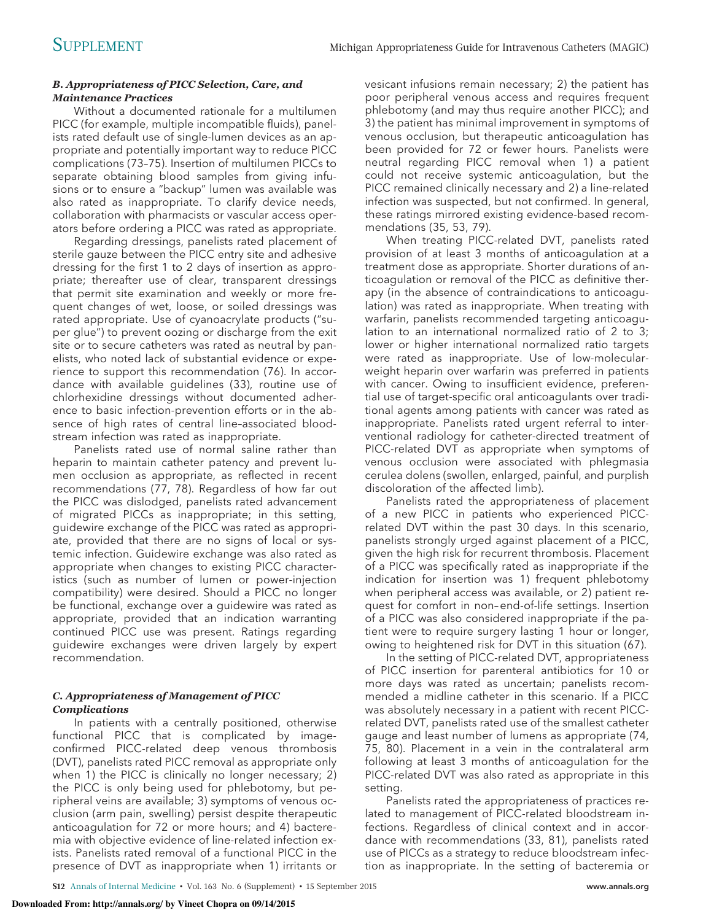### *B. Appropriateness of PICC Selection, Care, and Maintenance Practices*

Without a documented rationale for a multilumen PICC (for example, multiple incompatible fluids), panelists rated default use of single-lumen devices as an appropriate and potentially important way to reduce PICC complications (73–75). Insertion of multilumen PICCs to separate obtaining blood samples from giving infusions or to ensure a "backup" lumen was available was also rated as inappropriate. To clarify device needs, collaboration with pharmacists or vascular access operators before ordering a PICC was rated as appropriate.

Regarding dressings, panelists rated placement of sterile gauze between the PICC entry site and adhesive dressing for the first 1 to 2 days of insertion as appropriate; thereafter use of clear, transparent dressings that permit site examination and weekly or more frequent changes of wet, loose, or soiled dressings was rated appropriate. Use of cyanoacrylate products ("super glue") to prevent oozing or discharge from the exit site or to secure catheters was rated as neutral by panelists, who noted lack of substantial evidence or experience to support this recommendation (76). In accordance with available guidelines (33), routine use of chlorhexidine dressings without documented adherence to basic infection-prevention efforts or in the absence of high rates of central line–associated bloodstream infection was rated as inappropriate.

Panelists rated use of normal saline rather than heparin to maintain catheter patency and prevent lumen occlusion as appropriate, as reflected in recent recommendations (77, 78). Regardless of how far out the PICC was dislodged, panelists rated advancement of migrated PICCs as inappropriate; in this setting, guidewire exchange of the PICC was rated as appropriate, provided that there are no signs of local or systemic infection. Guidewire exchange was also rated as appropriate when changes to existing PICC characteristics (such as number of lumen or power-injection compatibility) were desired. Should a PICC no longer be functional, exchange over a guidewire was rated as appropriate, provided that an indication warranting continued PICC use was present. Ratings regarding guidewire exchanges were driven largely by expert recommendation.

### *C. Appropriateness of Management of PICC Complications*

In patients with a centrally positioned, otherwise functional PICC that is complicated by image-confirmed PICC-related deep venous thrombosis (DVT), panelists rated PICC removal as appropriate only when 1) the PICC is clinically no longer necessary; 2) the PICC is only being used for phlebotomy, but peripheral veins are available; 3) symptoms of venous occlusion (arm pain, swelling) persist despite therapeutic anticoagulation for 72 or more hours; and 4) bacteremia with objective evidence of line-related infection exists. Panelists rated removal of a functional PICC in the presence of DVT as inappropriate when 1) irritants or vesicant infusions remain necessary; 2) the patient has poor peripheral venous access and requires frequent phlebotomy (and may thus require another PICC); and 3) the patient has minimal improvement in symptoms of venous occlusion, but therapeutic anticoagulation has been provided for 72 or fewer hours. Panelists were neutral regarding PICC removal when 1) a patient could not receive systemic anticoagulation, but the PICC remained clinically necessary and 2) a line-related infection was suspected, but not confirmed. In general, these ratings mirrored existing evidence-based recommendations (35, 53, 79).

When treating PICC-related DVT, panelists rated provision of at least 3 months of anticoagulation at a treatment dose as appropriate. Shorter durations of anticoagulation or removal of the PICC as definitive therapy (in the absence of contraindications to anticoagulation) was rated as inappropriate. When treating with warfarin, panelists recommended targeting anticoagulation to an international normalized ratio of 2 to 3; lower or higher international normalized ratio targets were rated as inappropriate. Use of low-molecular-weight heparin over warfarin was preferred in patients with cancer. Owing to insufficient evidence, preferential use of target-specific oral anticoagulants over traditional agents among patients with cancer was rated as inappropriate. Panelists rated urgent referral to interventional radiology for catheter-directed treatment of PICC-related DVT as appropriate when symptoms of venous occlusion were associated with phlegmasia cerulea dolens (swollen, enlarged, painful, and purplish discoloration of the affected limb).

Panelists rated the appropriateness of placement of a new PICC in patients who experienced PICC-related DVT within the past 30 days. In this scenario, panelists strongly urged against placement of a PICC, given the high risk for recurrent thrombosis. Placement of a PICC was specifically rated as inappropriate if the indication for insertion was 1) frequent phlebotomy when peripheral access was available, or 2) patient request for comfort in non–end-of-life settings. Insertion of a PICC was also considered inappropriate if the patient were to require surgery lasting 1 hour or longer, owing to heightened risk for DVT in this situation (67).

In the setting of PICC-related DVT, appropriateness of PICC insertion for parenteral antibiotics for 10 or more days was rated as uncertain; panelists recommended a midline catheter in this scenario. If a PICC was absolutely necessary in a patient with recent PICC-related DVT, panelists rated use of the smallest catheter gauge and least number of lumens as appropriate (74, 75, 80). Placement in a vein in the contralateral arm following at least 3 months of anticoagulation for the PICC-related DVT was also rated as appropriate in this setting.

Panelists rated the appropriateness of practices related to management of PICC-related bloodstream infections. Regardless of clinical context and in accordance with recommendations (33, 81), panelists rated use of PICCs as a strategy to reduce bloodstream infection as inappropriate. In the setting of bacteremia or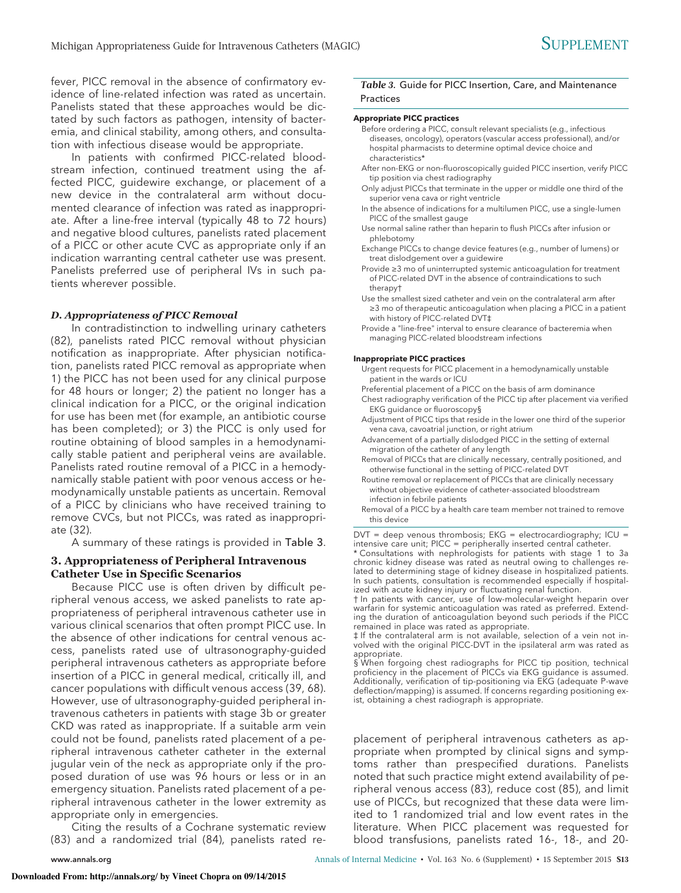fever, PICC removal in the absence of confirmatory evidence of line-related infection was rated as uncertain. Panelists stated that these approaches would be dictated by such factors as pathogen, intensity of bacteremia, and clinical stability, among others, and consultation with infectious disease would be appropriate.

In patients with confirmed PICC-related bloodstream infection, continued treatment using the affected PICC, guidewire exchange, or placement of a new device in the contralateral arm without documented clearance of infection was rated as inappropriate. After a line-free interval (typically 48 to 72 hours) and negative blood cultures, panelists rated placement of a PICC or other acute CVC as appropriate only if an indication warranting central catheter use was present. Panelists preferred use of peripheral IVs in such patients wherever possible.

#### *D. Appropriateness of PICC Removal*

In contradistinction to indwelling urinary catheters (82), panelists rated PICC removal without physician notification as inappropriate. After physician notification, panelists rated PICC removal as appropriate when 1) the PICC has not been used for any clinical purpose for 48 hours or longer; 2) the patient no longer has a clinical indication for a PICC, or the original indication for use has been met (for example, an antibiotic course has been completed); or 3) the PICC is only used for routine obtaining of blood samples in a hemodynamically stable patient and peripheral veins are available. Panelists rated routine removal of a PICC in a hemodynamically stable patient with poor venous access or hemodynamically unstable patients as uncertain. Removal of a PICC by clinicians who have received training to remove CVCs, but not PICCs, was rated as inappropriate (32).

A summary of these ratings is provided in Table 3.

### 3. Appropriateness of Peripheral Intravenous Catheter Use in Specific Scenarios

Because PICC use is often driven by difficult peripheral venous access, we asked panelists to rate appropriateness of peripheral intravenous catheter use in various clinical scenarios that often prompt PICC use. In the absence of other indications for central venous access, panelists rated use of ultrasonography-guided peripheral intravenous catheters as appropriate before insertion of a PICC in general medical, critically ill, and cancer populations with difficult venous access (39, 68). However, use of ultrasonography-guided peripheral intravenous catheters in patients with stage 3b or greater CKD was rated as inappropriate. If a suitable arm vein could not be found, panelists rated placement of a peripheral intravenous catheter catheter in the external jugular vein of the neck as appropriate only if the proposed duration of use was 96 hours or less or in an emergency situation. Panelists rated placement of a peripheral intravenous catheter in the lower extremity as appropriate only in emergencies.

Citing the results of a Cochrane systematic review (83) and a randomized trial (84), panelists rated replacement of peripheral intravenous catheters as appropriate when prompted by clinical signs and symptoms rather than prespecified durations. Panelists noted that such practice might extend availability of peripheral venous access (83), reduce cost (85), and limit use of PICCs, but recognized that these data were limited to 1 randomized trial and low event rates in the literature. When PICC placement was requested for blood transfusions, panelists rated 16-, 18-, and 20-

***Table 3.*** Guide for PICC Insertion, Care, and Maintenance Practices

**Appropriate PICC practices**

- Before ordering a PICC, consult relevant specialists (e.g., infectious diseases, oncology), operators (vascular access professional), and/or hospital pharmacists to determine optimal device choice and characteristics*
- After non-EKG or non–fluoroscopically guided PICC insertion, verify PICC tip position via chest radiography
- Only adjust PICCs that terminate in the upper or middle one third of the superior vena cava or right ventricle
- In the absence of indications for a multilumen PICC, use a single-lumen PICC of the smallest gauge
- Use normal saline rather than heparin to flush PICCs after infusion or phlebotomy
- Exchange PICCs to change device features (e.g., number of lumens) or treat dislodgement over a guidewire
- Provide ≥3 mo of uninterrupted systemic anticoagulation for treatment of PICC-related DVT in the absence of contraindications to such therapy†
- Use the smallest sized catheter and vein on the contralateral arm after ≥3 mo of therapeutic anticoagulation when placing a PICC in a patient with history of PICC-related DVT‡
- Provide a "line-free" interval to ensure clearance of bacteremia when managing PICC-related bloodstream infections

**Inappropriate PICC practices**

- Urgent requests for PICC placement in a hemodynamically unstable patient in the wards or ICU
- Preferential placement of a PICC on the basis of arm dominance
- Chest radiography verification of the PICC tip after placement via verified EKG guidance or fluoroscopy§
- Adjustment of PICC tips that reside in the lower one third of the superior vena cava, cavoatrial junction, or right atrium
- Advancement of a partially dislodged PICC in the setting of external migration of the catheter of any length
- Removal of PICCs that are clinically necessary, centrally positioned, and otherwise functional in the setting of PICC-related DVT
- Routine removal or replacement of PICCs that are clinically necessary without objective evidence of catheter-associated bloodstream infection in febrile patients
- Removal of a PICC by a health care team member not trained to remove this device

DVT = deep venous thrombosis; EKG = electrocardiography; ICU = intensive care unit; PICC = peripherally inserted central catheter.

\* Consultations with nephrologists for patients with stage 1 to 3a chronic kidney disease was rated as neutral owing to challenges related to determining stage of kidney disease in hospitalized patients. In such patients, consultation is recommended especially if hospitalized with acute kidney injury or fluctuating renal function.

† In patients with cancer, use of low-molecular-weight heparin over warfarin for systemic anticoagulation was rated as preferred. Extending the duration of anticoagulation beyond such periods if the PICC remained in place was rated as appropriate.

‡ If the contralateral arm is not available, selection of a vein not involved with the original PICC-DVT in the ipsilateral arm was rated as appropriate.

§ When forgoing chest radiographs for PICC tip position, technical proficiency in the placement of PICCs via EKG guidance is assumed. Additionally, verification of tip-positioning via EKG (adequate P-wave deflection/mapping) is assumed. If concerns regarding positioning exist, obtaining a chest radiograph is appropriate.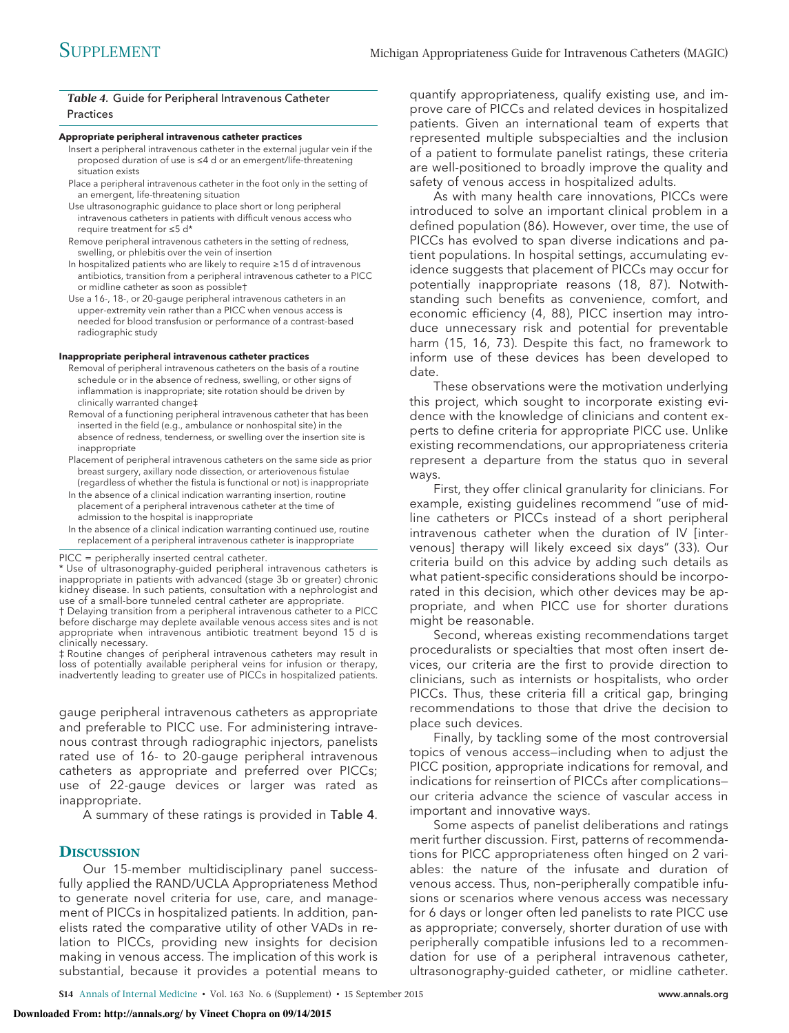*Table 4.* Guide for Peripheral Intravenous Catheter Practices

**Appropriate peripheral intravenous catheter practices**

- Insert a peripheral intravenous catheter in the external jugular vein if the proposed duration of use is ≤4 d or an emergent/life-threatening situation exists
- Place a peripheral intravenous catheter in the foot only in the setting of an emergent, life-threatening situation
- Use ultrasonographic guidance to place short or long peripheral intravenous catheters in patients with difficult venous access who require treatment for ≤5 d*
- Remove peripheral intravenous catheters in the setting of redness, swelling, or phlebitis over the vein of insertion
- In hospitalized patients who are likely to require ≥15 d of intravenous antibiotics, transition from a peripheral intravenous catheter to a PICC or midline catheter as soon as possible†
- Use a 16-, 18-, or 20-gauge peripheral intravenous catheters in an upper-extremity vein rather than a PICC when venous access is needed for blood transfusion or performance of a contrast-based radiographic study

**Inappropriate peripheral intravenous catheter practices**

- Removal of peripheral intravenous catheters on the basis of a routine schedule or in the absence of redness, swelling, or other signs of inflammation is inappropriate; site rotation should be driven by clinically warranted change‡
- Removal of a functioning peripheral intravenous catheter that has been inserted in the field (e.g., ambulance or nonhospital site) in the absence of redness, tenderness, or swelling over the insertion site is inappropriate
- Placement of peripheral intravenous catheters on the same side as prior breast surgery, axillary node dissection, or arteriovenous fistulae (regardless of whether the fistula is functional or not) is inappropriate
- In the absence of a clinical indication warranting insertion, routine placement of a peripheral intravenous catheter at the time of admission to the hospital is inappropriate
- In the absence of a clinical indication warranting continued use, routine replacement of a peripheral intravenous catheter is inappropriate

PICC = peripherally inserted central catheter.
* Use of ultrasonography-guided peripheral intravenous catheters is inappropriate in patients with advanced (stage 3b or greater) chronic kidney disease. In such patients, consultation with a nephrologist and use of a small-bore tunneled central catheter are appropriate.
† Delaying transition from a peripheral intravenous catheter to a PICC before discharge may deplete available venous access sites and is not appropriate when intravenous antibiotic treatment beyond 15 d is clinically necessary.
‡ Routine changes of peripheral intravenous catheters may result in loss of potentially available peripheral veins for infusion or therapy, inadvertently leading to greater use of PICCs in hospitalized patients.

gauge peripheral intravenous catheters as appropriate and preferable to PICC use. For administering intravenous contrast through radiographic injectors, panelists rated use of 16- to 20-gauge peripheral intravenous catheters as appropriate and preferred over PICCs; use of 22-gauge devices or larger was rated as inappropriate.

A summary of these ratings is provided in Table 4.

## Discussion

Our 15-member multidisciplinary panel successfully applied the RAND/UCLA Appropriateness Method to generate novel criteria for use, care, and management of PICCs in hospitalized patients. In addition, panelists rated the comparative utility of other VADs in relation to PICCs, providing new insights for decision making in venous access. The implication of this work is substantial, because it provides a potential means to quantify appropriateness, qualify existing use, and improve care of PICCs and related devices in hospitalized patients. Given an international team of experts that represented multiple subspecialties and the inclusion of a patient to formulate panelist ratings, these criteria are well-positioned to broadly improve the quality and safety of venous access in hospitalized adults.

As with many health care innovations, PICCs were introduced to solve an important clinical problem in a defined population (86). However, over time, the use of PICCs has evolved to span diverse indications and patient populations. In hospital settings, accumulating evidence suggests that placement of PICCs may occur for potentially inappropriate reasons (18, 87). Notwithstanding such benefits as convenience, comfort, and economic efficiency (4, 88), PICC insertion may introduce unnecessary risk and potential for preventable harm (15, 16, 73). Despite this fact, no framework to inform use of these devices has been developed to date.

These observations were the motivation underlying this project, which sought to incorporate existing evidence with the knowledge of clinicians and content experts to define criteria for appropriate PICC use. Unlike existing recommendations, our appropriateness criteria represent a departure from the status quo in several ways.

First, they offer clinical granularity for clinicians. For example, existing guidelines recommend "use of midline catheters or PICCs instead of a short peripheral intravenous catheter when the duration of IV [intervenous] therapy will likely exceed six days" (33). Our criteria build on this advice by adding such details as what patient-specific considerations should be incorporated in this decision, which other devices may be appropriate, and when PICC use for shorter durations might be reasonable.

Second, whereas existing recommendations target proceduralists or specialties that most often insert devices, our criteria are the first to provide direction to clinicians, such as internists or hospitalists, who order PICCs. Thus, these criteria fill a critical gap, bringing recommendations to those that drive the decision to place such devices.

Finally, by tackling some of the most controversial topics of venous access—including when to adjust the PICC position, appropriate indications for removal, and indications for reinsertion of PICCs after complications—our criteria advance the science of vascular access in important and innovative ways.

Some aspects of panelist deliberations and ratings merit further discussion. First, patterns of recommendations for PICC appropriateness often hinged on 2 variables: the nature of the infusate and duration of venous access. Thus, non–peripherally compatible infusions or scenarios where venous access was necessary for 6 days or longer often led panelists to rate PICC use as appropriate; conversely, shorter duration of use with peripherally compatible infusions led to a recommendation for use of a peripheral intravenous catheter, ultrasonography-guided catheter, or midline catheter.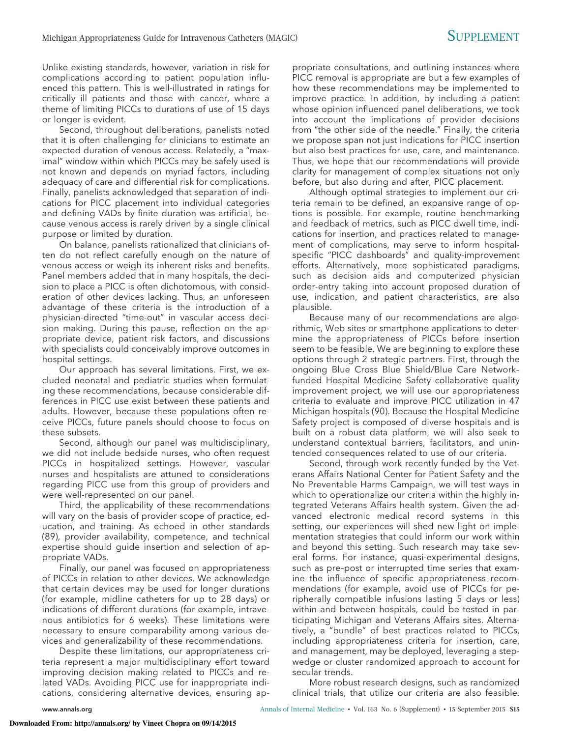Unlike existing standards, however, variation in risk for complications according to patient population influenced this pattern. This is well-illustrated in ratings for critically ill patients and those with cancer, where a theme of limiting PICCs to durations of use of 15 days or longer is evident.

Second, throughout deliberations, panelists noted that it is often challenging for clinicians to estimate an expected duration of venous access. Relatedly, a "maximal" window within which PICCs may be safely used is not known and depends on myriad factors, including adequacy of care and differential risk for complications. Finally, panelists acknowledged that separation of indications for PICC placement into individual categories and defining VADs by finite duration was artificial, because venous access is rarely driven by a single clinical purpose or limited by duration.

On balance, panelists rationalized that clinicians often do not reflect carefully enough on the nature of venous access or weigh its inherent risks and benefits. Panel members added that in many hospitals, the decision to place a PICC is often dichotomous, with consideration of other devices lacking. Thus, an unforeseen advantage of these criteria is the introduction of a physician-directed "time-out" in vascular access decision making. During this pause, reflection on the appropriate device, patient risk factors, and discussions with specialists could conceivably improve outcomes in hospital settings.

Our approach has several limitations. First, we excluded neonatal and pediatric studies when formulating these recommendations, because considerable differences in PICC use exist between these patients and adults. However, because these populations often receive PICCs, future panels should choose to focus on these subsets.

Second, although our panel was multidisciplinary, we did not include bedside nurses, who often request PICCs in hospitalized settings. However, vascular nurses and hospitalists are attuned to considerations regarding PICC use from this group of providers and were well-represented on our panel.

Third, the applicability of these recommendations will vary on the basis of provider scope of practice, education, and training. As echoed in other standards (89), provider availability, competence, and technical expertise should guide insertion and selection of appropriate VADs.

Finally, our panel was focused on appropriateness of PICCs in relation to other devices. We acknowledge that certain devices may be used for longer durations (for example, midline catheters for up to 28 days) or indications of different durations (for example, intravenous antibiotics for 6 weeks). These limitations were necessary to ensure comparability among various devices and generalizability of these recommendations.

Despite these limitations, our appropriateness criteria represent a major multidisciplinary effort toward improving decision making related to PICCs and related VADs. Avoiding PICC use for inappropriate indications, considering alternative devices, ensuring appropriate consultations, and outlining instances where PICC removal is appropriate are but a few examples of how these recommendations may be implemented to improve practice. In addition, by including a patient whose opinion influenced panel deliberations, we took into account the implications of provider decisions from "the other side of the needle." Finally, the criteria we propose span not just indications for PICC insertion but also best practices for use, care, and maintenance. Thus, we hope that our recommendations will provide clarity for management of complex situations not only before, but also during and after, PICC placement.

Although optimal strategies to implement our criteria remain to be defined, an expansive range of options is possible. For example, routine benchmarking and feedback of metrics, such as PICC dwell time, indications for insertion, and practices related to management of complications, may serve to inform hospital-specific "PICC dashboards" and quality-improvement efforts. Alternatively, more sophisticated paradigms, such as decision aids and computerized physician order-entry taking into account proposed duration of use, indication, and patient characteristics, are also plausible.

Because many of our recommendations are algorithmic, Web sites or smartphone applications to determine the appropriateness of PICCs before insertion seem to be feasible. We are beginning to explore these options through 2 strategic partners. First, through the ongoing Blue Cross Blue Shield/Blue Care Network–funded Hospital Medicine Safety collaborative quality improvement project, we will use our appropriateness criteria to evaluate and improve PICC utilization in 47 Michigan hospitals (90). Because the Hospital Medicine Safety project is composed of diverse hospitals and is built on a robust data platform, we will also seek to understand contextual barriers, facilitators, and unintended consequences related to use of our criteria.

Second, through work recently funded by the Veterans Affairs National Center for Patient Safety and the No Preventable Harms Campaign, we will test ways in which to operationalize our criteria within the highly integrated Veterans Affairs health system. Given the advanced electronic medical record systems in this setting, our experiences will shed new light on implementation strategies that could inform our work within and beyond this setting. Such research may take several forms. For instance, quasi-experimental designs, such as pre–post or interrupted time series that examine the influence of specific appropriateness recommendations (for example, avoid use of PICCs for peripherally compatible infusions lasting 5 days or less) within and between hospitals, could be tested in participating Michigan and Veterans Affairs sites. Alternatively, a "bundle" of best practices related to PICCs, including appropriateness criteria for insertion, care, and management, may be deployed, leveraging a stepwedge or cluster randomized approach to account for secular trends.

More robust research designs, such as randomized clinical trials, that utilize our criteria are also feasible.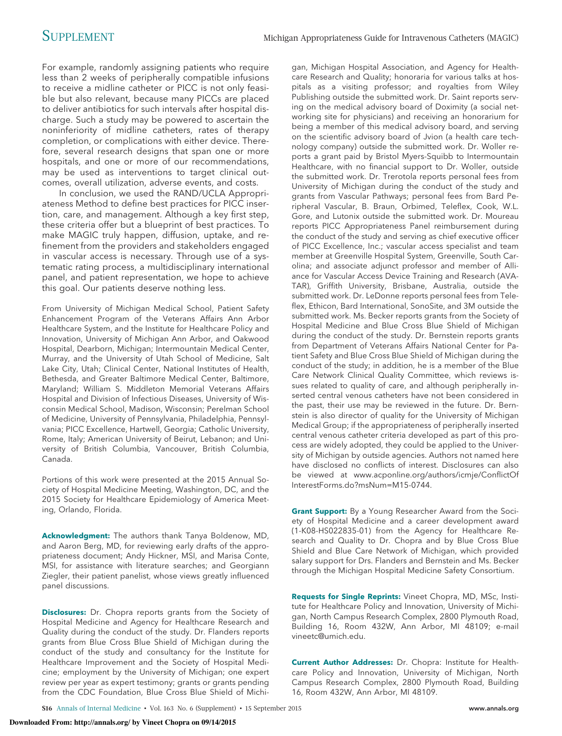For example, randomly assigning patients who require less than 2 weeks of peripherally compatible infusions to receive a midline catheter or PICC is not only feasible but also relevant, because many PICCs are placed to deliver antibiotics for such intervals after hospital discharge. Such a study may be powered to ascertain the noninferiority of midline catheters, rates of therapy completion, or complications with either device. Therefore, several research designs that span one or more hospitals, and one or more of our recommendations, may be used as interventions to target clinical outcomes, overall utilization, adverse events, and costs.

In conclusion, we used the RAND/UCLA Appropriateness Method to define best practices for PICC insertion, care, and management. Although a key first step, these criteria offer but a blueprint of best practices. To make MAGIC truly happen, diffusion, uptake, and refinement from the providers and stakeholders engaged in vascular access is necessary. Through use of a systematic rating process, a multidisciplinary international panel, and patient representation, we hope to achieve this goal. Our patients deserve nothing less.

From University of Michigan Medical School, Patient Safety Enhancement Program of the Veterans Affairs Ann Arbor Healthcare System, and the Institute for Healthcare Policy and Innovation, University of Michigan Ann Arbor, and Oakwood Hospital, Dearborn, Michigan; Intermountain Medical Center, Murray, and the University of Utah School of Medicine, Salt Lake City, Utah; Clinical Center, National Institutes of Health, Bethesda, and Greater Baltimore Medical Center, Baltimore, Maryland; William S. Middleton Memorial Veterans Affairs Hospital and Division of Infectious Diseases, University of Wisconsin Medical School, Madison, Wisconsin; Perelman School of Medicine, University of Pennsylvania, Philadelphia, Pennsylvania; PICC Excellence, Hartwell, Georgia; Catholic University, Rome, Italy; American University of Beirut, Lebanon; and University of British Columbia, Vancouver, British Columbia, Canada.

Portions of this work were presented at the 2015 Annual Society of Hospital Medicine Meeting, Washington, DC, and the 2015 Society for Healthcare Epidemiology of America Meeting, Orlando, Florida.

**Acknowledgment:** The authors thank Tanya Boldenow, MD, and Aaron Berg, MD, for reviewing early drafts of the appropriateness document; Andy Hickner, MSI, and Marisa Conte, MSI, for assistance with literature searches; and Georgiann Ziegler, their patient panelist, whose views greatly influenced panel discussions.

**Disclosures:** Dr. Chopra reports grants from the Society of Hospital Medicine and Agency for Healthcare Research and Quality during the conduct of the study. Dr. Flanders reports grants from Blue Cross Blue Shield of Michigan during the conduct of the study and consultancy for the Institute for Healthcare Improvement and the Society of Hospital Medicine; employment by the University of Michigan; one expert review per year as expert testimony; grants or grants pending from the CDC Foundation, Blue Cross Blue Shield of Michigan, Michigan Hospital Association, and Agency for Healthcare Research and Quality; honoraria for various talks at hospitals as a visiting professor; and royalties from Wiley Publishing outside the submitted work. Dr. Saint reports serving on the medical advisory board of Doximity (a social networking site for physicians) and receiving an honorarium for being a member of this medical advisory board, and serving on the scientific advisory board of Jvion (a health care technology company) outside the submitted work. Dr. Woller reports a grant paid by Bristol Myers-Squibb to Intermountain Healthcare, with no financial support to Dr. Woller, outside the submitted work. Dr. Trerotola reports personal fees from University of Michigan during the conduct of the study and grants from Vascular Pathways; personal fees from Bard Peripheral Vascular, B. Braun, Orbimed, Teleflex, Cook, W.L. Gore, and Lutonix outside the submitted work. Dr. Moureau reports PICC Appropriateness Panel reimbursement during the conduct of the study and serving as chief executive officer of PICC Excellence, Inc.; vascular access specialist and team member at Greenville Hospital System, Greenville, South Carolina; and associate adjunct professor and member of Alliance for Vascular Access Device Training and Research (AVATAR), Griffith University, Brisbane, Australia, outside the submitted work. Dr. LeDonne reports personal fees from Teleflex, Ethicon, Bard International, SonoSite, and 3M outside the submitted work. Ms. Becker reports grants from the Society of Hospital Medicine and Blue Cross Blue Shield of Michigan during the conduct of the study. Dr. Bernstein reports grants from Department of Veterans Affairs National Center for Patient Safety and Blue Cross Blue Shield of Michigan during the conduct of the study; in addition, he is a member of the Blue Care Network Clinical Quality Committee, which reviews issues related to quality of care, and although peripherally inserted central venous catheters have not been considered in the past, their use may be reviewed in the future. Dr. Bernstein is also director of quality for the University of Michigan Medical Group; if the appropriateness of peripherally inserted central venous catheter criteria developed as part of this process are widely adopted, they could be applied to the University of Michigan by outside agencies. Authors not named here have disclosed no conflicts of interest. Disclosures can also be viewed at www.acponline.org/authors/icmje/ConflictOfInterestForms.do?msNum=M15-0744.

**Grant Support:** By a Young Researcher Award from the Society of Hospital Medicine and a career development award (1-K08-HS022835-01) from the Agency for Healthcare Research and Quality to Dr. Chopra and by Blue Cross Blue Shield and Blue Care Network of Michigan, which provided salary support for Drs. Flanders and Bernstein and Ms. Becker through the Michigan Hospital Medicine Safety Consortium.

**Requests for Single Reprints:** Vineet Chopra, MD, MSc, Institute for Healthcare Policy and Innovation, University of Michigan, North Campus Research Complex, 2800 Plymouth Road, Building 16, Room 432W, Ann Arbor, MI 48109; e-mail vineetc@umich.edu.

**Current Author Addresses:** Dr. Chopra: Institute for Healthcare Policy and Innovation, University of Michigan, North Campus Research Complex, 2800 Plymouth Road, Building 16, Room 432W, Ann Arbor, MI 48109.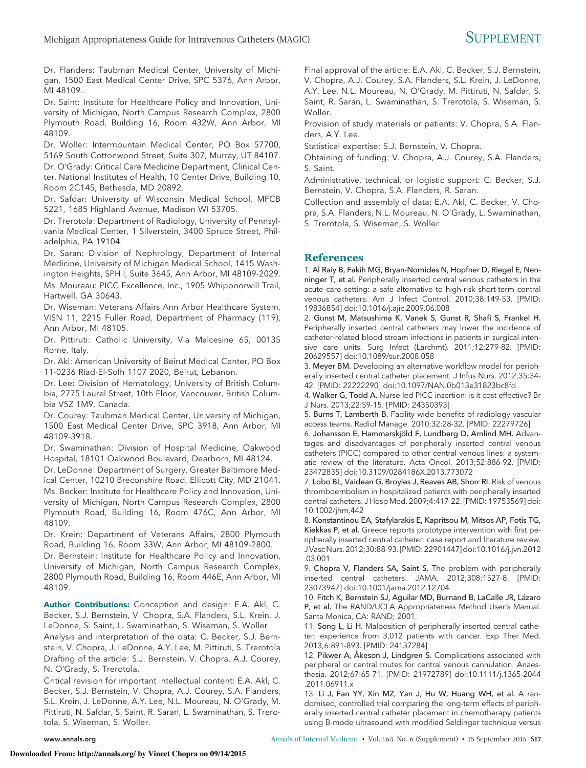Dr. Flanders: Taubman Medical Center, University of Michigan, 1500 East Medical Center Drive, SPC 5376, Ann Arbor, MI 48109.

Dr. Saint: Institute for Healthcare Policy and Innovation, University of Michigan, North Campus Research Complex, 2800 Plymouth Road, Building 16, Room 432W, Ann Arbor, MI 48109.

Dr. Woller: Intermountain Medical Center, PO Box 57700, 5169 South Cottonwood Street, Suite 307, Murray, UT 84107.

Dr. O'Grady: Critical Care Medicine Department, Clinical Center, National Institutes of Health, 10 Center Drive, Building 10, Room 2C145, Bethesda, MD 20892.

Dr. Safdar: University of Wisconsin Medical School, MFCB 5221, 1685 Highland Avenue, Madison WI 53705.

Dr. Trerotola: Department of Radiology, University of Pennsylvania Medical Center, 1 Silverstein, 3400 Spruce Street, Philadelphia, PA 19104.

Dr. Saran: Division of Nephrology, Department of Internal Medicine, University of Michigan Medical School, 1415 Washington Heights, SPH I, Suite 3645, Ann Arbor, MI 48109-2029.

Ms. Moureau: PICC Excellence, Inc., 1905 Whippoorwill Trail, Hartwell, GA 30643.

Dr. Wiseman: Veterans Affairs Ann Arbor Healthcare System, VISN 11, 2215 Fuller Road, Department of Pharmacy (119), Ann Arbor, MI 48105.

Dr. Pittiruti: Catholic University, Via Malcesine 65, 00135 Rome, Italy.

Dr. Akl: American University of Beirut Medical Center, PO Box 11-0236 Riad-El-Solh 1107 2020, Beirut, Lebanon.

Dr. Lee: Division of Hematology, University of British Columbia, 2775 Laurel Street, 10th Floor, Vancouver, British Columbia V5Z 1M9, Canada.

Dr. Courey: Taubman Medical Center, University of Michigan, 1500 East Medical Center Drive, SPC 3918, Ann Arbor, MI 48109-3918.

Dr. Swaminathan: Division of Hospital Medicine, Oakwood Hospital, 18101 Oakwood Boulevard, Dearborn, MI 48124.

Dr. LeDonne: Department of Surgery, Greater Baltimore Medical Center, 10210 Breconshire Road, Ellicott City, MD 21041.

Ms. Becker: Institute for Healthcare Policy and Innovation, University of Michigan, North Campus Research Complex, 2800 Plymouth Road, Building 16, Room 476C, Ann Arbor, MI 48109.

Dr. Krein: Department of Veterans Affairs, 2800 Plymouth Road, Building 16, Room 33W, Ann Arbor, MI 48109-2800.

Dr. Bernstein: Institute for Healthcare Policy and Innovation, University of Michigan, North Campus Research Complex, 2800 Plymouth Road, Building 16, Room 446E, Ann Arbor, MI 48109.

**Author Contributions:** Conception and design: E.A. Akl, C. Becker, S.J. Bernstein, V. Chopra, S.A. Flanders, S.L. Krein, J. LeDonne, S. Saint, L. Swaminathan, S. Wiseman, S. Woller

Analysis and interpretation of the data: C. Becker, S.J. Bernstein, V. Chopra, J. LeDonne, A.Y. Lee, M. Pittiruti, S. Trerotola

Drafting of the article: S.J. Bernstein, V. Chopra, A.J. Courey, N. O'Grady, S. Trerotola.

Critical revision for important intellectual content: E.A. Akl, C. Becker, S.J. Bernstein, V. Chopra, A.J. Courey, S.A. Flanders, S.L. Krein, J. LeDonne, A.Y. Lee, N.L. Moureau, N. O'Grady, M. Pittiruti, N. Safdar, S. Saint, R. Saran, L. Swaminathan, S. Trerotola, S. Wiseman, S. Woller.

Final approval of the article: E.A. Akl, C. Becker, S.J. Bernstein, V. Chopra, A.J. Courey, S.A. Flanders, S.L. Krein, J. LeDonne, A.Y. Lee, N.L. Moureau, N. O'Grady, M. Pittiruti, N. Safdar, S. Saint, R. Saran, L. Swaminathan, S. Trerotola, S. Wiseman, S. Woller.

Provision of study materials or patients: V. Chopra, S.A. Flanders, A.Y. Lee.

Statistical expertise: S.J. Bernstein, V. Chopra.

Obtaining of funding: V. Chopra, A.J. Courey, S.A. Flanders, S. Saint.

Administrative, technical, or logistic support: C. Becker, S.J. Bernstein, V. Chopra, S.A. Flanders, R. Saran.

Collection and assembly of data: E.A. Akl, C. Becker, V. Chopra, S.A. Flanders, N.L. Moureau, N. O'Grady, L. Swaminathan, S. Trerotola, S. Wiseman, S. Woller.

## References

1. **Al Raiy B, Fakih MG, Bryan-Nomides N, Hopfner D, Riegel E, Nenninger T, et al.** Peripherally inserted central venous catheters in the acute care setting: a safe alternative to high-risk short-term central venous catheters. Am J Infect Control. 2010;38:149-53. [PMID: 19836854] doi:10.1016/j.ajic.2009.06.008
2. **Gunst M, Matsushima K, Vanek S, Gunst R, Shafi S, Frankel H.** Peripherally inserted central catheters may lower the incidence of catheter-related blood stream infections in patients in surgical intensive care units. Surg Infect (Larchmt). 2011;12:279-82. [PMID: 20629557] doi:10.1089/sur.2008.058
3. **Meyer BM.** Developing an alternative workflow model for peripherally inserted central catheter placement. J Infus Nurs. 2012;35:34-42. [PMID: 22222290] doi:10.1097/NAN.0b013e31823bc8fd
4. **Walker G, Todd A.** Nurse-led PICC insertion: is it cost effective? Br J Nurs. 2013;22:S9-15. [PMID: 24350393]
5. **Burns T, Lamberth B.** Facility wide benefits of radiology vascular access teams. Radiol Manage. 2010;32:28-32. [PMID: 22279726]
6. **Johansson E, Hammarskjöld F, Lundberg D, Arnlind MH.** Advantages and disadvantages of peripherally inserted central venous catheters (PICC) compared to other central venous lines: a systematic review of the literature. Acta Oncol. 2013;52:886-92. [PMID: 23472835] doi:10.3109/0284186X.2013.773072
7. **Lobo BL, Vaidean G, Broyles J, Reaves AB, Shorr RI.** Risk of venous thromboembolism in hospitalized patients with peripherally inserted central catheters. J Hosp Med. 2009;4:417-22. [PMID: 19753569] doi:10.1002/jhm.442
8. **Konstantinou EA, Stafylarakis E, Kapritsou M, Mitsos AP, Fotis TG, Kiekkas P, et al.** Greece reports prototype intervention with first peripherally inserted central catheter: case report and literature review. J Vasc Nurs. 2012;30:88-93. [PMID: 22901447] doi:10.1016/j.jvn.2012.03.001
9. **Chopra V, Flanders SA, Saint S.** The problem with peripherally inserted central catheters. JAMA. 2012;308:1527-8. [PMID: 23073947] doi:10.1001/jama.2012.12704
10. **Fitch K, Bernstein SJ, Aguilar MD, Burnand B, LaCalle JR, Lázaro P, et al.** The RAND/UCLA Appropriateness Method User's Manual. Santa Monica, CA: RAND; 2001.
11. **Song L, Li H.** Malposition of peripherally inserted central catheter: experience from 3,012 patients with cancer. Exp Ther Med. 2013;6:891-893. [PMID: 24137284]
12. **Pikwer A, Åkeson J, Lindgren S.** Complications associated with peripheral or central routes for central venous cannulation. Anaesthesia. 2012;67:65-71. [PMID: 21972789] doi:10.1111/j.1365-2044.2011.06911.x
13. **Li J, Fan YY, Xin MZ, Yan J, Hu W, Huang WH, et al.** A randomised, controlled trial comparing the long-term effects of peripherally inserted central catheter placement in chemotherapy patients using B-mode ultrasound with modified Seldinger technique versus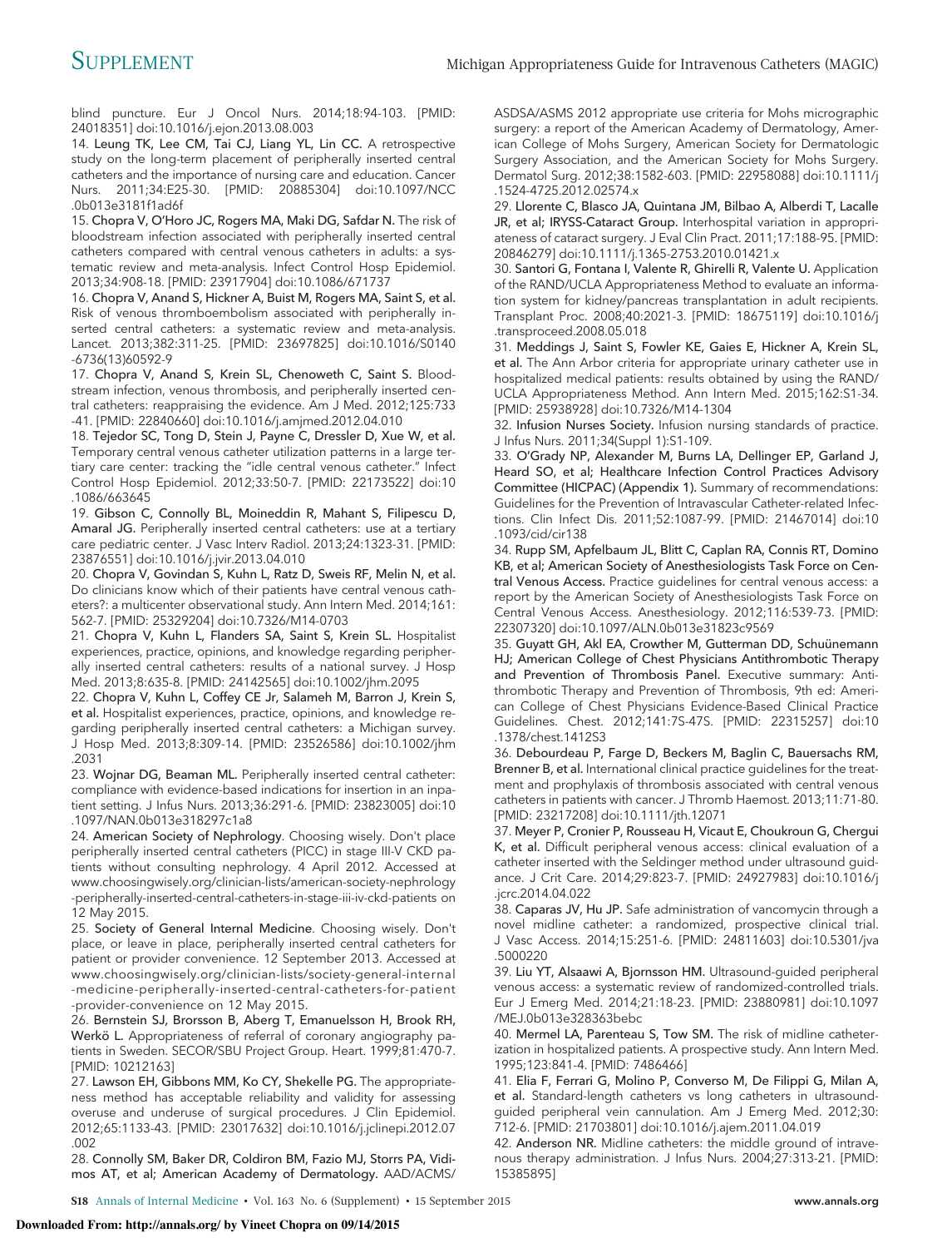blind puncture. Eur J Oncol Nurs. 2014;18:94-103. [PMID: 24018351] doi:10.1016/j.ejon.2013.08.003

14. **Leung TK, Lee CM, Tai CJ, Liang YL, Lin CC.** A retrospective study on the long-term placement of peripherally inserted central catheters and the importance of nursing care and education. Cancer Nurs. 2011;34:E25-30. [PMID: 20885304] doi:10.1097/NCC.0b013e3181f1ad6f

15. **Chopra V, O'Horo JC, Rogers MA, Maki DG, Safdar N.** The risk of bloodstream infection associated with peripherally inserted central catheters compared with central venous catheters in adults: a systematic review and meta-analysis. Infect Control Hosp Epidemiol. 2013;34:908-18. [PMID: 23917904] doi:10.1086/671737

16. **Chopra V, Anand S, Hickner A, Buist M, Rogers MA, Saint S, et al.** Risk of venous thromboembolism associated with peripherally inserted central catheters: a systematic review and meta-analysis. Lancet. 2013;382:311-25. [PMID: 23697825] doi:10.1016/S0140-6736(13)60592-9

17. **Chopra V, Anand S, Krein SL, Chenoweth C, Saint S.** Bloodstream infection, venous thrombosis, and peripherally inserted central catheters: reappraising the evidence. Am J Med. 2012;125:733-41. [PMID: 22840660] doi:10.1016/j.amjmed.2012.04.010

18. **Tejedor SC, Tong D, Stein J, Payne C, Dressler D, Xue W, et al.** Temporary central venous catheter utilization patterns in a large tertiary care center: tracking the "idle central venous catheter." Infect Control Hosp Epidemiol. 2012;33:50-7. [PMID: 22173522] doi:10.1086/663645

19. **Gibson C, Connolly BL, Moineddin R, Mahant S, Filipescu D, Amaral JG.** Peripherally inserted central catheters: use at a tertiary care pediatric center. J Vasc Interv Radiol. 2013;24:1323-31. [PMID: 23876551] doi:10.1016/j.jvir.2013.04.010

20. **Chopra V, Govindan S, Kuhn L, Ratz D, Sweis RF, Melin N, et al.** Do clinicians know which of their patients have central venous catheters?: a multicenter observational study. Ann Intern Med. 2014;161:562-7. [PMID: 25329204] doi:10.7326/M14-0703

21. **Chopra V, Kuhn L, Flanders SA, Saint S, Krein SL.** Hospitalist experiences, practice, opinions, and knowledge regarding peripherally inserted central catheters: results of a national survey. J Hosp Med. 2013;8:635-8. [PMID: 24142565] doi:10.1002/jhm.2095

22. **Chopra V, Kuhn L, Coffey CE Jr, Salameh M, Barron J, Krein S, et al.** Hospitalist experiences, practice, opinions, and knowledge regarding peripherally inserted central catheters: a Michigan survey. J Hosp Med. 2013;8:309-14. [PMID: 23526586] doi:10.1002/jhm.2031

23. **Wojnar DG, Beaman ML.** Peripherally inserted central catheter: compliance with evidence-based indications for insertion in an inpatient setting. J Infus Nurs. 2013;36:291-6. [PMID: 23823005] doi:10.1097/NAN.0b013e318297c1a8

24. **American Society of Nephrology**. Choosing wisely. Don't place peripherally inserted central catheters (PICC) in stage III-V CKD patients without consulting nephrology. 4 April 2012. Accessed at www.choosingwisely.org/clinician-lists/american-society-nephrology-peripherally-inserted-central-catheters-in-stage-iii-iv-ckd-patients on 12 May 2015.

25. **Society of General Internal Medicine**. Choosing wisely. Don't place, or leave in place, peripherally inserted central catheters for patient or provider convenience. 12 September 2013. Accessed at www.choosingwisely.org/clinician-lists/society-general-internal-medicine-peripherally-inserted-central-catheters-for-patient-provider-convenience on 12 May 2015.

26. **Bernstein SJ, Brorsson B, Aberg T, Emanuelsson H, Brook RH, Werkö L.** Appropriateness of referral of coronary angiography patients in Sweden. SECOR/SBU Project Group. Heart. 1999;81:470-7. [PMID: 10212163]

27. **Lawson EH, Gibbons MM, Ko CY, Shekelle PG.** The appropriateness method has acceptable reliability and validity for assessing overuse and underuse of surgical procedures. J Clin Epidemiol. 2012;65:1133-43. [PMID: 23017632] doi:10.1016/j.jclinepi.2012.07.002

28. **Connolly SM, Baker DR, Coldiron BM, Fazio MJ, Storrs PA, Vidimos AT, et al; American Academy of Dermatology.** AAD/ACMS/ASDSA/ASMS 2012 appropriate use criteria for Mohs micrographic surgery: a report of the American Academy of Dermatology, American College of Mohs Surgery, American Society for Dermatologic Surgery Association, and the American Society for Mohs Surgery. Dermatol Surg. 2012;38:1582-603. [PMID: 22958088] doi:10.1111/j.1524-4725.2012.02574.x

29. **Llorente C, Blasco JA, Quintana JM, Bilbao A, Alberdi T, Lacalle JR, et al; IRYSS-Cataract Group.** Interhospital variation in appropriateness of cataract surgery. J Eval Clin Pract. 2011;17:188-95. [PMID: 20846279] doi:10.1111/j.1365-2753.2010.01421.x

30. **Santori G, Fontana I, Valente R, Ghirelli R, Valente U.** Application of the RAND/UCLA Appropriateness Method to evaluate an information system for kidney/pancreas transplantation in adult recipients. Transplant Proc. 2008;40:2021-3. [PMID: 18675119] doi:10.1016/j.transproceed.2008.05.018

31. **Meddings J, Saint S, Fowler KE, Gaies E, Hickner A, Krein SL, et al.** The Ann Arbor criteria for appropriate urinary catheter use in hospitalized medical patients: results obtained by using the RAND/UCLA Appropriateness Method. Ann Intern Med. 2015;162:S1-34. [PMID: 25938928] doi:10.7326/M14-1304

32. **Infusion Nurses Society.** Infusion nursing standards of practice. J Infus Nurs. 2011;34(Suppl 1):S1-109.

33. **O'Grady NP, Alexander M, Burns LA, Dellinger EP, Garland J, Heard SO, et al; Healthcare Infection Control Practices Advisory Committee (HICPAC) (Appendix 1).** Summary of recommendations: Guidelines for the Prevention of Intravascular Catheter-related Infections. Clin Infect Dis. 2011;52:1087-99. [PMID: 21467014] doi:10.1093/cid/cir138

34. **Rupp SM, Apfelbaum JL, Blitt C, Caplan RA, Connis RT, Domino KB, et al; American Society of Anesthesiologists Task Force on Central Venous Access.** Practice guidelines for central venous access: a report by the American Society of Anesthesiologists Task Force on Central Venous Access. Anesthesiology. 2012;116:539-73. [PMID: 22307320] doi:10.1097/ALN.0b013e31823c9569

35. **Guyatt GH, Akl EA, Crowther M, Gutterman DD, Schuünemann HJ; American College of Chest Physicians Antithrombotic Therapy and Prevention of Thrombosis Panel.** Executive summary: Antithrombotic Therapy and Prevention of Thrombosis, 9th ed: American College of Chest Physicians Evidence-Based Clinical Practice Guidelines. Chest. 2012;141:7S-47S. [PMID: 22315257] doi:10.1378/chest.1412S3

36. **Debourdeau P, Farge D, Beckers M, Baglin C, Bauersachs RM, Brenner B, et al.** International clinical practice guidelines for the treatment and prophylaxis of thrombosis associated with central venous catheters in patients with cancer. J Thromb Haemost. 2013;11:71-80. [PMID: 23217208] doi:10.1111/jth.12071

37. **Meyer P, Cronier P, Rousseau H, Vicaut E, Choukroun G, Chergui K, et al.** Difficult peripheral venous access: clinical evaluation of a catheter inserted with the Seldinger method under ultrasound guidance. J Crit Care. 2014;29:823-7. [PMID: 24927983] doi:10.1016/j.jcrc.2014.04.022

38. **Caparas JV, Hu JP.** Safe administration of vancomycin through a novel midline catheter: a randomized, prospective clinical trial. J Vasc Access. 2014;15:251-6. [PMID: 24811603] doi:10.5301/jva.5000220

39. **Liu YT, Alsaawi A, Bjornsson HM.** Ultrasound-guided peripheral venous access: a systematic review of randomized-controlled trials. Eur J Emerg Med. 2014;21:18-23. [PMID: 23880981] doi:10.1097/MEJ.0b013e328363bebc

40. **Mermel LA, Parenteau S, Tow SM.** The risk of midline catheterization in hospitalized patients. A prospective study. Ann Intern Med. 1995;123:841-4. [PMID: 7486466]

41. **Elia F, Ferrari G, Molino P, Converso M, De Filippi G, Milan A, et al.** Standard-length catheters vs long catheters in ultrasound-guided peripheral vein cannulation. Am J Emerg Med. 2012;30:712-6. [PMID: 21703801] doi:10.1016/j.ajem.2011.04.019

42. **Anderson NR.** Midline catheters: the middle ground of intravenous therapy administration. J Infus Nurs. 2004;27:313-21. [PMID: 15385895]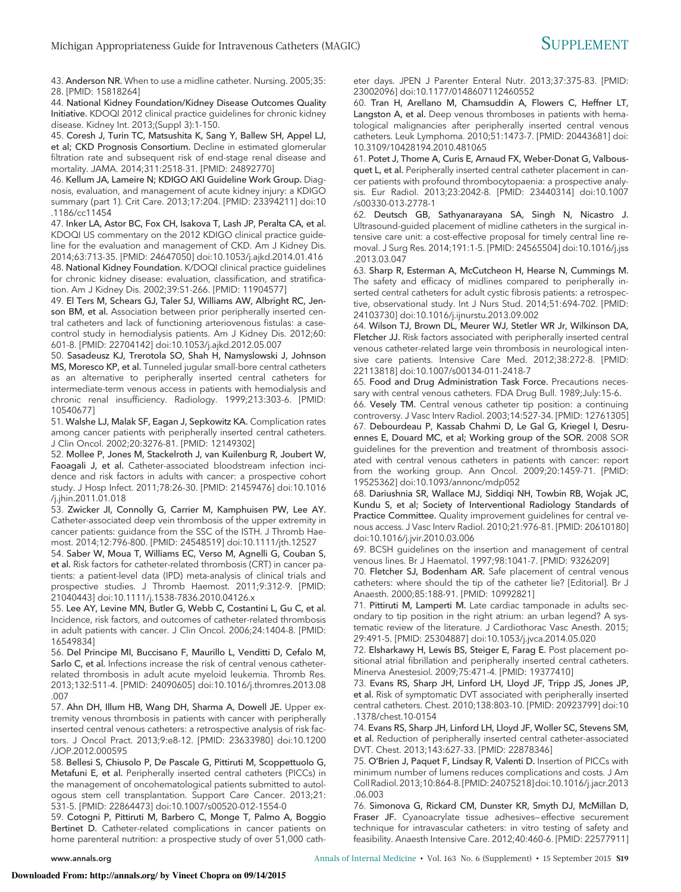43. **Anderson NR.** When to use a midline catheter. Nursing. 2005;35: 28. [PMID: 15818264]

44. **National Kidney Foundation/Kidney Disease Outcomes Quality Initiative.** KDOQI 2012 clinical practice guidelines for chronic kidney disease. Kidney Int. 2013;(Suppl 3):1-150.

45. **Coresh J, Turin TC, Matsushita K, Sang Y, Ballew SH, Appel LJ, et al; CKD Prognosis Consortium.** Decline in estimated glomerular filtration rate and subsequent risk of end-stage renal disease and mortality. JAMA. 2014;311:2518-31. [PMID: 24892770]

46. **Kellum JA, Lameire N; KDIGO AKI Guideline Work Group.** Diagnosis, evaluation, and management of acute kidney injury: a KDIGO summary (part 1). Crit Care. 2013;17:204. [PMID: 23394211] doi:10.1186/cc11454

47. **Inker LA, Astor BC, Fox CH, Isakova T, Lash JP, Peralta CA, et al.** KDOQI US commentary on the 2012 KDIGO clinical practice guideline for the evaluation and management of CKD. Am J Kidney Dis. 2014;63:713-35. [PMID: 24647050] doi:10.1053/j.ajkd.2014.01.416

48. **National Kidney Foundation.** K/DOQI clinical practice guidelines for chronic kidney disease: evaluation, classification, and stratification. Am J Kidney Dis. 2002;39:S1-266. [PMID: 11904577]

49. **El Ters M, Schears GJ, Taler SJ, Williams AW, Albright RC, Jenson BM, et al.** Association between prior peripherally inserted central catheters and lack of functioning arteriovenous fistulas: a case-control study in hemodialysis patients. Am J Kidney Dis. 2012;60: 601-8. [PMID: 22704142] doi:10.1053/j.ajkd.2012.05.007

50. **Sasadeusz KJ, Trerotola SO, Shah H, Namyslowski J, Johnson MS, Moresco KP, et al.** Tunneled jugular small-bore central catheters as an alternative to peripherally inserted central catheters for intermediate-term venous access in patients with hemodialysis and chronic renal insufficiency. Radiology. 1999;213:303-6. [PMID: 10540677]

51. **Walshe LJ, Malak SF, Eagan J, Sepkowitz KA.** Complication rates among cancer patients with peripherally inserted central catheters. J Clin Oncol. 2002;20:3276-81. [PMID: 12149302]

52. **Mollee P, Jones M, Stackelroth J, van Kuilenburg R, Joubert W, Faoagali J, et al.** Catheter-associated bloodstream infection incidence and risk factors in adults with cancer: a prospective cohort study. J Hosp Infect. 2011;78:26-30. [PMID: 21459476] doi:10.1016/j.jhin.2011.01.018

53. **Zwicker JI, Connolly G, Carrier M, Kamphuisen PW, Lee AY.** Catheter-associated deep vein thrombosis of the upper extremity in cancer patients: guidance from the SSC of the ISTH. J Thromb Haemost. 2014;12:796-800. [PMID: 24548519] doi:10.1111/jth.12527

54. **Saber W, Moua T, Williams EC, Verso M, Agnelli G, Couban S, et al.** Risk factors for catheter-related thrombosis (CRT) in cancer patients: a patient-level data (IPD) meta-analysis of clinical trials and prospective studies. J Thromb Haemost. 2011;9:312-9. [PMID: 21040443] doi:10.1111/j.1538-7836.2010.04126.x

55. **Lee AY, Levine MN, Butler G, Webb C, Costantini L, Gu C, et al.** Incidence, risk factors, and outcomes of catheter-related thrombosis in adult patients with cancer. J Clin Oncol. 2006;24:1404-8. [PMID: 16549834]

56. **Del Principe MI, Buccisano F, Maurillo L, Venditti D, Cefalo M, Sarlo C, et al.** Infections increase the risk of central venous catheter-related thrombosis in adult acute myeloid leukemia. Thromb Res. 2013;132:511-4. [PMID: 24090605] doi:10.1016/j.thromres.2013.08.007

57. **Ahn DH, Illum HB, Wang DH, Sharma A, Dowell JE.** Upper extremity venous thrombosis in patients with cancer with peripherally inserted central venous catheters: a retrospective analysis of risk factors. J Oncol Pract. 2013;9:e8-12. [PMID: 23633980] doi:10.1200/JOP.2012.000595

58. **Bellesi S, Chiusolo P, De Pascale G, Pittiruti M, Scoppettuolo G, Metafuni E, et al.** Peripherally inserted central catheters (PICCs) in the management of oncohematological patients submitted to autologous stem cell transplantation. Support Care Cancer. 2013;21: 531-5. [PMID: 22864473] doi:10.1007/s00520-012-1554-0

59. **Cotogni P, Pittiruti M, Barbero C, Monge T, Palmo A, Boggio Bertinet D.** Catheter-related complications in cancer patients on home parenteral nutrition: a prospective study of over 51,000 catheter days. JPEN J Parenter Enteral Nutr. 2013;37:375-83. [PMID: 23002096] doi:10.1177/0148607112460552

60. **Tran H, Arellano M, Chamsuddin A, Flowers C, Heffner LT, Langston A, et al.** Deep venous thromboses in patients with hematological malignancies after peripherally inserted central venous catheters. Leuk Lymphoma. 2010;51:1473-7. [PMID: 20443681] doi:10.3109/10428194.2010.481065

61. **Potet J, Thome A, Curis E, Arnaud FX, Weber-Donat G, Valbousquet L, et al.** Peripherally inserted central catheter placement in cancer patients with profound thrombocytopaenia: a prospective analysis. Eur Radiol. 2013;23:2042-8. [PMID: 23440314] doi:10.1007/s00330-013-2778-1

62. **Deutsch GB, Sathyanarayana SA, Singh N, Nicastro J.** Ultrasound-guided placement of midline catheters in the surgical intensive care unit: a cost-effective proposal for timely central line removal. J Surg Res. 2014;191:1-5. [PMID: 24565504] doi:10.1016/j.jss.2013.03.047

63. **Sharp R, Esterman A, McCutcheon H, Hearse N, Cummings M.** The safety and efficacy of midlines compared to peripherally inserted central catheters for adult cystic fibrosis patients: a retrospective, observational study. Int J Nurs Stud. 2014;51:694-702. [PMID: 24103730] doi:10.1016/j.ijnurstu.2013.09.002

64. **Wilson TJ, Brown DL, Meurer WJ, Stetler WR Jr, Wilkinson DA, Fletcher JJ.** Risk factors associated with peripherally inserted central venous catheter-related large vein thrombosis in neurological intensive care patients. Intensive Care Med. 2012;38:272-8. [PMID: 22113818] doi:10.1007/s00134-011-2418-7

65. **Food and Drug Administration Task Force.** Precautions necessary with central venous catheters. FDA Drug Bull. 1989;July:15-6.

66. **Vesely TM.** Central venous catheter tip position: a continuing controversy. J Vasc Interv Radiol. 2003;14:527-34. [PMID: 12761305]

67. **Debourdeau P, Kassab Chahmi D, Le Gal G, Kriegel I, Desruennes E, Douard MC, et al; Working group of the SOR.** 2008 SOR guidelines for the prevention and treatment of thrombosis associated with central venous catheters in patients with cancer: report from the working group. Ann Oncol. 2009;20:1459-71. [PMID: 19525362] doi:10.1093/annonc/mdp052

68. **Dariushnia SR, Wallace MJ, Siddiqi NH, Towbin RB, Wojak JC, Kundu S, et al; Society of Interventional Radiology Standards of Practice Committee.** Quality improvement guidelines for central venous access. J Vasc Interv Radiol. 2010;21:976-81. [PMID: 20610180] doi:10.1016/j.jvir.2010.03.006

69. BCSH guidelines on the insertion and management of central venous lines. Br J Haematol. 1997;98:1041-7. [PMID: 9326209]

70. **Fletcher SJ, Bodenham AR.** Safe placement of central venous catheters: where should the tip of the catheter lie? [Editorial]. Br J Anaesth. 2000;85:188-91. [PMID: 10992821]

71. **Pittiruti M, Lamperti M.** Late cardiac tamponade in adults secondary to tip position in the right atrium: an urban legend? A systematic review of the literature. J Cardiothorac Vasc Anesth. 2015; 29:491-5. [PMID: 25304887] doi:10.1053/j.jvca.2014.05.020

72. **Elsharkawy H, Lewis BS, Steiger E, Farag E.** Post placement positional atrial fibrillation and peripherally inserted central catheters. Minerva Anestesiol. 2009;75:471-4. [PMID: 19377410]

73. **Evans RS, Sharp JH, Linford LH, Lloyd JF, Tripp JS, Jones JP, et al.** Risk of symptomatic DVT associated with peripherally inserted central catheters. Chest. 2010;138:803-10. [PMID: 20923799] doi:10.1378/chest.10-0154

74. **Evans RS, Sharp JH, Linford LH, Lloyd JF, Woller SC, Stevens SM, et al.** Reduction of peripherally inserted central catheter-associated DVT. Chest. 2013;143:627-33. [PMID: 22878346]

75. **O'Brien J, Paquet F, Lindsay R, Valenti D.** Insertion of PICCs with minimum number of lumens reduces complications and costs. J Am Coll Radiol. 2013;10:864-8. [PMID: 24075218] doi:10.1016/j.jacr.2013.06.003

76. **Simonova G, Rickard CM, Dunster KR, Smyth DJ, McMillan D, Fraser JF.** Cyanoacrylate tissue adhesives—effective securement technique for intravascular catheters: in vitro testing of safety and feasibility. Anaesth Intensive Care. 2012;40:460-6. [PMID: 22577911]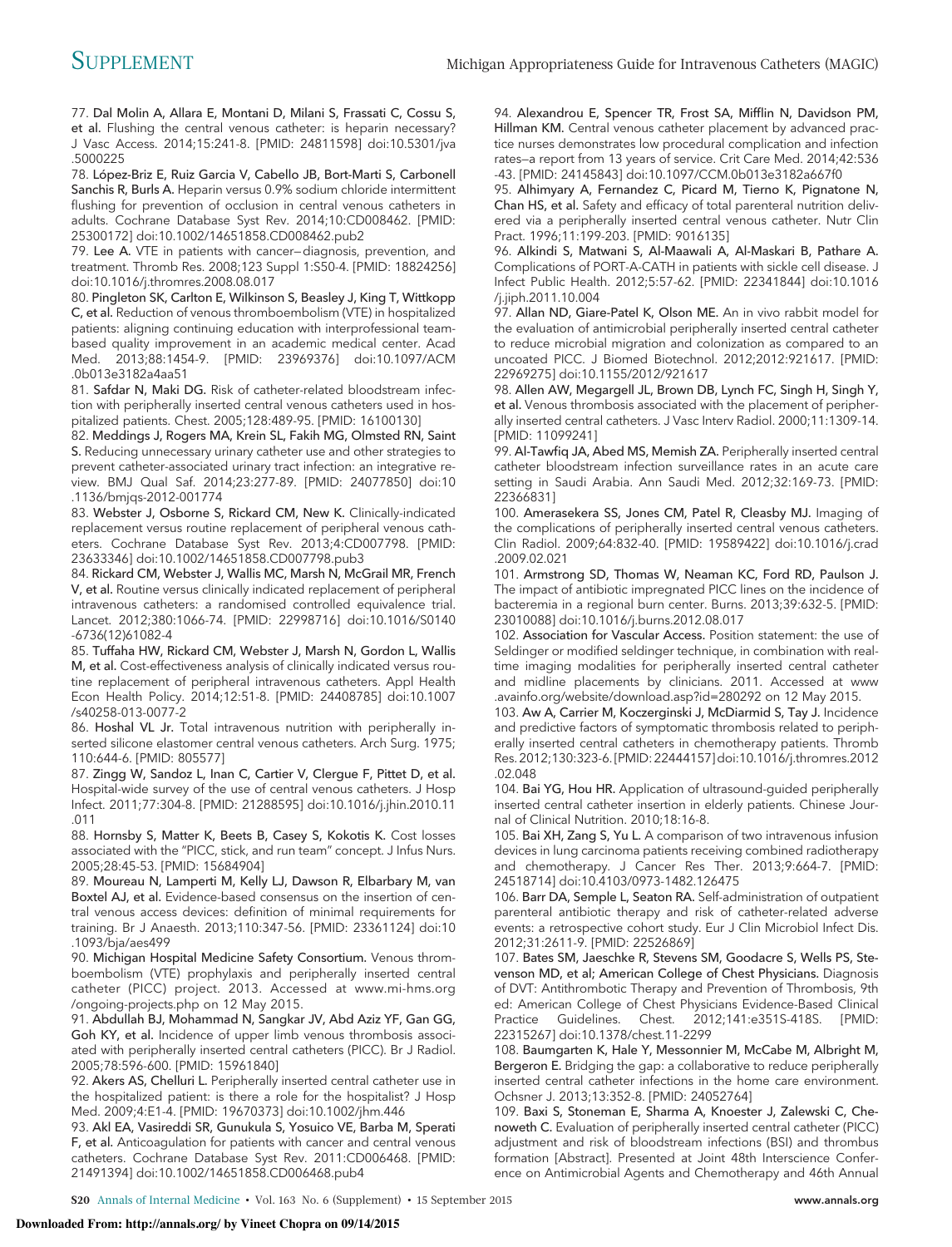77. **Dal Molin A, Allara E, Montani D, Milani S, Frassati C, Cossu S, et al.** Flushing the central venous catheter: is heparin necessary? J Vasc Access. 2014;15:241-8. [PMID: 24811598] doi:10.5301/jva.5000225

78. **López-Briz E, Ruiz Garcia V, Cabello JB, Bort-Marti S, Carbonell Sanchis R, Burls A.** Heparin versus 0.9% sodium chloride intermittent flushing for prevention of occlusion in central venous catheters in adults. Cochrane Database Syst Rev. 2014;10:CD008462. [PMID: 25300172] doi:10.1002/14651858.CD008462.pub2

79. **Lee A.** VTE in patients with cancer—diagnosis, prevention, and treatment. Thromb Res. 2008;123 Suppl 1:S50-4. [PMID: 18824256] doi:10.1016/j.thromres.2008.08.017

80. **Pingleton SK, Carlton E, Wilkinson S, Beasley J, King T, Wittkopp C, et al.** Reduction of venous thromboembolism (VTE) in hospitalized patients: aligning continuing education with interprofessional team-based quality improvement in an academic medical center. Acad Med. 2013;88:1454-9. [PMID: 23969376] doi:10.1097/ACM.0b013e3182a4aa51

81. **Safdar N, Maki DG.** Risk of catheter-related bloodstream infection with peripherally inserted central venous catheters used in hospitalized patients. Chest. 2005;128:489-95. [PMID: 16100130]

82. **Meddings J, Rogers MA, Krein SL, Fakih MG, Olmsted RN, Saint S.** Reducing unnecessary urinary catheter use and other strategies to prevent catheter-associated urinary tract infection: an integrative review. BMJ Qual Saf. 2014;23:277-89. [PMID: 24077850] doi:10.1136/bmjqs-2012-001774

83. **Webster J, Osborne S, Rickard CM, New K.** Clinically-indicated replacement versus routine replacement of peripheral venous catheters. Cochrane Database Syst Rev. 2013;4:CD007798. [PMID: 23633346] doi:10.1002/14651858.CD007798.pub3

84. **Rickard CM, Webster J, Wallis MC, Marsh N, McGrail MR, French V, et al.** Routine versus clinically indicated replacement of peripheral intravenous catheters: a randomised controlled equivalence trial. Lancet. 2012;380:1066-74. [PMID: 22998716] doi:10.1016/S0140-6736(12)61082-4

85. **Tuffaha HW, Rickard CM, Webster J, Marsh N, Gordon L, Wallis M, et al.** Cost-effectiveness analysis of clinically indicated versus routine replacement of peripheral intravenous catheters. Appl Health Econ Health Policy. 2014;12:51-8. [PMID: 24408785] doi:10.1007/s40258-013-0077-2

86. **Hoshal VL Jr.** Total intravenous nutrition with peripherally inserted silicone elastomer central venous catheters. Arch Surg. 1975;110:644-6. [PMID: 805577]

87. **Zingg W, Sandoz L, Inan C, Cartier V, Clergue F, Pittet D, et al.** Hospital-wide survey of the use of central venous catheters. J Hosp Infect. 2011;77:304-8. [PMID: 21288595] doi:10.1016/j.jhin.2010.11.011

88. **Hornsby S, Matter K, Beets B, Casey S, Kokotis K.** Cost losses associated with the "PICC, stick, and run team" concept. J Infus Nurs. 2005;28:45-53. [PMID: 15684904]

89. **Moureau N, Lamperti M, Kelly LJ, Dawson R, Elbarbary M, van Boxtel AJ, et al.** Evidence-based consensus on the insertion of central venous access devices: definition of minimal requirements for training. Br J Anaesth. 2013;110:347-56. [PMID: 23361124] doi:10.1093/bja/aes499

90. **Michigan Hospital Medicine Safety Consortium.** Venous thromboembolism (VTE) prophylaxis and peripherally inserted central catheter (PICC) project. 2013. Accessed at www.mi-hms.org/ongoing-projects.php on 12 May 2015.

91. **Abdullah BJ, Mohammad N, Sangkar JV, Abd Aziz YF, Gan GG, Goh KY, et al.** Incidence of upper limb venous thrombosis associated with peripherally inserted central catheters (PICC). Br J Radiol. 2005;78:596-600. [PMID: 15961840]

92. **Akers AS, Chelluri L.** Peripherally inserted central catheter use in the hospitalized patient: is there a role for the hospitalist? J Hosp Med. 2009;4:E1-4. [PMID: 19670373] doi:10.1002/jhm.446

93. **Akl EA, Vasireddi SR, Gunukula S, Yosuico VE, Barba M, Sperati F, et al.** Anticoagulation for patients with cancer and central venous catheters. Cochrane Database Syst Rev. 2011:CD006468. [PMID: 21491394] doi:10.1002/14651858.CD006468.pub4

94. **Alexandrou E, Spencer TR, Frost SA, Mifflin N, Davidson PM, Hillman KM.** Central venous catheter placement by advanced practice nurses demonstrates low procedural complication and infection rates—a report from 13 years of service. Crit Care Med. 2014;42:536-43. [PMID: 24145843] doi:10.1097/CCM.0b013e3182a667f0

95. **Alhimyary A, Fernandez C, Picard M, Tierno K, Pignatone N, Chan HS, et al.** Safety and efficacy of total parenteral nutrition delivered via a peripherally inserted central venous catheter. Nutr Clin Pract. 1996;11:199-203. [PMID: 9016135]

96. **Alkindi S, Matwani S, Al-Maawali A, Al-Maskari B, Pathare A.** Complications of PORT-A-CATH in patients with sickle cell disease. J Infect Public Health. 2012;5:57-62. [PMID: 22341844] doi:10.1016/j.jiph.2011.10.004

97. **Allan ND, Giare-Patel K, Olson ME.** An in vivo rabbit model for the evaluation of antimicrobial peripherally inserted central catheter to reduce microbial migration and colonization as compared to an uncoated PICC. J Biomed Biotechnol. 2012;2012:921617. [PMID: 22969275] doi:10.1155/2012/921617

98. **Allen AW, Megargell JL, Brown DB, Lynch FC, Singh H, Singh Y, et al.** Venous thrombosis associated with the placement of peripherally inserted central catheters. J Vasc Interv Radiol. 2000;11:1309-14. [PMID: 11099241]

99. **Al-Tawfiq JA, Abed MS, Memish ZA.** Peripherally inserted central catheter bloodstream infection surveillance rates in an acute care setting in Saudi Arabia. Ann Saudi Med. 2012;32:169-73. [PMID: 22366831]

100. **Amerasekera SS, Jones CM, Patel R, Cleasby MJ.** Imaging of the complications of peripherally inserted central venous catheters. Clin Radiol. 2009;64:832-40. [PMID: 19589422] doi:10.1016/j.crad.2009.02.021

101. **Armstrong SD, Thomas W, Neaman KC, Ford RD, Paulson J.** The impact of antibiotic impregnated PICC lines on the incidence of bacteremia in a regional burn center. Burns. 2013;39:632-5. [PMID: 23010088] doi:10.1016/j.burns.2012.08.017

102. **Association for Vascular Access.** Position statement: the use of Seldinger or modified seldinger technique, in combination with real-time imaging modalities for peripherally inserted central catheter and midline placements by clinicians. 2011. Accessed at www.avainfo.org/website/download.asp?id=280292 on 12 May 2015.

103. **Aw A, Carrier M, Koczerginski J, McDiarmid S, Tay J.** Incidence and predictive factors of symptomatic thrombosis related to peripherally inserted central catheters in chemotherapy patients. Thromb Res. 2012;130:323-6. [PMID: 22444157] doi:10.1016/j.thromres.2012.02.048

104. **Bai YG, Hou HR.** Application of ultrasound-guided peripherally inserted central catheter insertion in elderly patients. Chinese Journal of Clinical Nutrition. 2010;18:16-8.

105. **Bai XH, Zang S, Yu L.** A comparison of two intravenous infusion devices in lung carcinoma patients receiving combined radiotherapy and chemotherapy. J Cancer Res Ther. 2013;9:664-7. [PMID: 24518714] doi:10.4103/0973-1482.126475

106. **Barr DA, Semple L, Seaton RA.** Self-administration of outpatient parenteral antibiotic therapy and risk of catheter-related adverse events: a retrospective cohort study. Eur J Clin Microbiol Infect Dis. 2012;31:2611-9. [PMID: 22526869]

107. **Bates SM, Jaeschke R, Stevens SM, Goodacre S, Wells PS, Stevenson MD, et al; American College of Chest Physicians.** Diagnosis of DVT: Antithrombotic Therapy and Prevention of Thrombosis, 9th ed: American College of Chest Physicians Evidence-Based Clinical Practice Guidelines. Chest. 2012;141:e351S-418S. [PMID: 22315267] doi:10.1378/chest.11-2299

108. **Baumgarten K, Hale Y, Messonnier M, McCabe M, Albright M, Bergeron E.** Bridging the gap: a collaborative to reduce peripherally inserted central catheter infections in the home care environment. Ochsner J. 2013;13:352-8. [PMID: 24052764]

109. **Baxi S, Stoneman E, Sharma A, Knoester J, Zalewski C, Chenoweth C.** Evaluation of peripherally inserted central catheter (PICC) adjustment and risk of bloodstream infections (BSI) and thrombus formation [Abstract]. Presented at Joint 48th Interscience Conference on Antimicrobial Agents and Chemotherapy and 46th Annual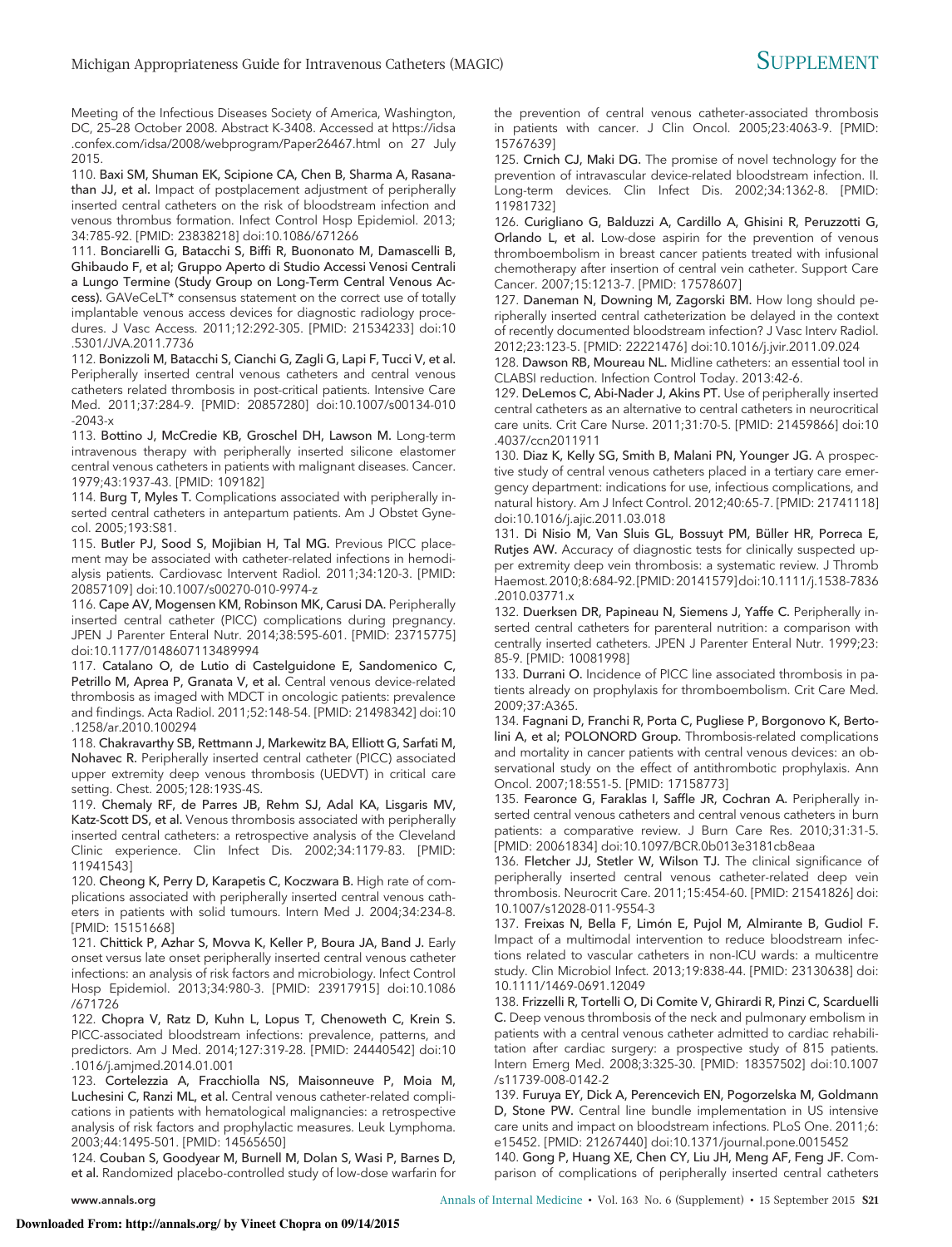Meeting of the Infectious Diseases Society of America, Washington, DC, 25–28 October 2008. Abstract K-3408. Accessed at https://idsa.confex.com/idsa/2008/webprogram/Paper26467.html on 27 July 2015.

110. **Baxi SM, Shuman EK, Scipione CA, Chen B, Sharma A, Rasanathan JJ, et al.** Impact of postplacement adjustment of peripherally inserted central catheters on the risk of bloodstream infection and venous thrombus formation. Infect Control Hosp Epidemiol. 2013;34:785-92. [PMID: 23838218] doi:10.1086/671266

111. **Bonciarelli G, Batacchi S, Biffi R, Buononato M, Damascelli B, Ghibaudo F, et al; Gruppo Aperto di Studio Accessi Venosi Centrali a Lungo Termine (Study Group on Long-Term Central Venous Access).** GAVeCeLT* consensus statement on the correct use of totally implantable venous access devices for diagnostic radiology procedures. J Vasc Access. 2011;12:292-305. [PMID: 21534233] doi:10.5301/JVA.2011.7736

112. **Bonizzoli M, Batacchi S, Cianchi G, Zagli G, Lapi F, Tucci V, et al.** Peripherally inserted central venous catheters and central venous catheters related thrombosis in post-critical patients. Intensive Care Med. 2011;37:284-9. [PMID: 20857280] doi:10.1007/s00134-010-2043-x

113. **Bottino J, McCredie KB, Groschel DH, Lawson M.** Long-term intravenous therapy with peripherally inserted silicone elastomer central venous catheters in patients with malignant diseases. Cancer. 1979;43:1937-43. [PMID: 109182]

114. **Burg T, Myles T.** Complications associated with peripherally inserted central catheters in antepartum patients. Am J Obstet Gynecol. 2005;193:S81.

115. **Butler PJ, Sood S, Mojibian H, Tal MG.** Previous PICC placement may be associated with catheter-related infections in hemodialysis patients. Cardiovasc Intervent Radiol. 2011;34:120-3. [PMID: 20857109] doi:10.1007/s00270-010-9974-z

116. **Cape AV, Mogensen KM, Robinson MK, Carusi DA.** Peripherally inserted central catheter (PICC) complications during pregnancy. JPEN J Parenter Enteral Nutr. 2014;38:595-601. [PMID: 23715775] doi:10.1177/0148607113489994

117. **Catalano O, de Lutio di Castelguidone E, Sandomenico C, Petrillo M, Aprea P, Granata V, et al.** Central venous device-related thrombosis as imaged with MDCT in oncologic patients: prevalence and findings. Acta Radiol. 2011;52:148-54. [PMID: 21498342] doi:10.1258/ar.2010.100294

118. **Chakravarthy SB, Rettmann J, Markewitz BA, Elliott G, Sarfati M, Nohavec R.** Peripherally inserted central catheter (PICC) associated upper extremity deep venous thrombosis (UEDVT) in critical care setting. Chest. 2005;128:193S-4S.

119. **Chemaly RF, de Parres JB, Rehm SJ, Adal KA, Lisgaris MV, Katz-Scott DS, et al.** Venous thrombosis associated with peripherally inserted central catheters: a retrospective analysis of the Cleveland Clinic experience. Clin Infect Dis. 2002;34:1179-83. [PMID: 11941543]

120. **Cheong K, Perry D, Karapetis C, Koczwara B.** High rate of complications associated with peripherally inserted central venous catheters in patients with solid tumours. Intern Med J. 2004;34:234-8. [PMID: 15151668]

121. **Chittick P, Azhar S, Movva K, Keller P, Boura JA, Band J.** Early onset versus late onset peripherally inserted central venous catheter infections: an analysis of risk factors and microbiology. Infect Control Hosp Epidemiol. 2013;34:980-3. [PMID: 23917915] doi:10.1086/671726

122. **Chopra V, Ratz D, Kuhn L, Lopus T, Chenoweth C, Krein S.** PICC-associated bloodstream infections: prevalence, patterns, and predictors. Am J Med. 2014;127:319-28. [PMID: 24440542] doi:10.1016/j.amjmed.2014.01.001

123. **Cortelezzia A, Fracchiolla NS, Maisonneuve P, Moia M, Luchesini C, Ranzi ML, et al.** Central venous catheter-related complications in patients with hematological malignancies: a retrospective analysis of risk factors and prophylactic measures. Leuk Lymphoma. 2003;44:1495-501. [PMID: 14565650]

124. **Couban S, Goodyear M, Burnell M, Dolan S, Wasi P, Barnes D, et al.** Randomized placebo-controlled study of low-dose warfarin for the prevention of central venous catheter-associated thrombosis in patients with cancer. J Clin Oncol. 2005;23:4063-9. [PMID: 15767639]

125. **Crnich CJ, Maki DG.** The promise of novel technology for the prevention of intravascular device-related bloodstream infection. II. Long-term devices. Clin Infect Dis. 2002;34:1362-8. [PMID: 11981732]

126. **Curigliano G, Balduzzi A, Cardillo A, Ghisini R, Peruzzotti G, Orlando L, et al.** Low-dose aspirin for the prevention of venous thromboembolism in breast cancer patients treated with infusional chemotherapy after insertion of central vein catheter. Support Care Cancer. 2007;15:1213-7. [PMID: 17578607]

127. **Daneman N, Downing M, Zagorski BM.** How long should peripherally inserted central catheterization be delayed in the context of recently documented bloodstream infection? J Vasc Interv Radiol. 2012;23:123-5. [PMID: 22221476] doi:10.1016/j.jvir.2011.09.024

128. **Dawson RB, Moureau NL.** Midline catheters: an essential tool in CLABSI reduction. Infection Control Today. 2013:42-6.

129. **DeLemos C, Abi-Nader J, Akins PT.** Use of peripherally inserted central catheters as an alternative to central catheters in neurocritical care units. Crit Care Nurse. 2011;31:70-5. [PMID: 21459866] doi:10.4037/ccn2011911

130. **Diaz K, Kelly SG, Smith B, Malani PN, Younger JG.** A prospective study of central venous catheters placed in a tertiary care emergency department: indications for use, infectious complications, and natural history. Am J Infect Control. 2012;40:65-7. [PMID: 21741118] doi:10.1016/j.ajic.2011.03.018

131. **Di Nisio M, Van Sluis GL, Bossuyt PM, Büller HR, Porreca E, Rutjes AW.** Accuracy of diagnostic tests for clinically suspected upper extremity deep vein thrombosis: a systematic review. J Thromb Haemost. 2010;8:684-92. [PMID: 20141579] doi:10.1111/j.1538-7836.2010.03771.x

132. **Duerksen DR, Papineau N, Siemens J, Yaffe C.** Peripherally inserted central catheters for parenteral nutrition: a comparison with centrally inserted catheters. JPEN J Parenter Enteral Nutr. 1999;23:85-9. [PMID: 10081998]

133. **Durrani O.** Incidence of PICC line associated thrombosis in patients already on prophylaxis for thromboembolism. Crit Care Med. 2009;37:A365.

134. **Fagnani D, Franchi R, Porta C, Pugliese P, Borgonovo K, Bertolini A, et al; POLONORD Group.** Thrombosis-related complications and mortality in cancer patients with central venous devices: an observational study on the effect of antithrombotic prophylaxis. Ann Oncol. 2007;18:551-5. [PMID: 17158773]

135. **Fearonce G, Faraklas I, Saffle JR, Cochran A.** Peripherally inserted central venous catheters and central venous catheters in burn patients: a comparative review. J Burn Care Res. 2010;31:31-5. [PMID: 20061834] doi:10.1097/BCR.0b013e3181cb8eaa

136. **Fletcher JJ, Stetler W, Wilson TJ.** The clinical significance of peripherally inserted central venous catheter-related deep vein thrombosis. Neurocrit Care. 2011;15:454-60. [PMID: 21541826] doi:10.1007/s12028-011-9554-3

137. **Freixas N, Bella F, Limón E, Pujol M, Almirante B, Gudiol F.** Impact of a multimodal intervention to reduce bloodstream infections related to vascular catheters in non-ICU wards: a multicentre study. Clin Microbiol Infect. 2013;19:838-44. [PMID: 23130638] doi:10.1111/1469-0691.12049

138. **Frizzelli R, Tortelli O, Di Comite V, Ghirardi R, Pinzi C, Scarduelli C.** Deep venous thrombosis of the neck and pulmonary embolism in patients with a central venous catheter admitted to cardiac rehabilitation after cardiac surgery: a prospective study of 815 patients. Intern Emerg Med. 2008;3:325-30. [PMID: 18357502] doi:10.1007/s11739-008-0142-2

139. **Furuya EY, Dick A, Perencevich EN, Pogorzelska M, Goldmann D, Stone PW.** Central line bundle implementation in US intensive care units and impact on bloodstream infections. PLoS One. 2011;6:e15452. [PMID: 21267440] doi:10.1371/journal.pone.0015452

140. **Gong P, Huang XE, Chen CY, Liu JH, Meng AF, Feng JF.** Comparison of complications of peripherally inserted central catheters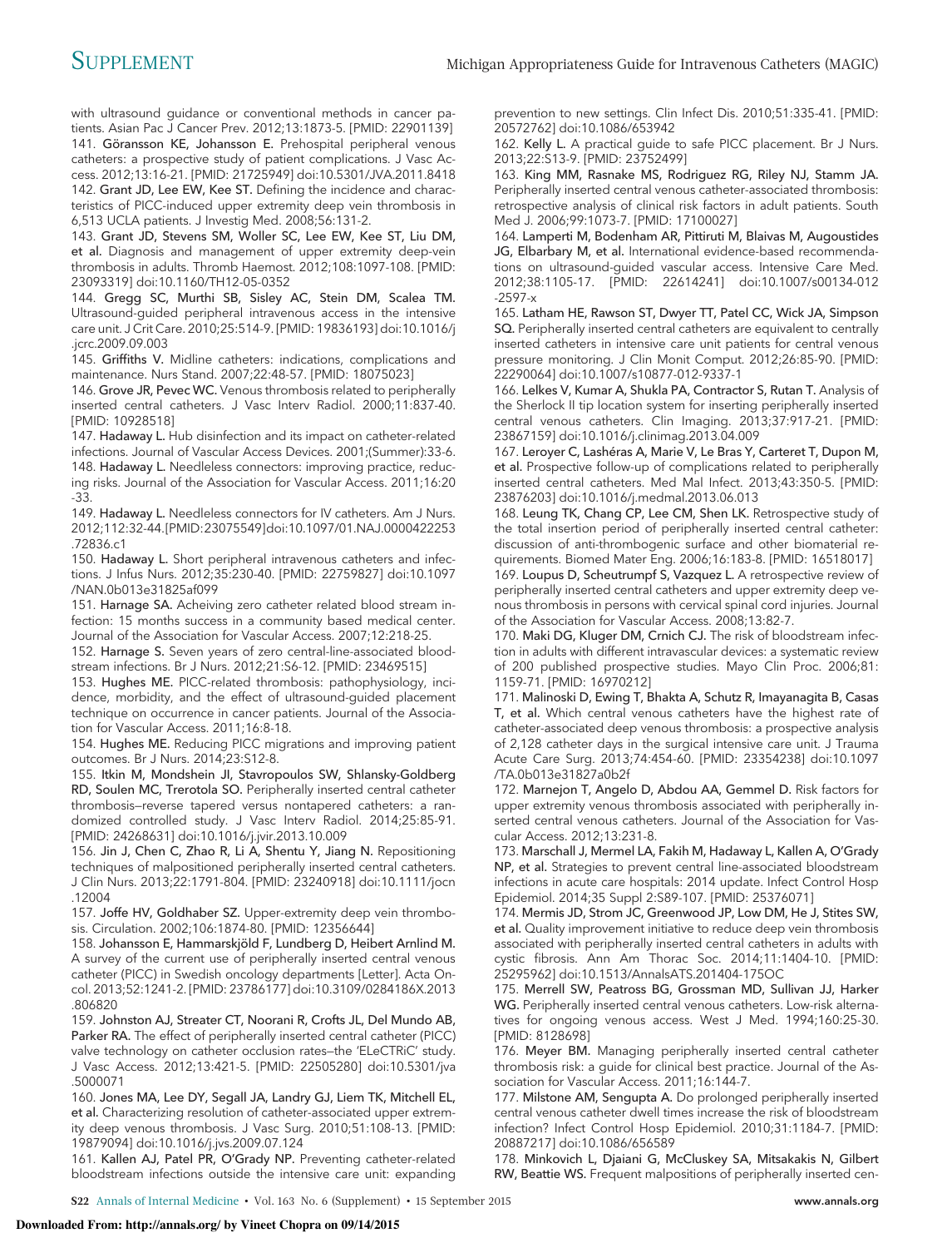with ultrasound guidance or conventional methods in cancer patients. Asian Pac J Cancer Prev. 2012;13:1873-5. [PMID: 22901139]

141. **Göransson KE, Johansson E.** Prehospital peripheral venous catheters: a prospective study of patient complications. J Vasc Access. 2012;13:16-21. [PMID: 21725949] doi:10.5301/JVA.2011.8418

142. **Grant JD, Lee EW, Kee ST.** Defining the incidence and characteristics of PICC-induced upper extremity deep vein thrombosis in 6,513 UCLA patients. J Investig Med. 2008;56:131-2.

143. **Grant JD, Stevens SM, Woller SC, Lee EW, Kee ST, Liu DM, et al.** Diagnosis and management of upper extremity deep-vein thrombosis in adults. Thromb Haemost. 2012;108:1097-108. [PMID: 23093319] doi:10.1160/TH12-05-0352

144. **Gregg SC, Murthi SB, Sisley AC, Stein DM, Scalea TM.** Ultrasound-guided peripheral intravenous access in the intensive care unit. J Crit Care. 2010;25:514-9. [PMID: 19836193] doi:10.1016/j.jcrc.2009.09.003

145. **Griffiths V.** Midline catheters: indications, complications and maintenance. Nurs Stand. 2007;22:48-57. [PMID: 18075023]

146. **Grove JR, Pevec WC.** Venous thrombosis related to peripherally inserted central catheters. J Vasc Interv Radiol. 2000;11:837-40. [PMID: 10928518]

147. **Hadaway L.** Hub disinfection and its impact on catheter-related infections. Journal of Vascular Access Devices. 2001;(Summer):33-6.

148. **Hadaway L.** Needleless connectors: improving practice, reducing risks. Journal of the Association for Vascular Access. 2011;16:20-33.

149. **Hadaway L.** Needleless connectors for IV catheters. Am J Nurs. 2012;112:32-44. [PMID: 23075549] doi:10.1097/01.NAJ.0000422253.72836.c1

150. **Hadaway L.** Short peripheral intravenous catheters and infections. J Infus Nurs. 2012;35:230-40. [PMID: 22759827] doi:10.1097/NAN.0b013e31825af099

151. **Harnage SA.** Acheiving zero catheter related blood stream infection: 15 months success in a community based medical center. Journal of the Association for Vascular Access. 2007;12:218-25.

152. **Harnage S.** Seven years of zero central-line-associated bloodstream infections. Br J Nurs. 2012;21:S6-12. [PMID: 23469515]

153. **Hughes ME.** PICC-related thrombosis: pathophysiology, incidence, morbidity, and the effect of ultrasound-guided placement technique on occurrence in cancer patients. Journal of the Association for Vascular Access. 2011;16:8-18.

154. **Hughes ME.** Reducing PICC migrations and improving patient outcomes. Br J Nurs. 2014;23:S12-8.

155. **Itkin M, Mondshein JI, Stavropoulos SW, Shlansky-Goldberg RD, Soulen MC, Trerotola SO.** Peripherally inserted central catheter thrombosis—reverse tapered versus nontapered catheters: a randomized controlled study. J Vasc Interv Radiol. 2014;25:85-91. [PMID: 24268631] doi:10.1016/j.jvir.2013.10.009

156. **Jin J, Chen C, Zhao R, Li A, Shentu Y, Jiang N.** Repositioning techniques of malpositioned peripherally inserted central catheters. J Clin Nurs. 2013;22:1791-804. [PMID: 23240918] doi:10.1111/jocn.12004

157. **Joffe HV, Goldhaber SZ.** Upper-extremity deep vein thrombosis. Circulation. 2002;106:1874-80. [PMID: 12356644]

158. **Johansson E, Hammarskjöld F, Lundberg D, Heibert Arnlind M.** A survey of the current use of peripherally inserted central venous catheter (PICC) in Swedish oncology departments [Letter]. Acta Oncol. 2013;52:1241-2. [PMID: 23786177] doi:10.3109/0284186X.2013.806820

159. **Johnston AJ, Streater CT, Noorani R, Crofts JL, Del Mundo AB, Parker RA.** The effect of peripherally inserted central catheter (PICC) valve technology on catheter occlusion rates—the 'ELeCTRiC' study. J Vasc Access. 2012;13:421-5. [PMID: 22505280] doi:10.5301/jva.5000071

160. **Jones MA, Lee DY, Segall JA, Landry GJ, Liem TK, Mitchell EL, et al.** Characterizing resolution of catheter-associated upper extremity deep venous thrombosis. J Vasc Surg. 2010;51:108-13. [PMID: 19879094] doi:10.1016/j.jvs.2009.07.124

161. **Kallen AJ, Patel PR, O'Grady NP.** Preventing catheter-related bloodstream infections outside the intensive care unit: expanding prevention to new settings. Clin Infect Dis. 2010;51:335-41. [PMID: 20572762] doi:10.1086/653942

162. **Kelly L.** A practical guide to safe PICC placement. Br J Nurs. 2013;22:S13-9. [PMID: 23752499]

163. **King MM, Rasnake MS, Rodriguez RG, Riley NJ, Stamm JA.** Peripherally inserted central venous catheter-associated thrombosis: retrospective analysis of clinical risk factors in adult patients. South Med J. 2006;99:1073-7. [PMID: 17100027]

164. **Lamperti M, Bodenham AR, Pittiruti M, Blaivas M, Augoustides JG, Elbarbary M, et al.** International evidence-based recommendations on ultrasound-guided vascular access. Intensive Care Med. 2012;38:1105-17. [PMID: 22614241] doi:10.1007/s00134-012-2597-x

165. **Latham HE, Rawson ST, Dwyer TT, Patel CC, Wick JA, Simpson SQ.** Peripherally inserted central catheters are equivalent to centrally inserted catheters in intensive care unit patients for central venous pressure monitoring. J Clin Monit Comput. 2012;26:85-90. [PMID: 22290064] doi:10.1007/s10877-012-9337-1

166. **Lelkes V, Kumar A, Shukla PA, Contractor S, Rutan T.** Analysis of the Sherlock II tip location system for inserting peripherally inserted central venous catheters. Clin Imaging. 2013;37:917-21. [PMID: 23867159] doi:10.1016/j.clinimag.2013.04.009

167. **Leroyer C, Lashéras A, Marie V, Le Bras Y, Carteret T, Dupon M, et al.** Prospective follow-up of complications related to peripherally inserted central catheters. Med Mal Infect. 2013;43:350-5. [PMID: 23876203] doi:10.1016/j.medmal.2013.06.013

168. **Leung TK, Chang CP, Lee CM, Shen LK.** Retrospective study of the total insertion period of peripherally inserted central catheter: discussion of anti-thrombogenic surface and other biomaterial requirements. Biomed Mater Eng. 2006;16:183-8. [PMID: 16518017]

169. **Loupus D, Scheutrumpf S, Vazquez L.** A retrospective review of peripherally inserted central catheters and upper extremity deep venous thrombosis in persons with cervical spinal cord injuries. Journal of the Association for Vascular Access. 2008;13:82-7.

170. **Maki DG, Kluger DM, Crnich CJ.** The risk of bloodstream infection in adults with different intravascular devices: a systematic review of 200 published prospective studies. Mayo Clin Proc. 2006;81:1159-71. [PMID: 16970212]

171. **Malinoski D, Ewing T, Bhakta A, Schutz R, Imayanagita B, Casas T, et al.** Which central venous catheters have the highest rate of catheter-associated deep venous thrombosis: a prospective analysis of 2,128 catheter days in the surgical intensive care unit. J Trauma Acute Care Surg. 2013;74:454-60. [PMID: 23354238] doi:10.1097/TA.0b013e31827a0b2f

172. **Marnejon T, Angelo D, Abdou AA, Gemmel D.** Risk factors for upper extremity venous thrombosis associated with peripherally inserted central venous catheters. Journal of the Association for Vascular Access. 2012;13:231-8.

173. **Marschall J, Mermel LA, Fakih M, Hadaway L, Kallen A, O'Grady NP, et al.** Strategies to prevent central line-associated bloodstream infections in acute care hospitals: 2014 update. Infect Control Hosp Epidemiol. 2014;35 Suppl 2:S89-107. [PMID: 25376071]

174. **Mermis JD, Strom JC, Greenwood JP, Low DM, He J, Stites SW, et al.** Quality improvement initiative to reduce deep vein thrombosis associated with peripherally inserted central catheters in adults with cystic fibrosis. Ann Am Thorac Soc. 2014;11:1404-10. [PMID: 25295962] doi:10.1513/AnnalsATS.201404-175OC

175. **Merrell SW, Peatross BG, Grossman MD, Sullivan JJ, Harker WG.** Peripherally inserted central venous catheters. Low-risk alternatives for ongoing venous access. West J Med. 1994;160:25-30. [PMID: 8128698]

176. **Meyer BM.** Managing peripherally inserted central catheter thrombosis risk: a guide for clinical best practice. Journal of the Association for Vascular Access. 2011;16:144-7.

177. **Milstone AM, Sengupta A.** Do prolonged peripherally inserted central venous catheter dwell times increase the risk of bloodstream infection? Infect Control Hosp Epidemiol. 2010;31:1184-7. [PMID: 20887217] doi:10.1086/656589

178. **Minkovich L, Djaiani G, McCluskey SA, Mitsakakis N, Gilbert RW, Beattie WS.** Frequent malpositions of peripherally inserted cen-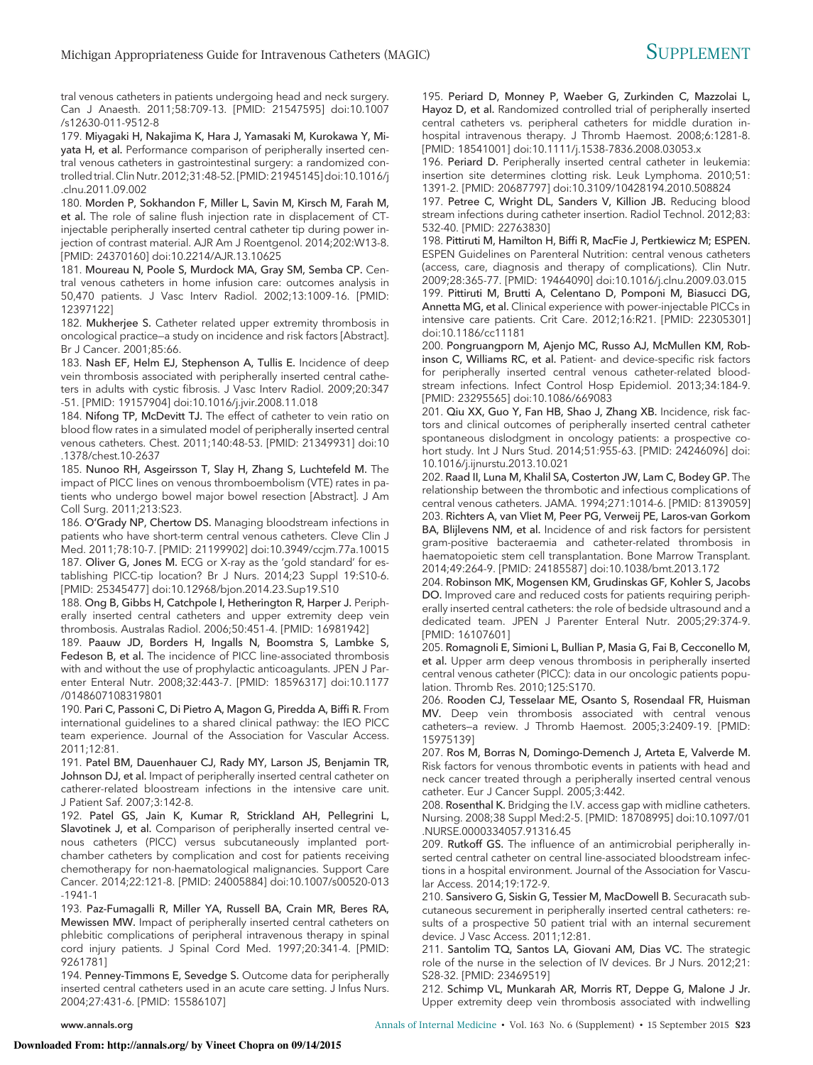tral venous catheters in patients undergoing head and neck surgery. Can J Anaesth. 2011;58:709-13. [PMID: 21547595] doi:10.1007/s12630-011-9512-8

179. **Miyagaki H, Nakajima K, Hara J, Yamasaki M, Kurokawa Y, Miyata H, et al.** Performance comparison of peripherally inserted central venous catheters in gastrointestinal surgery: a randomized controlled trial. Clin Nutr. 2012;31:48-52. [PMID: 21945145] doi:10.1016/j.clnu.2011.09.002

180. **Morden P, Sokhandon F, Miller L, Savin M, Kirsch M, Farah M, et al.** The role of saline flush injection rate in displacement of CT-injectable peripherally inserted central catheter tip during power injection of contrast material. AJR Am J Roentgenol. 2014;202:W13-8. [PMID: 24370160] doi:10.2214/AJR.13.10625

181. **Moureau N, Poole S, Murdock MA, Gray SM, Semba CP.** Central venous catheters in home infusion care: outcomes analysis in 50,470 patients. J Vasc Interv Radiol. 2002;13:1009-16. [PMID: 12397122]

182. **Mukherjee S.** Catheter related upper extremity thrombosis in oncological practice—a study on incidence and risk factors [Abstract]. Br J Cancer. 2001;85:66.

183. **Nash EF, Helm EJ, Stephenson A, Tullis E.** Incidence of deep vein thrombosis associated with peripherally inserted central catheters in adults with cystic fibrosis. J Vasc Interv Radiol. 2009;20:347-51. [PMID: 19157904] doi:10.1016/j.jvir.2008.11.018

184. **Nifong TP, McDevitt TJ.** The effect of catheter to vein ratio on blood flow rates in a simulated model of peripherally inserted central venous catheters. Chest. 2011;140:48-53. [PMID: 21349931] doi:10.1378/chest.10-2637

185. **Nunoo RH, Asgeirsson T, Slay H, Zhang S, Luchtefeld M.** The impact of PICC lines on venous thromboembolism (VTE) rates in patients who undergo bowel major bowel resection [Abstract]. J Am Coll Surg. 2011;213:S23.

186. **O'Grady NP, Chertow DS.** Managing bloodstream infections in patients who have short-term central venous catheters. Cleve Clin J Med. 2011;78:10-7. [PMID: 21199902] doi:10.3949/ccjm.77a.10015

187. **Oliver G, Jones M.** ECG or X-ray as the 'gold standard' for establishing PICC-tip location? Br J Nurs. 2014;23 Suppl 19:S10-6. [PMID: 25345477] doi:10.12968/bjon.2014.23.Sup19.S10

188. **Ong B, Gibbs H, Catchpole I, Hetherington R, Harper J.** Peripherally inserted central catheters and upper extremity deep vein thrombosis. Australas Radiol. 2006;50:451-4. [PMID: 16981942]

189. **Paauw JD, Borders H, Ingalls N, Boomstra S, Lambke S, Fedeson B, et al.** The incidence of PICC line-associated thrombosis with and without the use of prophylactic anticoagulants. JPEN J Parenter Enteral Nutr. 2008;32:443-7. [PMID: 18596317] doi:10.1177/0148607108319801

190. **Pari C, Passoni C, Di Pietro A, Magon G, Piredda A, Biffi R.** From international guidelines to a shared clinical pathway: the IEO PICC team experience. Journal of the Association for Vascular Access. 2011;12:81.

191. **Patel BM, Dauenhauer CJ, Rady MY, Larson JS, Benjamin TR, Johnson DJ, et al.** Impact of peripherally inserted central catheter on catherer-related bloostream infections in the intensive care unit. J Patient Saf. 2007;3:142-8.

192. **Patel GS, Jain K, Kumar R, Strickland AH, Pellegrini L, Slavotinek J, et al.** Comparison of peripherally inserted central venous catheters (PICC) versus subcutaneously implanted port-chamber catheters by complication and cost for patients receiving chemotherapy for non-haematological malignancies. Support Care Cancer. 2014;22:121-8. [PMID: 24005884] doi:10.1007/s00520-013-1941-1

193. **Paz-Fumagalli R, Miller YA, Russell BA, Crain MR, Beres RA, Mewissen MW.** Impact of peripherally inserted central catheters on phlebitic complications of peripheral intravenous therapy in spinal cord injury patients. J Spinal Cord Med. 1997;20:341-4. [PMID: 9261781]

194. **Penney-Timmons E, Sevedge S.** Outcome data for peripherally inserted central catheters used in an acute care setting. J Infus Nurs. 2004;27:431-6. [PMID: 15586107]

195. **Periard D, Monney P, Waeber G, Zurkinden C, Mazzolai L, Hayoz D, et al.** Randomized controlled trial of peripherally inserted central catheters vs. peripheral catheters for middle duration in-hospital intravenous therapy. J Thromb Haemost. 2008;6:1281-8. [PMID: 18541001] doi:10.1111/j.1538-7836.2008.03053.x

196. **Periard D.** Peripherally inserted central catheter in leukemia: insertion site determines clotting risk. Leuk Lymphoma. 2010;51: 1391-2. [PMID: 20687797] doi:10.3109/10428194.2010.508824

197. **Petree C, Wright DL, Sanders V, Killion JB.** Reducing blood stream infections during catheter insertion. Radiol Technol. 2012;83: 532-40. [PMID: 22763830]

198. **Pittiruti M, Hamilton H, Biffi R, MacFie J, Pertkiewicz M; ESPEN.** ESPEN Guidelines on Parenteral Nutrition: central venous catheters (access, care, diagnosis and therapy of complications). Clin Nutr. 2009;28:365-77. [PMID: 19464090] doi:10.1016/j.clnu.2009.03.015

199. **Pittiruti M, Brutti A, Celentano D, Pomponi M, Biasucci DG, Annetta MG, et al.** Clinical experience with power-injectable PICCs in intensive care patients. Crit Care. 2012;16:R21. [PMID: 22305301] doi:10.1186/cc11181

200. **Pongruangporn M, Ajenjo MC, Russo AJ, McMullen KM, Robinson C, Williams RC, et al.** Patient- and device-specific risk factors for peripherally inserted central venous catheter-related bloodstream infections. Infect Control Hosp Epidemiol. 2013;34:184-9. [PMID: 23295565] doi:10.1086/669083

201. **Qiu XX, Guo Y, Fan HB, Shao J, Zhang XB.** Incidence, risk factors and clinical outcomes of peripherally inserted central catheter spontaneous dislodgment in oncology patients: a prospective cohort study. Int J Nurs Stud. 2014;51:955-63. [PMID: 24246096] doi:10.1016/j.ijnurstu.2013.10.021

202. **Raad II, Luna M, Khalil SA, Costerton JW, Lam C, Bodey GP.** The relationship between the thrombotic and infectious complications of central venous catheters. JAMA. 1994;271:1014-6. [PMID: 8139059]

203. **Richters A, van Vliet M, Peer PG, Verweij PE, Laros-van Gorkom BA, Blijlevens NM, et al.** Incidence of and risk factors for persistent gram-positive bacteraemia and catheter-related thrombosis in haematopoietic stem cell transplantation. Bone Marrow Transplant. 2014;49:264-9. [PMID: 24185587] doi:10.1038/bmt.2013.172

204. **Robinson MK, Mogensen KM, Grudinskas GF, Kohler S, Jacobs DO.** Improved care and reduced costs for patients requiring peripherally inserted central catheters: the role of bedside ultrasound and a dedicated team. JPEN J Parenter Enteral Nutr. 2005;29:374-9. [PMID: 16107601]

205. **Romagnoli E, Simioni L, Bullian P, Masia G, Fai B, Cecconello M, et al.** Upper arm deep venous thrombosis in peripherally inserted central venous catheter (PICC): data in our oncologic patients population. Thromb Res. 2010;125:S170.

206. **Rooden CJ, Tesselaar ME, Osanto S, Rosendaal FR, Huisman MV.** Deep vein thrombosis associated with central venous catheters—a review. J Thromb Haemost. 2005;3:2409-19. [PMID: 15975139]

207. **Ros M, Borras N, Domingo-Demench J, Arteta E, Valverde M.** Risk factors for venous thrombotic events in patients with head and neck cancer treated through a peripherally inserted central venous catheter. Eur J Cancer Suppl. 2005;3:442.

208. **Rosenthal K.** Bridging the I.V. access gap with midline catheters. Nursing. 2008;38 Suppl Med:2-5. [PMID: 18708995] doi:10.1097/01.NURSE.0000334057.91316.45

209. **Rutkoff GS.** The influence of an antimicrobial peripherally inserted central catheter on central line-associated bloodstream infections in a hospital environment. Journal of the Association for Vascular Access. 2014;19:172-9.

210. **Sansivero G, Siskin G, Tessier M, MacDowell B.** Securacath subcutaneous securement in peripherally inserted central catheters: results of a prospective 50 patient trial with an internal securement device. J Vasc Access. 2011;12:81.

211. **Santolim TQ, Santos LA, Giovani AM, Dias VC.** The strategic role of the nurse in the selection of IV devices. Br J Nurs. 2012;21: S28-32. [PMID: 23469519]

212. **Schimp VL, Munkarah AR, Morris RT, Deppe G, Malone J Jr.** Upper extremity deep vein thrombosis associated with indwelling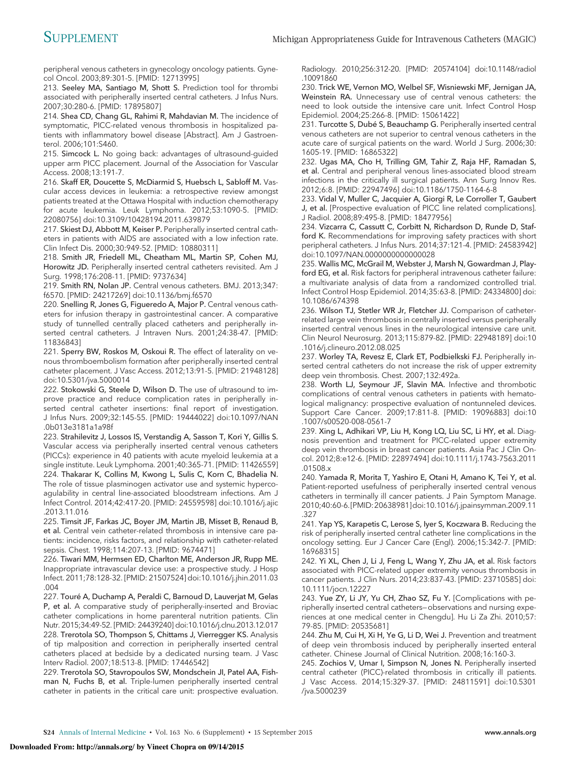peripheral venous catheters in gynecology oncology patients. Gynecol Oncol. 2003;89:301-5. [PMID: 12713995]

213. Seeley MA, Santiago M, Shott S. Prediction tool for thrombi associated with peripherally inserted central catheters. J Infus Nurs. 2007;30:280-6. [PMID: 17895807]

214. Shea CD, Chang GL, Rahimi R, Mahdavian M. The incidence of symptomatic, PICC-related venous thrombosis in hospitalized patients with inflammatory bowel disease [Abstract]. Am J Gastroenterol. 2006;101:S460.

215. Simcock L. No going back: advantages of ultrasound-guided upper arm PICC placement. Journal of the Association for Vascular Access. 2008;13:191-7.

216. Skaff ER, Doucette S, McDiarmid S, Huebsch L, Sabloff M. Vascular access devices in leukemia: a retrospective review amongst patients treated at the Ottawa Hospital with induction chemotherapy for acute leukemia. Leuk Lymphoma. 2012;53:1090-5. [PMID: 22080756] doi:10.3109/10428194.2011.639879

217. Skiest DJ, Abbott M, Keiser P. Peripherally inserted central catheters in patients with AIDS are associated with a low infection rate. Clin Infect Dis. 2000;30:949-52. [PMID: 10880311]

218. Smith JR, Friedell ML, Cheatham ML, Martin SP, Cohen MJ, Horowitz JD. Peripherally inserted central catheters revisited. Am J Surg. 1998;176:208-11. [PMID: 9737634]

219. Smith RN, Nolan JP. Central venous catheters. BMJ. 2013;347: f6570. [PMID: 24217269] doi:10.1136/bmj.f6570

220. Snelling R, Jones G, Figueredo A, Major P. Central venous catheters for infusion therapy in gastrointestinal cancer. A comparative study of tunnelled centrally placed catheters and peripherally inserted central catheters. J Intraven Nurs. 2001;24:38-47. [PMID: 11836843]

221. Sperry BW, Roskos M, Oskoui R. The effect of laterality on venous thromboembolism formation after peripherally inserted central catheter placement. J Vasc Access. 2012;13:91-5. [PMID: 21948128] doi:10.5301/jva.5000014

222. Stokowski G, Steele D, Wilson D. The use of ultrasound to improve practice and reduce complication rates in peripherally inserted central catheter insertions: final report of investigation. J Infus Nurs. 2009;32:145-55. [PMID: 19444022] doi:10.1097/NAN.0b013e3181a1a98f

223. Strahilevitz J, Lossos IS, Verstandig A, Sasson T, Kori Y, Gillis S. Vascular access via peripherally inserted central venous catheters (PICCs): experience in 40 patients with acute myeloid leukemia at a single institute. Leuk Lymphoma. 2001;40:365-71. [PMID: 11426559]

224. Thakarar K, Collins M, Kwong L, Sulis C, Korn C, Bhadelia N. The role of tissue plasminogen activator use and systemic hypercoagulability in central line-associated bloodstream infections. Am J Infect Control. 2014;42:417-20. [PMID: 24559598] doi:10.1016/j.ajic.2013.11.016

225. Timsit JF, Farkas JC, Boyer JM, Martin JB, Misset B, Renaud B, et al. Central vein catheter-related thrombosis in intensive care patients: incidence, risks factors, and relationship with catheter-related sepsis. Chest. 1998;114:207-13. [PMID: 9674471]

226. Tiwari MM, Hermsen ED, Charlton ME, Anderson JR, Rupp ME. Inappropriate intravascular device use: a prospective study. J Hosp Infect. 2011;78:128-32. [PMID: 21507524] doi:10.1016/j.jhin.2011.03.004

227. Touré A, Duchamp A, Peraldi C, Barnoud D, Lauverjat M, Gelas P, et al. A comparative study of peripherally-inserted and Broviac catheter complications in home parenteral nutrition patients. Clin Nutr. 2015;34:49-52. [PMID: 24439240] doi:10.1016/j.clnu.2013.12.017

228. Trerotola SO, Thompson S, Chittams J, Vierregger KS. Analysis of tip malposition and correction in peripherally inserted central catheters placed at bedside by a dedicated nursing team. J Vasc Interv Radiol. 2007;18:513-8. [PMID: 17446542]

229. Trerotola SO, Stavropoulos SW, Mondschein JI, Patel AA, Fishman N, Fuchs B, et al. Triple-lumen peripherally inserted central catheter in patients in the critical care unit: prospective evaluation. Radiology. 2010;256:312-20. [PMID: 20574104] doi:10.1148/radiol.10091860

230. Trick WE, Vernon MO, Welbel SF, Wisniewski MF, Jernigan JA, Weinstein RA. Unnecessary use of central venous catheters: the need to look outside the intensive care unit. Infect Control Hosp Epidemiol. 2004;25:266-8. [PMID: 15061422]

231. Turcotte S, Dubé S, Beauchamp G. Peripherally inserted central venous catheters are not superior to central venous catheters in the acute care of surgical patients on the ward. World J Surg. 2006;30: 1605-19. [PMID: 16865322]

232. Ugas MA, Cho H, Trilling GM, Tahir Z, Raja HF, Ramadan S, et al. Central and peripheral venous lines-associated blood stream infections in the critically ill surgical patients. Ann Surg Innov Res. 2012;6:8. [PMID: 22947496] doi:10.1186/1750-1164-6-8

233. Vidal V, Muller C, Jacquier A, Giorgi R, Le Corroller T, Gaubert J, et al. [Prospective evaluation of PICC line related complications]. J Radiol. 2008;89:495-8. [PMID: 18477956]

234. Vizcarra C, Cassutt C, Corbitt N, Richardson D, Runde D, Stafford K. Recommendations for improving safety practices with short peripheral catheters. J Infus Nurs. 2014;37:121-4. [PMID: 24583942] doi:10.1097/NAN.0000000000000028

235. Wallis MC, McGrail M, Webster J, Marsh N, Gowardman J, Playford EG, et al. Risk factors for peripheral intravenous catheter failure: a multivariate analysis of data from a randomized controlled trial. Infect Control Hosp Epidemiol. 2014;35:63-8. [PMID: 24334800] doi:10.1086/674398

236. Wilson TJ, Stetler WR Jr, Fletcher JJ. Comparison of catheter-related large vein thrombosis in centrally inserted versus peripherally inserted central venous lines in the neurological intensive care unit. Clin Neurol Neurosurg. 2013;115:879-82. [PMID: 22948189] doi:10.1016/j.clineuro.2012.08.025

237. Worley TA, Revesz E, Clark ET, Podbielski FJ. Peripherally inserted central catheters do not increase the risk of upper extremity deep vein thrombosis. Chest. 2007;132:492a.

238. Worth LJ, Seymour JF, Slavin MA. Infective and thrombotic complications of central venous catheters in patients with hematological malignancy: prospective evaluation of nontunneled devices. Support Care Cancer. 2009;17:811-8. [PMID: 19096883] doi:10.1007/s00520-008-0561-7

239. Xing L, Adhikari VP, Liu H, Kong LQ, Liu SC, Li HY, et al. Diagnosis prevention and treatment for PICC-related upper extremity deep vein thrombosis in breast cancer patients. Asia Pac J Clin Oncol. 2012;8:e12-6. [PMID: 22897494] doi:10.1111/j.1743-7563.2011.01508.x

240. Yamada R, Morita T, Yashiro E, Otani H, Amano K, Tei Y, et al. Patient-reported usefulness of peripherally inserted central venous catheters in terminally ill cancer patients. J Pain Symptom Manage. 2010;40:60-6. [PMID: 20638981] doi:10.1016/j.jpainsymman.2009.11.327

241. Yap YS, Karapetis C, Lerose S, Iyer S, Koczwara B. Reducing the risk of peripherally inserted central catheter line complications in the oncology setting. Eur J Cancer Care (Engl). 2006;15:342-7. [PMID: 16968315]

242. Yi XL, Chen J, Li J, Feng L, Wang Y, Zhu JA, et al. Risk factors associated with PICC-related upper extremity venous thrombosis in cancer patients. J Clin Nurs. 2014;23:837-43. [PMID: 23710585] doi:10.1111/jocn.12227

243. Yue ZY, Li JY, Yu CH, Zhao SZ, Fu Y. [Complications with peripherally inserted central catheters—observations and nursing experiences at one medical center in Chengdu]. Hu Li Za Zhi. 2010;57: 79-85. [PMID: 20535681]

244. Zhu M, Cui H, Xi H, Ye G, Li D, Wei J. Prevention and treatment of deep vein thrombosis induced by peripherally inserted enteral catheter. Chinese Journal of Clinical Nutrition. 2008;16:160-3.

245. Zochios V, Umar I, Simpson N, Jones N. Peripherally inserted central catheter (PICC)-related thrombosis in critically ill patients. J Vasc Access. 2014;15:329-37. [PMID: 24811591] doi:10.5301/jva.5000239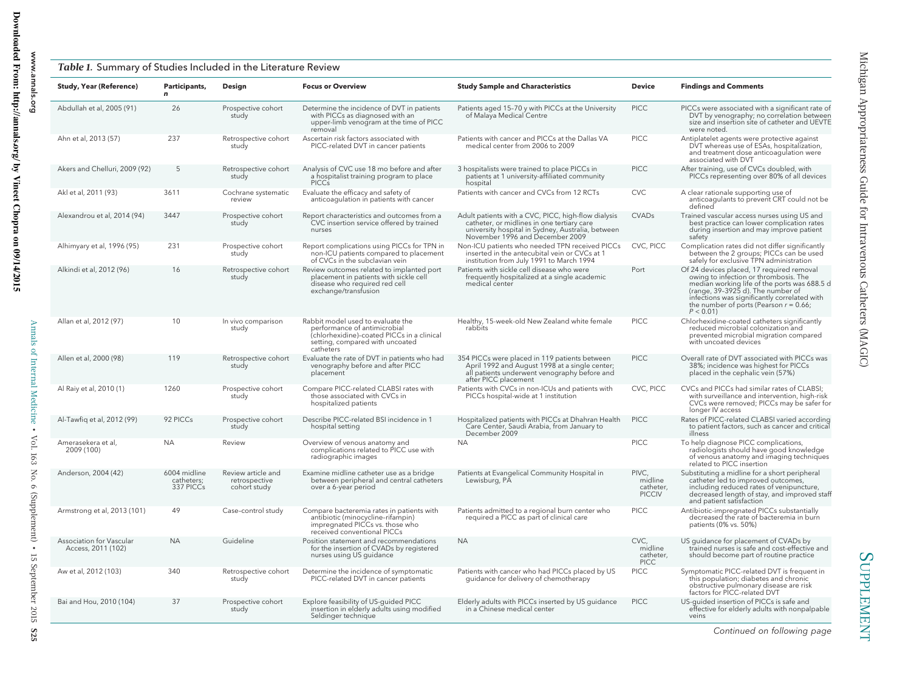*Table 1.* Summary of Studies Included in the Literature Review

| Study, Year (Reference) | Participants, *n* | Design | Focus or Overview | Study Sample and Characteristics | Device | Findings and Comments |
|---|---|---|---|---|---|---|
| Abdullah et al, 2005 (91) | 26 | Prospective cohort study | Determine the incidence of DVT in patients with PICCs as diagnosed with an upper-limb venogram at the time of PICC removal | Patients aged 15–70 y with PICCs at the University of Malaya Medical Centre | PICC | PICCs were associated with a significant rate of DVT by venography; no correlation between size and insertion site of catheter and UEVTE were noted. |
| Ahn et al, 2013 (57) | 237 | Retrospective cohort study | Ascertain risk factors associated with PICC-related DVT in cancer patients | Patients with cancer and PICCs at the Dallas VA medical center from 2006 to 2009 | PICC | Antiplatelet agents were protective against DVT whereas use of ESAs, hospitalization, and treatment dose anticoagulation were associated with DVT |
| Akers and Chelluri, 2009 (92) | 5 | Retrospective cohort study | Analysis of CVC use 18 mo before and after a hospitalist training program to place PICCs | 3 hospitalists were trained to place PICCs in patients at 1 university-affiliated community hospital | PICC | After training, use of CVCs doubled, with PICCs representing over 80% of all devices |
| Akl et al, 2011 (93) | 3611 | Cochrane systematic review | Evaluate the efficacy and safety of anticoagulation in patients with cancer | Patients with cancer and CVCs from 12 RCTs | CVC | A clear rationale supporting use of anticoagulants to prevent CRT could not be defined |
| Alexandrou et al, 2014 (94) | 3447 | Prospective cohort study | Report characteristics and outcomes from a CVC insertion service offered by trained nurses | Adult patients with a CVC, PICC, high-flow dialysis catheter, or midlines in one tertiary care university hospital in Sydney, Australia, between November 1996 and December 2009 | CVADs | Trained vascular access nurses using US and best practice can lower complication rates during insertion and may improve patient safety |
| Alhimyary et al, 1996 (95) | 231 | Prospective cohort study | Report complications using PICCs for TPN in non-ICU patients compared to placement of CVCs in the subclavian vein | Non-ICU patients who needed TPN received PICCs inserted in the antecubital vein or CVCs at 1 institution from July 1991 to March 1994 | CVC, PICC | Complication rates did not differ significantly between the 2 groups; PICCs can be used safely for exclusive TPN administration |
| Alkindi et al, 2012 (96) | 16 | Retrospective cohort study | Review outcomes related to implanted port placement in patients with sickle cell disease who required red cell exchange/transfusion | Patients with sickle cell disease who were frequently hospitalized at a single academic medical center | Port | Of 24 devices placed, 17 required removal owing to infection or thrombosis. The median working life of the ports was 688.5 d (range, 39–3925 d). The number of infections was significantly correlated with the number of ports (Pearson $r = 0.66$; $P < 0.01$) |
| Allan et al, 2012 (97) | 10 | In vivo comparison study | Rabbit model used to evaluate the performance of antimicrobial (chlorhexidine)-coated PICCs in a clinical setting, compared with uncoated catheters | Healthy, 15-week-old New Zealand white female rabbits | PICC | Chlorhexidine-coated catheters significantly reduced microbial colonization and prevented microbial migration compared with uncoated devices |
| Allen et al, 2000 (98) | 119 | Retrospective cohort study | Evaluate the rate of DVT in patients who had venography before and after PICC placement | 354 PICCs were placed in 119 patients between April 1992 and August 1998 at a single center; all patients underwent venography before and after PICC placement | PICC | Overall rate of DVT associated with PICCs was 38%; incidence was highest for PICCs placed in the cephalic vein (57%) |
| Al Raiy et al, 2010 (1) | 1260 | Prospective cohort study | Compare PICC-related CLABSI rates with those associated with CVCs in hospitalized patients | Patients with CVCs in non-ICUs and patients with PICCs hospital-wide at 1 institution | CVC, PICC | CVCs and PICCs had similar rates of CLABSI; with surveillance and intervention, high-risk CVCs were removed; PICCs may be safer for longer IV access |
| Al-Tawfiq et al, 2012 (99) | 92 PICCs | Prospective cohort study | Describe PICC-related BSI incidence in 1 hospital setting | Hospitalized patients with PICCs at Dhahran Health Care Center, Saudi Arabia, from January to December 2009 | PICC | Rates of PICC-related CLABSI varied according to patient factors, such as cancer and critical illness |
| Amerasekera et al, 2009 (100) | NA | Review | Overview of venous anatomy and complications related to PICC use with radiographic images | NA | PICC | To help diagnose PICC complications, radiologists should have good knowledge of venous anatomy and imaging techniques related to PICC insertion |
| Anderson, 2004 (42) | 6004 midline catheters; 337 PICCs | Review article and retrospective cohort study | Examine midline catheter use as a bridge between peripheral and central catheters over a 6-year period | Patients at Evangelical Community Hospital in Lewisburg, PA | PIVC, midline catheter, PICCIV | Substituting a midline for a short peripheral catheter led to improved outcomes, including reduced rates of venipuncture, decreased length of stay, and improved staff and patient satisfaction |
| Armstrong et al, 2013 (101) | 49 | Case–control study | Compare bacteremia rates in patients with antibiotic (minocycline–rifampin) impregnated PICCs vs. those who received conventional PICCs | Patients admitted to a regional burn center who required a PICC as part of clinical care | PICC | Antibiotic-impregnated PICCs substantially decreased the rate of bacteremia in burn patients (0% vs. 50%) |
| Association for Vascular Access, 2011 (102) | NA | Guideline | Position statement and recommendations for the insertion of CVADs by registered nurses using US guidance | NA | CVC, midline catheter, PICC | US guidance for placement of CVADs by trained nurses is safe and cost-effective and should become part of routine practice |
| Aw et al, 2012 (103) | 340 | Retrospective cohort study | Determine the incidence of symptomatic PICC-related DVT in cancer patients | Patients with cancer who had PICCs placed by US guidance for delivery of chemotherapy | PICC | Symptomatic PICC-related DVT is frequent in this population; diabetes and chronic obstructive pulmonary disease are risk factors for PICC-related DVT |
| Bai and Hou, 2010 (104) | 37 | Prospective cohort study | Explore feasibility of US-guided PICC insertion in elderly adults using modified Seldinger technique | Elderly adults with PICCs inserted by US guidance in a Chinese medical center | PICC | US-guided insertion of PICCs is safe and effective for elderly adults with nonpalpable veins |

*Continued on following page*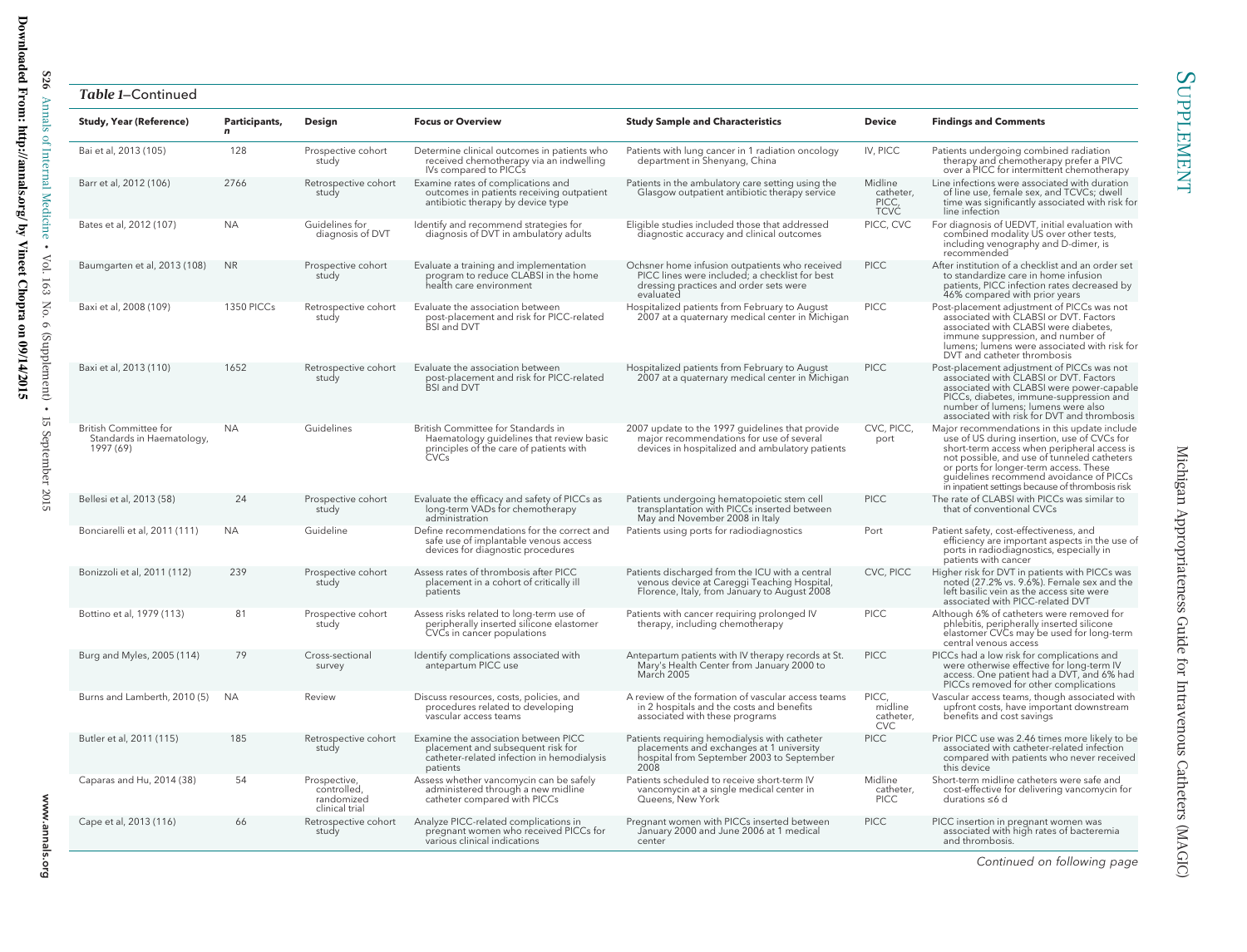*Table 1*–Continued

| Study, Year (Reference) | Participants, n | Design | Focus or Overview | Study Sample and Characteristics | Device | Findings and Comments |
|---|---|---|---|---|---|---|
| Bai et al, 2013 (105) | 128 | Prospective cohort study | Determine clinical outcomes in patients who received chemotherapy via an indwelling IVs compared to PICCs | Patients with lung cancer in 1 radiation oncology department in Shenyang, China | IV, PICC | Patients undergoing combined radiation therapy and chemotherapy prefer a PIVC over a PICC for intermittent chemotherapy |
| Barr et al, 2012 (106) | 2766 | Retrospective cohort study | Examine rates of complications and outcomes in patients receiving outpatient antibiotic therapy by device type | Patients in the ambulatory care setting using the Glasgow outpatient antibiotic therapy service | Midline catheter, PICC, TCVC | Line infections were associated with duration of line use, female sex, and TCVCs; dwell time was significantly associated with risk for line infection |
| Bates et al, 2012 (107) | NA | Guidelines for diagnosis of DVT | Identify and recommend strategies for diagnosis of DVT in ambulatory adults | Eligible studies included those that addressed diagnostic accuracy and clinical outcomes | PICC, CVC | For diagnosis of UEDVT, initial evaluation with combined modality US over other tests, including venography and D-dimer, is recommended |
| Baumgarten et al, 2013 (108) | NR | Prospective cohort study | Evaluate a training and implementation program to reduce CLABSI in the home health care environment | Ochsner home infusion outpatients who received PICC lines were included; a checklist for best dressing practices and order sets were evaluated | PICC | After institution of a checklist and an order set to standardize care in home infusion patients, PICC infection rates decreased by 46% compared with prior years |
| Baxi et al, 2008 (109) | 1350 PICCs | Retrospective cohort study | Evaluate the association between post-placement and risk for PICC-related BSI and DVT | Hospitalized patients from February to August 2007 at a quaternary medical center in Michigan | PICC | Post-placement adjustment of PICCs was not associated with CLABSI or DVT. Factors associated with CLABSI were diabetes, immune suppression, and number of lumens; lumens were associated with risk for DVT and catheter thrombosis |
| Baxi et al, 2013 (110) | 1652 | Retrospective cohort study | Evaluate the association between post-placement and risk for PICC-related BSI and DVT | Hospitalized patients from February to August 2007 at a quaternary medical center in Michigan | PICC | Post-placement adjustment of PICCs was not associated with CLABSI or DVT. Factors associated with CLABSI were power-capable PICCs, diabetes, immune-suppression and number of lumens; lumens were also associated with risk for DVT and thrombosis |
| British Committee for Standards in Haematology, 1997 (69) | NA | Guidelines | British Committee for Standards in Haematology guidelines that review basic principles of the care of patients with CVCs | 2007 update to the 1997 guidelines that provide major recommendations for use of several devices in hospitalized and ambulatory patients | CVC, PICC, port | Major recommendations in this update include use of US during insertion, use of CVCs for short-term access when peripheral access is not possible, and use of tunneled catheters or ports for longer-term access. These guidelines recommend avoidance of PICCs in inpatient settings because of thrombosis risk |
| Bellesi et al, 2013 (58) | 24 | Prospective cohort study | Evaluate the efficacy and safety of PICCs as long-term VADs for chemotherapy administration | Patients undergoing hematopoietic stem cell transplantation with PICCs inserted between May and November 2008 in Italy | PICC | The rate of CLABSI with PICCs was similar to that of conventional CVCs |
| Bonciarelli et al, 2011 (111) | NA | Guideline | Define recommendations for the correct and safe use of implantable venous access devices for diagnostic procedures | Patients using ports for radiodiagnostics | Port | Patient safety, cost-effectiveness, and efficiency are important aspects in the use of ports in radiodiagnostics, especially in patients with cancer |
| Bonizzoli et al, 2011 (112) | 239 | Prospective cohort study | Assess rates of thrombosis after PICC placement in a cohort of critically ill patients | Patients discharged from the ICU with a central venous device at Careggi Teaching Hospital, Florence, Italy, from January to August 2008 | CVC, PICC | Higher risk for DVT in patients with PICCs was noted (27.2% vs. 9.6%). Female sex and the left basilic vein as the access site were associated with PICC-related DVT |
| Bottino et al, 1979 (113) | 81 | Prospective cohort study | Assess risks related to long-term use of peripherally inserted silicone elastomer CVCs in cancer populations | Patients with cancer requiring prolonged IV therapy, including chemotherapy | PICC | Although 6% of catheters were removed for phlebitis, peripherally inserted silicone elastomer CVCs may be used for long-term central venous access |
| Burg and Myles, 2005 (114) | 79 | Cross-sectional survey | Identify complications associated with antepartum PICC use | Antepartum patients with IV therapy records at St. Mary's Health Center from January 2000 to March 2005 | PICC | PICCs had a low risk for complications and were otherwise effective for long-term IV access. One patient had a DVT, and 6% had PICCs removed for other complications |
| Burns and Lamberth, 2010 (5) | NA | Review | Discuss resources, costs, policies, and procedures related to developing vascular access teams | A review of the formation of vascular access teams in 2 hospitals and the costs and benefits associated with these programs | PICC, midline catheter, CVC | Vascular access teams, though associated with upfront costs, have important downstream benefits and cost savings |
| Butler et al, 2011 (115) | 185 | Retrospective cohort study | Examine the association between PICC placement and subsequent risk for catheter-related infection in hemodialysis patients | Patients requiring hemodialysis with catheter placements and exchanges at 1 university hospital from September 2003 to September 2008 | PICC | Prior PICC use was 2.46 times more likely to be associated with catheter-related infection compared with patients who never received this device |
| Caparas and Hu, 2014 (38) | 54 | Prospective, controlled, randomized clinical trial | Assess whether vancomycin can be safely administered through a new midline catheter compared with PICCs | Patients scheduled to receive short-term IV vancomycin at a single medical center in Queens, New York | Midline catheter, PICC | Short-term midline catheters were safe and cost-effective for delivering vancomycin for durations ≤6 d |
| Cape et al, 2013 (116) | 66 | Retrospective cohort study | Analyze PICC-related complications in pregnant women who received PICCs for various clinical indications | Pregnant women with PICCs inserted between January 2000 and June 2006 at 1 medical center | PICC | PICC insertion in pregnant women was associated with high rates of bacteremia and thrombosis. |

*Continued on following page*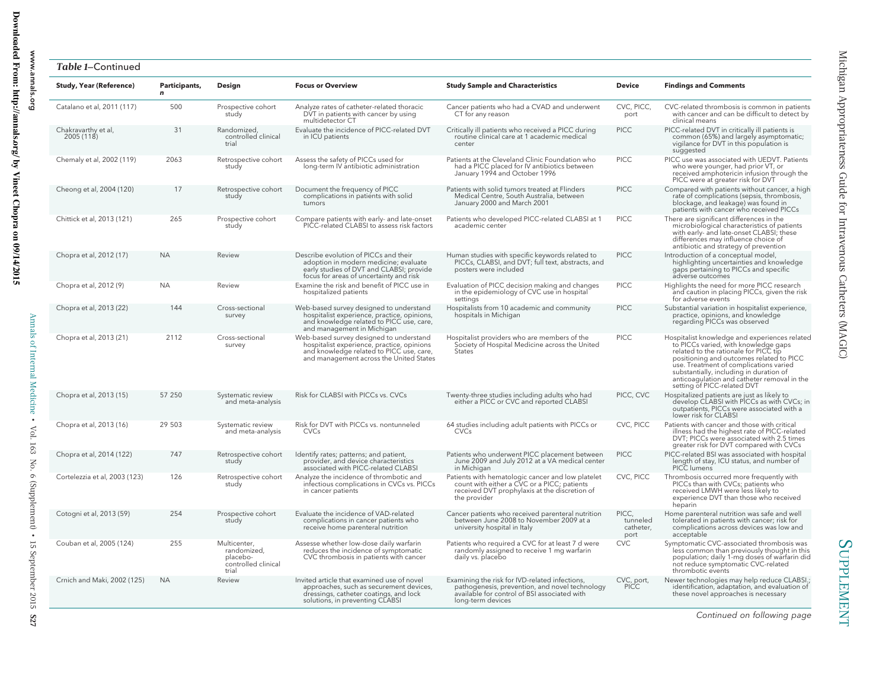*Table 1*—Continued

| Study, Year (Reference) | Participants, *n* | Design | Focus or Overview | Study Sample and Characteristics | Device | Findings and Comments |
|---|---|---|---|---|---|---|
| Catalano et al, 2011 (117) | 500 | Prospective cohort study | Analyze rates of catheter-related thoracic DVT in patients with cancer by using multidetector CT | Cancer patients who had a CVAD and underwent CT for any reason | CVC, PICC, port | CVC-related thrombosis is common in patients with cancer and can be difficult to detect by clinical means |
| Chakravarthy et al, 2005 (118) | 31 | Randomized, controlled clinical trial | Evaluate the incidence of PICC-related DVT in ICU patients | Critically ill patients who received a PICC during routine clinical care at 1 academic medical center | PICC | PICC-related DVT in critically ill patients is common (65%) and largely asymptomatic; vigilance for DVT in this population is suggested |
| Chemaly et al, 2002 (119) | 2063 | Retrospective cohort study | Assess the safety of PICCs used for long-term IV antibiotic administration | Patients at the Cleveland Clinic Foundation who had a PICC placed for IV antibiotics between January 1994 and October 1996 | PICC | PICC use was associated with UEDVT. Patients who were younger, had prior VT, or received amphotericin infusion through the PICC were at greater risk for DVT |
| Cheong et al, 2004 (120) | 17 | Retrospective cohort study | Document the frequency of PICC complications in patients with solid tumors | Patients with solid tumors treated at Flinders Medical Centre, South Australia, between January 2000 and March 2001 | PICC | Compared with patients without cancer, a high rate of complications (sepsis, thrombosis, blockage, and leakage) was found in patients with cancer who received PICCs |
| Chittick et al, 2013 (121) | 265 | Prospective cohort study | Compare patients with early- and late-onset PICC-related CLABSI to assess risk factors | Patients who developed PICC-related CLABSI at 1 academic center | PICC | There are significant differences in the microbiological characteristics of patients with early- and late-onset CLABSI; these differences may influence choice of antibiotic and strategy of prevention |
| Chopra et al, 2012 (17) | NA | Review | Describe evolution of PICCs and their adoption in modern medicine; evaluate early studies of DVT and CLABSI; provide focus for areas of uncertainty and risk | Human studies with specific keywords related to PICCs, CLABSI, and DVT; full text, abstracts, and posters were included | PICC | Introduction of a conceptual model, highlighting uncertainties and knowledge gaps pertaining to PICCs and specific adverse outcomes |
| Chopra et al, 2012 (9) | NA | Review | Examine the risk and benefit of PICC use in hospitalized patients | Evaluation of PICC decision making and changes in the epidemiology of CVC use in hospital settings | PICC | Highlights the need for more PICC research and caution in placing PICCs, given the risk for adverse events |
| Chopra et al, 2013 (22) | 144 | Cross-sectional survey | Web-based survey designed to understand hospitalist experience, practice, opinions, and knowledge related to PICC use, care, and management in Michigan | Hospitalists from 10 academic and community hospitals in Michigan | PICC | Substantial variation in hospitalist experience, practice, opinions, and knowledge regarding PICCs was observed |
| Chopra et al, 2013 (21) | 2112 | Cross-sectional survey | Web-based survey designed to understand hospitalist experience, practice, opinions and knowledge related to PICC use, care, and management across the United States | Hospitalist providers who are members of the Society of Hospital Medicine across the United States | PICC | Hospitalist knowledge and experiences related to PICCs varied, with knowledge gaps related to the rationale for PICC tip positioning and outcomes related to PICC use. Treatment of complications varied substantially, including in duration of anticoagulation and catheter removal in the setting of PICC-related DVT |
| Chopra et al, 2013 (15) | 57 250 | Systematic review and meta-analysis | Risk for CLABSI with PICCs vs. CVCs | Twenty-three studies including adults who had either a PICC or CVC and reported CLABSI | PICC, CVC | Hospitalized patients are just as likely to develop CLABSI with PICCs as with CVCs; in outpatients, PICCs were associated with a lower risk for CLABSI |
| Chopra et al, 2013 (16) | 29 503 | Systematic review and meta-analysis | Risk for DVT with PICCs vs. nontunneled CVCs | 64 studies including adult patients with PICCs or CVCs | CVC, PICC | Patients with cancer and those with critical illness had the highest rate of PICC-related DVT; PICCs were associated with 2.5 times greater risk for DVT compared with CVCs |
| Chopra et al, 2014 (122) | 747 | Retrospective cohort study | Identify rates; patterns; and patient, provider, and device characteristics associated with PICC-related CLABSI | Patients who underwent PICC placement between June 2009 and July 2012 at a VA medical center in Michigan | PICC | PICC-related BSI was associated with hospital length of stay, ICU status, and number of PICC lumens |
| Cortelezzia et al, 2003 (123) | 126 | Retrospective cohort study | Analyze the incidence of thrombotic and infectious complications in CVCs vs. PICCs in cancer patients | Patients with hematologic cancer and low platelet count with either a CVC or a PICC; patients received DVT prophylaxis at the discretion of the provider | CVC, PICC | Thrombosis occurred more frequently with PICCs than with CVCs; patients who received LMWH were less likely to experience DVT than those who received heparin |
| Cotogni et al, 2013 (59) | 254 | Prospective cohort study | Evaluate the incidence of VAD-related complications in cancer patients who receive home parenteral nutrition | Cancer patients who received parenteral nutrition between June 2008 to November 2009 at a university hospital in Italy | PICC, tunneled catheter, port | Home parenteral nutrition was safe and well tolerated in patients with cancer; risk for complications across devices was low and acceptable |
| Couban et al, 2005 (124) | 255 | Multicenter, randomized, placebo-controlled clinical trial | Assesse whether low-dose daily warfarin reduces the incidence of symptomatic CVC thrombosis in patients with cancer | Patients who required a CVC for at least 7 d were randomly assigned to receive 1 mg warfarin daily vs. placebo | CVC | Symptomatic CVC-associated thrombosis was less common than previously thought in this population; daily 1-mg doses of warfarin did not reduce symptomatic CVC-related thrombotic events |
| Crnich and Maki, 2002 (125) | NA | Review | Invited article that examined use of novel approaches, such as securement devices, dressings, catheter coatings, and lock solutions, in preventing CLABSI | Examining the risk for IVD-related infections, pathogenesis, prevention, and novel technology available for control of BSI associated with long-term devices | CVC, port, PICC | Newer technologies may help reduce CLABSI.; identification, adaptation, and evaluation of these novel approaches is necessary |

*Continued on following page*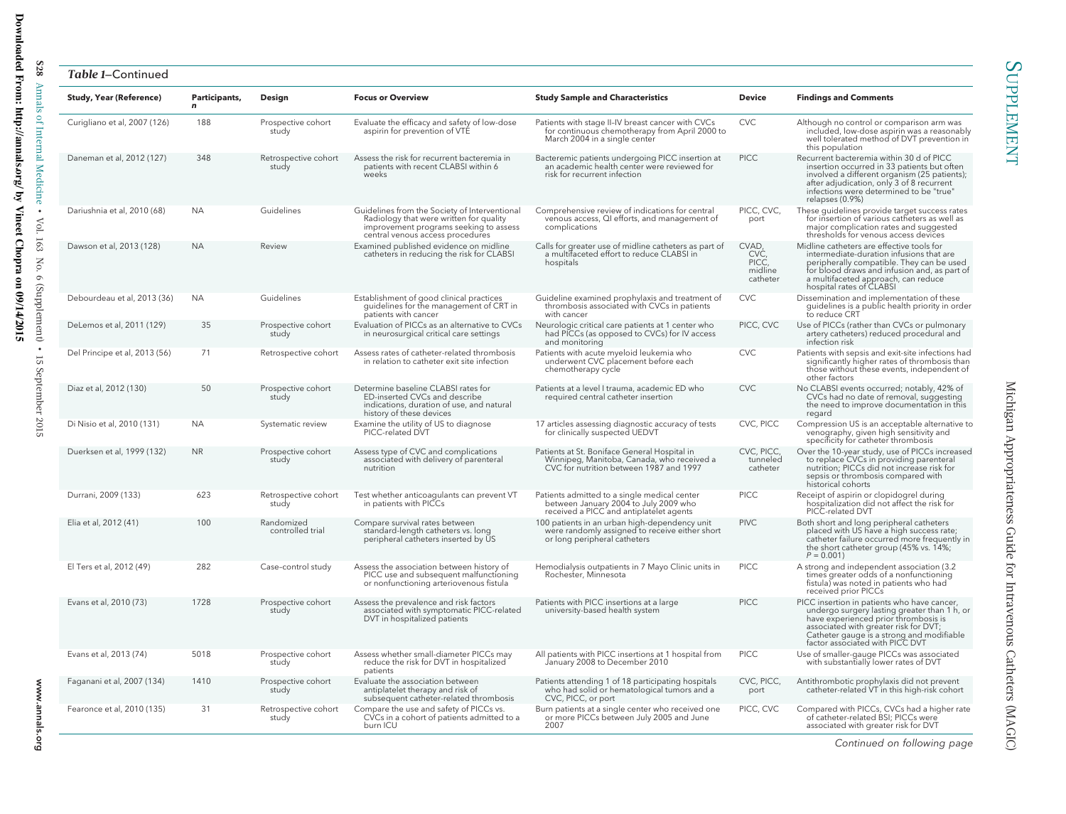*Table 1*—Continued

| Study, Year (Reference) | Participants, *n* | Design | Focus or Overview | Study Sample and Characteristics | Device | Findings and Comments |
|---|---|---|---|---|---|---|
| Curigliano et al, 2007 (126) | 188 | Prospective cohort study | Evaluate the efficacy and safety of low-dose aspirin for prevention of VTE | Patients with stage II–IV breast cancer with CVCs for continuous chemotherapy from April 2000 to March 2004 in a single center | CVC | Although no control or comparison arm was included, low-dose aspirin was a reasonably well tolerated method of DVT prevention in this population |
| Daneman et al, 2012 (127) | 348 | Retrospective cohort study | Assess the risk for recurrent bacteremia in patients with recent CLABSI within 6 weeks | Bacteremic patients undergoing PICC insertion at an academic health center were reviewed for risk for recurrent infection | PICC | Recurrent bacteremia within 30 d of PICC insertion occurred in 33 patients but often involved a different organism (25 patients); after adjudication, only 3 of 8 recurrent infections were determined to be "true" relapses (0.9%) |
| Dariushnia et al, 2010 (68) | NA | Guidelines | Guidelines from the Society of Interventional Radiology that were written for quality improvement programs seeking to assess central venous access procedures | Comprehensive review of indications for central venous access, QI efforts, and management of complications | PICC, CVC, port | These guidelines provide target success rates for insertion of various catheters as well as major complication rates and suggested thresholds for venous access devices |
| Dawson et al, 2013 (128) | NA | Review | Examined published evidence on midline catheters in reducing the risk for CLABSI | Calls for greater use of midline catheters as part of a multifaceted effort to reduce CLABSI in hospitals | CVAD, CVC, PICC, midline catheter | Midline catheters are effective tools for intermediate-duration infusions that are peripherally compatible. They can be used for blood draws and infusion and, as part of a multifaceted approach, can reduce hospital rates of CLABSI |
| Debourdeau et al, 2013 (36) | NA | Guidelines | Establishment of good clinical practices guidelines for the management of CRT in patients with cancer | Guideline examined prophylaxis and treatment of thrombosis associated with CVCs in patients with cancer | CVC | Dissemination and implementation of these guidelines is a public health priority in order to reduce CRT |
| DeLemos et al, 2011 (129) | 35 | Prospective cohort study | Evaluation of PICCs as an alternative to CVCs in neurosurgical critical care settings | Neurologic critical care patients at 1 center who had PICCs (as opposed to CVCs) for IV access and monitoring | PICC, CVC | Use of PICCs (rather than CVCs or pulmonary artery catheters) reduced procedural and infection risk |
| Del Principe et al, 2013 (56) | 71 | Retrospective cohort | Assess rates of catheter-related thrombosis in relation to catheter exit site infection | Patients with acute myeloid leukemia who underwent CVC placement before each chemotherapy cycle | CVC | Patients with sepsis and exit-site infections had significantly higher rates of thrombosis than those without these events, independent of other factors |
| Diaz et al, 2012 (130) | 50 | Prospective cohort study | Determine baseline CLABSI rates for ED-inserted CVCs and describe indications, duration of use, and natural history of these devices | Patients at a level I trauma, academic ED who required central catheter insertion | CVC | No CLABSI events occurred; notably, 42% of CVCs had no date of removal, suggesting the need to improve documentation in this regard |
| Di Nisio et al, 2010 (131) | NA | Systematic review | Examine the utility of US to diagnose PICC-related DVT | 17 articles assessing diagnostic accuracy of tests for clinically suspected UEDVT | CVC, PICC | Compression US is an acceptable alternative to venography, given high sensitivity and specificity for catheter thrombosis |
| Duerksen et al, 1999 (132) | NR | Prospective cohort study | Assess type of CVC and complications associated with delivery of parenteral nutrition | Patients at St. Boniface General Hospital in Winnipeg, Manitoba, Canada, who received a CVC for nutrition between 1987 and 1997 | CVC, PICC, tunneled catheter | Over the 10-year study, use of PICCs increased to replace CVCs in providing parenteral nutrition; PICCs did not increase risk for sepsis or thrombosis compared with historical cohorts |
| Durrani, 2009 (133) | 623 | Retrospective cohort study | Test whether anticoagulants can prevent VT in patients with PICCs | Patients admitted to a single medical center between January 2004 to July 2009 who received a PICC and antiplatelet agents | PICC | Receipt of aspirin or clopidogrel during hospitalization did not affect the risk for PICC-related DVT |
| Elia et al, 2012 (41) | 100 | Randomized controlled trial | Compare survival rates between standard-length catheters vs. long peripheral catheters inserted by US | 100 patients in an urban high-dependency unit were randomly assigned to receive either short or long peripheral catheters | PIVC | Both short and long peripheral catheters placed with US have a high success rate; catheter failure occurred more frequently in the short catheter group (45% vs. 14%; $P = 0.001$) |
| El Ters et al, 2012 (49) | 282 | Case–control study | Assess the association between history of PICC use and subsequent malfunctioning or nonfunctioning arteriovenous fistula | Hemodialysis outpatients in 7 Mayo Clinic units in Rochester, Minnesota | PICC | A strong and independent association (3.2 times greater odds of a nonfunctioning fistula) was noted in patients who had received prior PICCs |
| Evans et al, 2010 (73) | 1728 | Prospective cohort study | Assess the prevalence and risk factors associated with symptomatic PICC-related DVT in hospitalized patients | Patients with PICC insertions at a large university-based health system | PICC | PICC insertion in patients who have cancer, undergo surgery lasting greater than 1 h, or have experienced prior thrombosis is associated with greater risk for DVT; Catheter gauge is a strong and modifiable factor associated with PICC DVT |
| Evans et al, 2013 (74) | 5018 | Prospective cohort study | Assess whether small-diameter PICCs may reduce the risk for DVT in hospitalized patients | All patients with PICC insertions at 1 hospital from January 2008 to December 2010 | PICC | Use of smaller-gauge PICCs was associated with substantially lower rates of DVT |
| Faganani et al, 2007 (134) | 1410 | Prospective cohort study | Evaluate the association between antiplatelet therapy and risk of subsequent catheter-related thrombosis | Patients attending 1 of 18 participating hospitals who had solid or hematological tumors and a CVC, PICC, or port | CVC, PICC, port | Antithrombotic prophylaxis did not prevent catheter-related VT in this high-risk cohort |
| Fearonce et al, 2010 (135) | 31 | Retrospective cohort study | Compare the use and safety of PICCs vs. CVCs in a cohort of patients admitted to a burn ICU | Burn patients at a single center who received one or more PICCs between July 2005 and June 2007 | PICC, CVC | Compared with PICCs, CVCs had a higher rate of catheter-related BSI; PICCs were associated with greater risk for DVT |

*Continued on following page*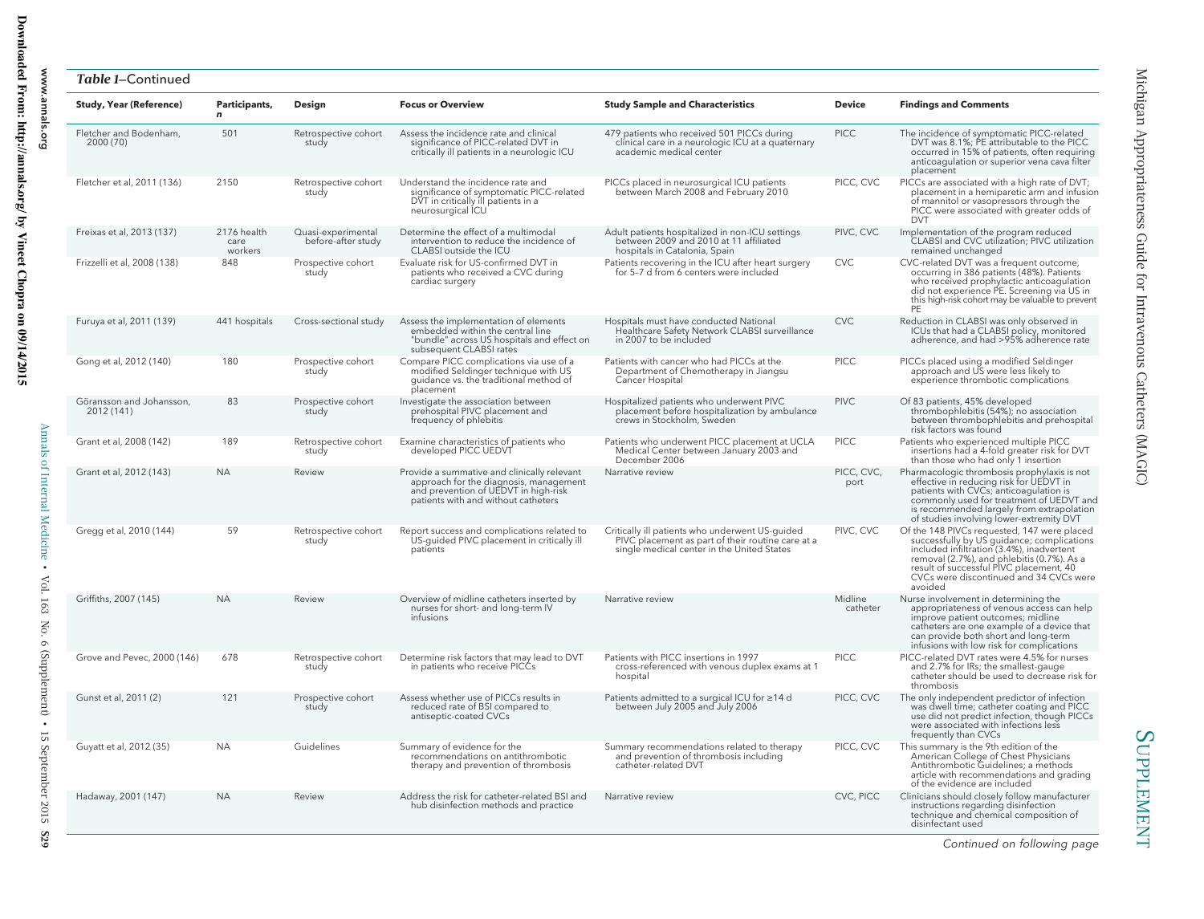*Table 1*—Continued

| Study, Year (Reference) | Participants, n | Design | Focus or Overview | Study Sample and Characteristics | Device | Findings and Comments |
|---|---|---|---|---|---|---|
| Fletcher and Bodenham, 2000 (70) | 501 | Retrospective cohort study | Assess the incidence rate and clinical significance of PICC-related DVT in critically ill patients in a neurologic ICU | 479 patients who received 501 PICCs during clinical care in a neurologic ICU at a quaternary academic medical center | PICC | The incidence of symptomatic PICC-related DVT was 8.1%; PE attributable to the PICC occurred in 15% of patients, often requiring anticoagulation or superior vena cava filter placement |
| Fletcher et al, 2011 (136) | 2150 | Retrospective cohort study | Understand the incidence rate and significance of symptomatic PICC-related DVT in critically ill patients in a neurosurgical ICU | PICCs placed in neurosurgical ICU patients between March 2008 and February 2010 | PICC, CVC | PICCs are associated with a high rate of DVT; placement in a hemiparetic arm and infusion of mannitol or vasopressors through the PICC were associated with greater odds of DVT |
| Freixas et al, 2013 (137) | 2176 health care workers | Quasi-experimental before-after study | Determine the effect of a multimodal intervention to reduce the incidence of CLABSI outside the ICU | Adult patients hospitalized in non-ICU settings between 2009 and 2010 at 11 affiliated hospitals in Catalonia, Spain | PIVC, CVC | Implementation of the program reduced CLABSI and CVC utilization; PIVC utilization remained unchanged |
| Frizzelli et al, 2008 (138) | 848 | Prospective cohort study | Evaluate risk for US-confirmed DVT in patients who received a CVC during cardiac surgery | Patients recovering in the ICU after heart surgery for 5–7 d from 6 centers were included | CVC | CVC-related DVT was a frequent outcome, occurring in 386 patients (48%). Patients who received prophylactic anticoagulation did not experience PE. Screening via US in this high-risk cohort may be valuable to prevent PE |
| Furuya et al, 2011 (139) | 441 hospitals | Cross-sectional study | Assess the implementation of elements embedded within the central line "bundle" across US hospitals and effect on subsequent CLABSI rates | Hospitals must have conducted National Healthcare Safety Network CLABSI surveillance in 2007 to be included | CVC | Reduction in CLABSI was only observed in ICUs that had a CLABSI policy, monitored adherence, and had >95% adherence rate |
| Gong et al, 2012 (140) | 180 | Prospective cohort study | Compare PICC complications via use of a modified Seldinger technique with US guidance vs. the traditional method of placement | Patients with cancer who had PICCs at the Department of Chemotherapy in Jiangsu Cancer Hospital | PICC | PICCs placed using a modified Seldinger approach and US were less likely to experience thrombotic complications |
| Göransson and Johansson, 2012 (141) | 83 | Prospective cohort study | Investigate the association between prehospital PIVC placement and frequency of phlebitis | Hospitalized patients who underwent PIVC placement before hospitalization by ambulance crews in Stockholm, Sweden | PIVC | Of 83 patients, 45% developed thrombophlebitis (54%); no association between thrombophlebitis and prehospital risk factors was found |
| Grant et al, 2008 (142) | 189 | Retrospective cohort study | Examine characteristics of patients who developed PICC UEDVT | Patients who underwent PICC placement at UCLA Medical Center between January 2003 and December 2006 | PICC | Patients who experienced multiple PICC insertions had a 4-fold greater risk for DVT than those who had only 1 insertion |
| Grant et al, 2012 (143) | NA | Review | Provide a summative and clinically relevant approach for the diagnosis, management and prevention of UEDVT in high-risk patients with and without catheters | Narrative review | PICC, CVC, port | Pharmacologic thrombosis prophylaxis is not effective in reducing risk for UEDVT in patients with CVCs; anticoagulation is commonly used for treatment of UEDVT and is recommended largely from extrapolation of studies involving lower-extremity DVT |
| Gregg et al, 2010 (144) | 59 | Retrospective cohort study | Report success and complications related to US-guided PIVC placement in critically ill patients | Critically ill patients who underwent US-guided PIVC placement as part of their routine care at a single medical center in the United States | PIVC, CVC | Of the 148 PIVCs requested, 147 were placed successfully by US guidance; complications included infiltration (3.4%), inadvertent removal (2.7%), and phlebitis (0.7%). As a result of successful PIVC placement, 40 CVCs were discontinued and 34 CVCs were avoided |
| Griffiths, 2007 (145) | NA | Review | Overview of midline catheters inserted by nurses for short- and long-term IV infusions | Narrative review | Midline catheter | Nurse involvement in determining the appropriateness of venous access can help improve patient outcomes; midline catheters are one example of a device that can provide both short and long-term infusions with low risk for complications |
| Grove and Pevec, 2000 (146) | 678 | Retrospective cohort study | Determine risk factors that may lead to DVT in patients who receive PICCs | Patients with PICC insertions in 1997 cross-referenced with venous duplex exams at 1 hospital | PICC | PICC-related DVT rates were 4.5% for nurses and 2.7% for IRs; the smallest-gauge catheter should be used to decrease risk for thrombosis |
| Gunst et al, 2011 (2) | 121 | Prospective cohort study | Assess whether use of PICCs results in reduced rate of BSI compared to antiseptic-coated CVCs | Patients admitted to a surgical ICU for ≥14 d between July 2005 and July 2006 | PICC, CVC | The only independent predictor of infection was dwell time; catheter coating and PICC use did not predict infection, though PICCs were associated with infections less frequently than CVCs |
| Guyatt et al, 2012 (35) | NA | Guidelines | Summary of evidence for the recommendations on antithrombotic therapy and prevention of thrombosis | Summary recommendations related to therapy and prevention of thrombosis including catheter-related DVT | PICC, CVC | This summary is the 9th edition of the American College of Chest Physicians Antithrombotic Guidelines; a methods article with recommendations and grading of the evidence are included |
| Hadaway, 2001 (147) | NA | Review | Address the risk for catheter-related BSI and hub disinfection methods and practice | Narrative review | CVC, PICC | Clinicians should closely follow manufacturer instructions regarding disinfection technique and chemical composition of disinfectant used |

*Continued on following page*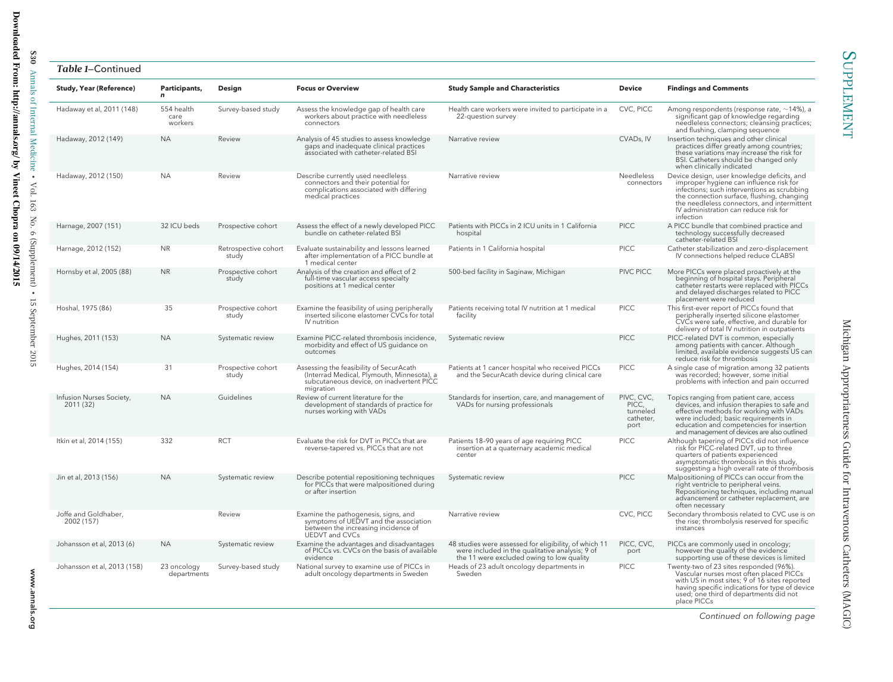*Table 1*–Continued

| Study, Year (Reference) | Participants, *n* | Design | Focus or Overview | Study Sample and Characteristics | Device | Findings and Comments |
|---|---|---|---|---|---|---|
| Hadaway et al, 2011 (148) | 554 health care workers | Survey-based study | Assess the knowledge gap of health care workers about practice with needleless connectors | Health care workers were invited to participate in a 22-question survey | CVC, PICC | Among respondents (response rate, ~14%), a significant gap of knowledge regarding needleless connectors; cleansing practices; and flushing, clamping sequence |
| Hadaway, 2012 (149) | NA | Review | Analysis of 45 studies to assess knowledge gaps and inadequate clinical practices associated with catheter-related BSI | Narrative review | CVADs, IV | Insertion techniques and other clinical practices differ greatly among countries; these variations may increase the risk for BSI. Catheters should be changed only when clinically indicated |
| Hadaway, 2012 (150) | NA | Review | Describe currently used needleless connectors and their potential for complications associated with differing medical practices | Narrative review | Needleless connectors | Device design, user knowledge deficits, and improper hygiene can influence risk for infections; such interventions as scrubbing the connection surface, flushing, changing the needleless connectors, and intermittent IV administration can reduce risk for infection |
| Harnage, 2007 (151) | 32 ICU beds | Prospective cohort | Assess the effect of a newly developed PICC bundle on catheter-related BSI | Patients with PICCs in 2 ICU units in 1 California hospital | PICC | A PICC bundle that combined practice and technology successfully decreased catheter-related BSI |
| Harnage, 2012 (152) | NR | Retrospective cohort study | Evaluate sustainability and lessons learned after implementation of a PICC bundle at 1 medical center | Patients in 1 California hospital | PICC | Catheter stabilization and zero-displacement IV connections helped reduce CLABSI |
| Hornsby et al, 2005 (88) | NR | Prospective cohort study | Analysis of the creation and effect of 2 full-time vascular access specialty positions at 1 medical center | 500-bed facility in Saginaw, Michigan | PIVC PICC | More PICCs were placed proactively at the beginning of hospital stays. Peripheral catheter restarts were replaced with PICCs and delayed discharges related to PICC placement were reduced |
| Hoshal, 1975 (86) | 35 | Prospective cohort study | Examine the feasibility of using peripherally inserted silicone elastomer CVCs for total IV nutrition | Patients receiving total IV nutrition at 1 medical facility | PICC | This first-ever report of PICCs found that peripherally inserted silicone elastomer CVCs were safe, effective, and durable for delivery of total IV nutrition in outpatients |
| Hughes, 2011 (153) | NA | Systematic review | Examine PICC-related thrombosis incidence, morbidity and effect of US guidance on outcomes | Systematic review | PICC | PICC-related DVT is common, especially among patients with cancer. Although limited, available evidence suggests US can reduce risk for thrombosis |
| Hughes, 2014 (154) | 31 | Prospective cohort study | Assessing the feasibility of SecurAcath (Interrad Medical, Plymouth, Minnesota), a subcutaneous device, on inadvertent PICC migration | Patients at 1 cancer hospital who received PICCs and the SecurAcath device during clinical care | PICC | A single case of migration among 32 patients was recorded; however, some initial problems with infection and pain occurred |
| Infusion Nurses Society, 2011 (32) | NA | Guidelines | Review of current literature for the development of standards of practice for nurses working with VADs | Standards for insertion, care, and management of VADs for nursing professionals | PIVC, CVC, PICC, tunneled catheter, port | Topics ranging from patient care, access devices, and infusion therapies to safe and effective methods for working with VADs were included; basic requirements in education and competencies for insertion and management of devices are also outlined |
| Itkin et al, 2014 (155) | 332 | RCT | Evaluate the risk for DVT in PICCs that are reverse-tapered vs. PICCs that are not | Patients 18–90 years of age requiring PICC insertion at a quaternary academic medical center | PICC | Although tapering of PICCs did not influence risk for PICC-related DVT, up to three quarters of patients experienced asymptomatic thrombosis in this study, suggesting a high overall rate of thrombosis |
| Jin et al, 2013 (156) | NA | Systematic review | Describe potential repositioning techniques for PICCs that were malpositioned during or after insertion | Systematic review | PICC | Malpositioning of PICCs can occur from the right ventricle to peripheral veins. Repositioning techniques, including manual advancement or catheter replacement, are often necessary |
| Joffe and Goldhaber, 2002 (157) | | Review | Examine the pathogenesis, signs, and symptoms of UEDVT and the association between the increasing incidence of UEDVT and CVCs | Narrative review | CVC, PICC | Secondary thrombosis related to CVC use is on the rise; thrombolysis reserved for specific instances |
| Johansson et al, 2013 (6) | NA | Systematic review | Examine the advantages and disadvantages of PICCs vs. CVCs on the basis of available evidence | 48 studies were assessed for eligibility, of which 11 were included in the qualitative analysis; 9 of the 11 were excluded owing to low quality | PICC, CVC, port | PICCs are commonly used in oncology; however the quality of the evidence supporting use of these devices is limited |
| Johansson et al, 2013 (158) | 23 oncology departments | Survey-based study | National survey to examine use of PICCs in adult oncology departments in Sweden | Heads of 23 adult oncology departments in Sweden | PICC | Twenty-two of 23 sites responded (96%). Vascular nurses most often placed PICCs with US in most sites; 9 of 16 sites reported having specific indications for type of device used; one third of departments did not place PICCs |

*Continued on following page*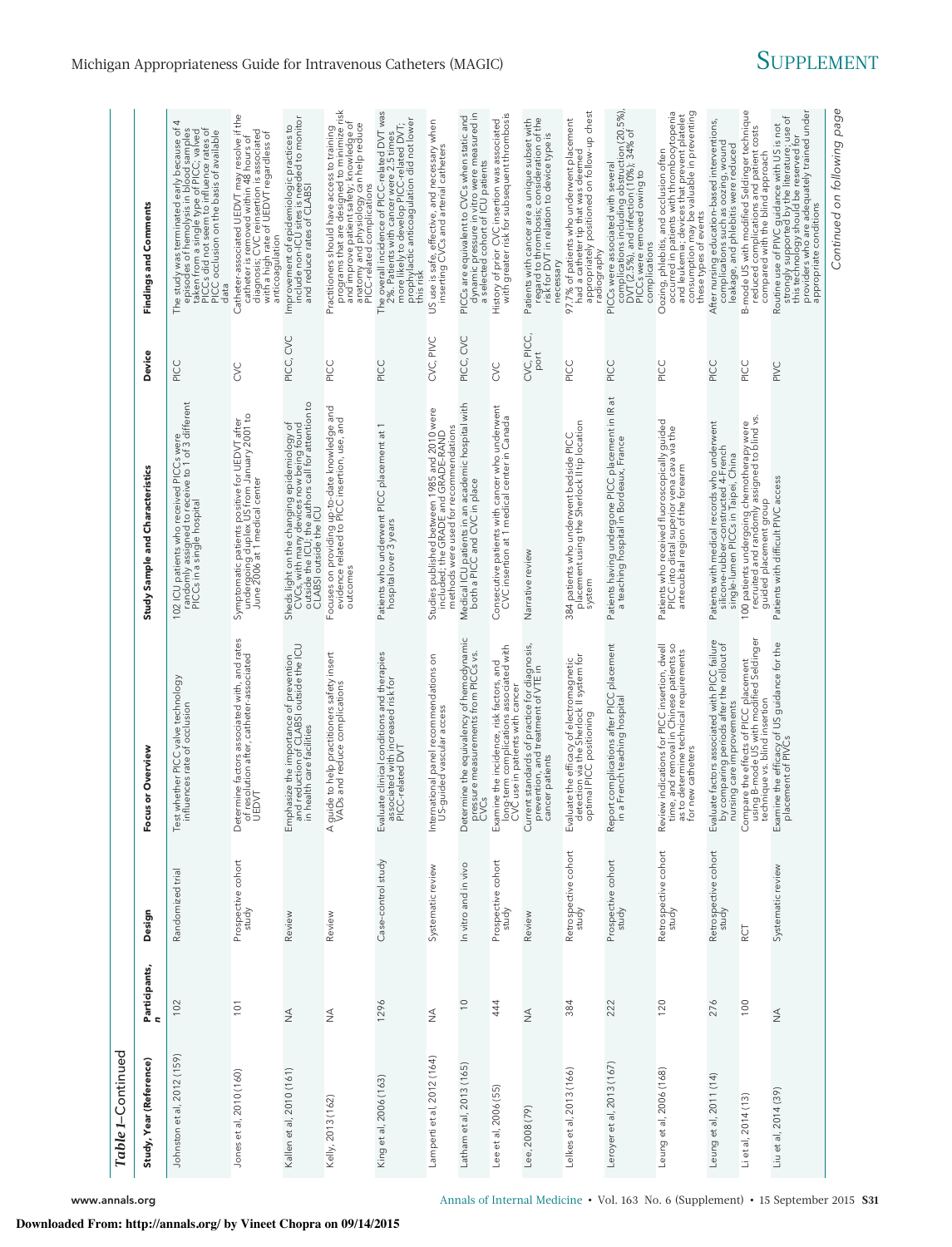*Table 1–Continued*

| Study, Year (Reference) | Participants, n | Design | Focus or Overview | Study Sample and Characteristics | Device | Findings and Comments |
|---|---|---|---|---|---|---|
| Johnston et al, 2012 (159) | 102 | Randomized trial | Test whether PICC valve technology influences rate of occlusion | 102 ICU patients who received PICCs were randomly assigned to receive to 1 of 3 different PICCs in a single hospital | PICC | The study was terminated early because of 4 episodes of hemolysis in blood samples taken from a single type of PICC; valved PICCs did not seem to influence rates of PICC occlusion on the basis of available data |
| Jones et al, 2010 (160) | 101 | Prospective cohort study | Determine factors associated with, and rates of resolution after, catheter-associated UEDVT | Symptomatic patients positive for UEDVT after undergoing duplex US from January 2001 to June 2006 at 1 medical center | CVC | Catheter-associated UEDVT may resolve if the catheter is removed within 48 hours of diagnosis; CVC reinsertion is associated with a high rate of UEDVT regardless of anticoagulation |
| Kallen et al, 2010 (161) | NA | Review | Emphasize the importance of prevention and reduction of CLABSI outside the ICU in health care facilities | Sheds light on the changing epidemiology of CVCs, with many devices now being found outside the ICU; the authors call for attention to CLABSI outside the ICU | PICC, CVC | Improvement of epidemiologic practices to include non-ICU sites is needed to monitor and reduce rates of CLABSI |
| Kelly, 2013 (162) | NA | Review | A guide to help practitioners safety insert VADs and reduce complications | Focuses on providing up-to-date knowledge and evidence related to PICC insertion, use, and outcomes | PICC | Practitioners should have access to training programs that are designed to minimize risk and improve patient safety; knowledge of anatomy and physiology can help reduce PICC-related complications |
| King et al, 2006 (163) | 1296 | Case–control study | Evaluate clinical conditions and therapies associated with increased risk for PICC-related DVT | Patients who underwent PICC placement at 1 hospital over 3 years | PICC | The overall incidence of PICC-related DVT was 2%. Patients with cancer were 2.5 times more likely to develop PICC-related DVT; prophylactic anticoagulation did not lower this risk |
| Lamperti et al, 2012 (164) | NA | Systematic review | International panel recommendations on US-guided vascular access | Studies published between 1985 and 2010 were included; the GRADE and GRADE-RAND methods were used for recommendations | CVC, PIVC | US use is safe, effective, and necessary when inserting CVCs and arterial catheters |
| Latham et al, 2013 (165) | 10 | In vitro and in vivo | Determine the equivalency of hemodynamic pressure measurements from PICCs vs. CVCs | Medical ICU patients in an academic hospital with both a PICC and CVC in place | PICC, CVC | PICCs are equivalent to CVCs when static and dynamic pressure in vitro were measured in a selected cohort of ICU patients |
| Lee et al, 2006 (55) | 444 | Prospective cohort study | Examine the incidence, risk factors, and long-term complications associated with CVC use in patients with cancer | Consecutive patients with cancer who underwent CVC insertion at 1 medical center in Canada | CVC | History of prior CVC insertion was associated with greater risk for subsequent thrombosis |
| Lee, 2008 (79) | NA | Review | Current standards of practice for diagnosis, prevention, and treatment of VTE in cancer patients | Narrative review | CVC, PICC, port | Patients with cancer are a unique subset with regard to thrombosis; consideration of the risk for DVT in relation to device type is necessary |
| Lelkes et al, 2013 (166) | 384 | Retrospective cohort study | Evaluate the efficacy of electromagnetic detection via the Sherlock II system for optimal PICC positioning | 384 patients who underwent bedside PICC placement using the Sherlock II tip location system | PICC | 97.7% of patients who underwent placement had a catheter tip that was deemed appropriately positioned on follow-up chest radiography |
| Leroyer et al, 2013 (167) | 222 | Prospective cohort study | Report complications after PICC placement in a French teaching hospital | Patients having undergone PICC placement in IR at a teaching hospital in Bordeaux, France | PICC | PICCs were associated with several complications including obstruction (20.5%), DVT (2.5%), and infection (10%); 34% of PICCs were removed owing to complications |
| Leung et al, 2006 (168) | 120 | Retrospective cohort study | Review indications for PICC insertion, dwell time, and removal in Chinese patients so as to determine technical requirements for new catheters | Patients who received fluoroscopically guided PICC into distal superior vena cava via the antecubital region of the forearm | PICC | Oozing, phlebitis, and occlusion often occurred in patients with thrombocytopenia and leukemia; devices that prevent platelet consumption may be valuable in preventing these types of events |
| Leung et al, 2011 (14) | 276 | Retrospective cohort study | Evaluate factors associated with PICC failure by comparing periods after the rollout of nursing care improvements | Patients with medical records who underwent silicone-rubber-constructed 4-French single-lumen PICCs in Taipei, China | PICC | After nursing education–based interventions, complications such as oozing, wound leakage, and phlebitis were reduced |
| Li et al, 2014 (13) | 100 | RCT | Compare the effects of PICC placement using B-mode US with modified Seldinger technique vs. blind insertion | 100 patients undergoing chemotherapy were recruited and randomly assigned to blind vs. guided placement group | PICC | B-mode US with modified Seldinger technique reduced complications and patient costs compared with the blind approach |
| Liu et al, 2014 (39) | NA | Systematic review | Examine the efficacy of US guidance for the placement of PIVCs | Patients with difficult PIVC access | PIVC | Routine use of PIVC guidance with US is not strongly supported by the literature; use of this technology should be reserved for providers who are adequately trained under appropriate conditions |

*Continued on following page*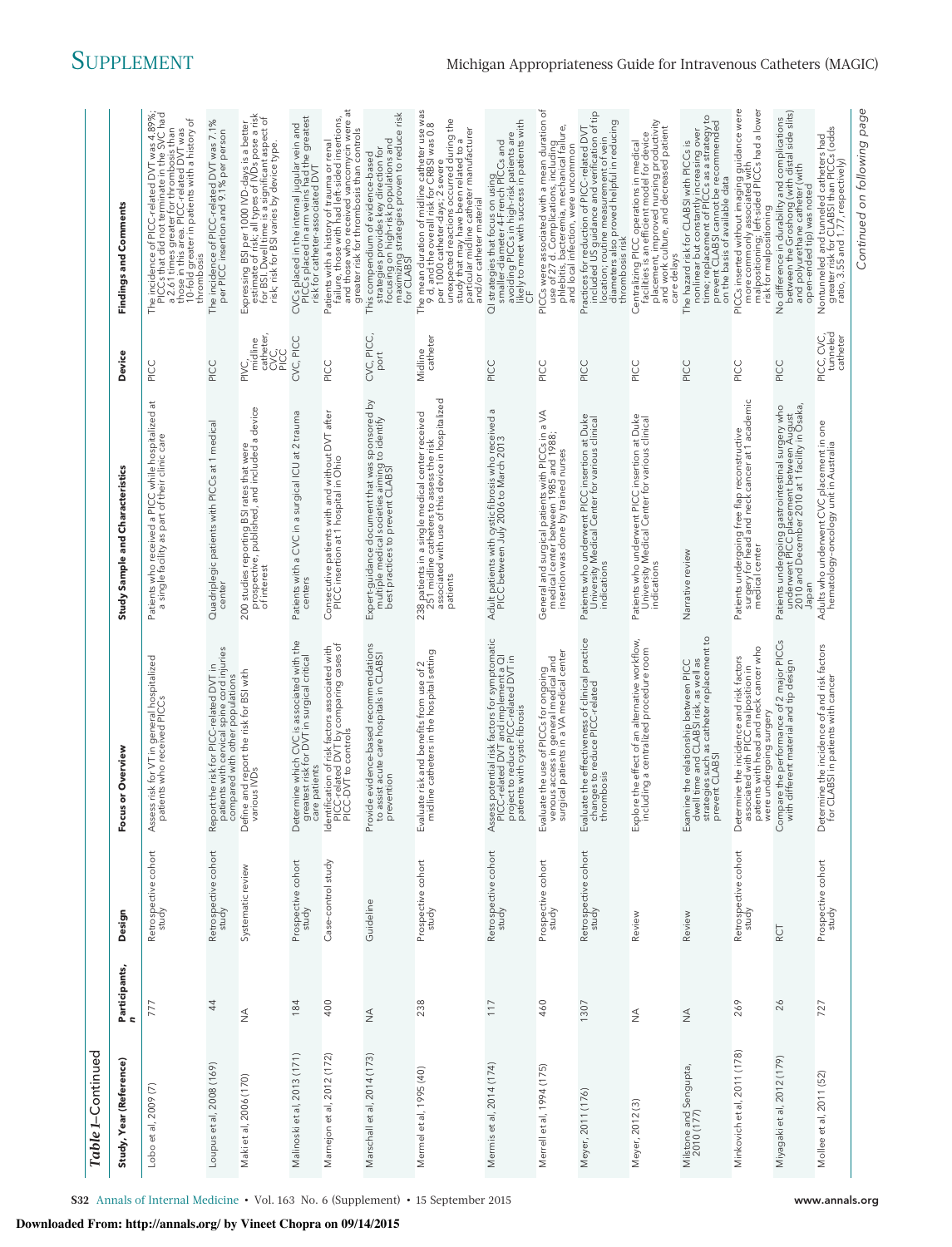*Table 1–Continued*

| Study, Year (Reference) | Participants, n | Design | Focus or Overview | Study Sample and Characteristics | Device | Findings and Comments |
|---|---|---|---|---|---|---|
| Lobo et al, 2009 (7) | 777 | Retrospective cohort study | Assess risk for VT in general hospitalized patients who received PICCs | Patients who received a PICC while hospitalized at a single facility as part of their clinic care | PICC | The incidence of PICC-related DVT was 4.89%; PICCs that did not terminate in the SVC had a 2.61 times greater for thrombosis than those in this area. PICC-related DVT was 10-fold greater in patients with a history of thrombosis |
| Loupus et al, 2008 (169) | 44 | Retrospective cohort study | Report the risk for PICC-related DVT in patients with cervical spine cord injuries compared with other populations | Quadriplegic patients with PICCs at 1 medical center | PICC | The incidence of PICC-related DVT was 7.1% per PICC insertion and 9.1% per person |
| Maki et al, 2006 (170) | NA | Systematic review | Define and report the risk for BSI with various IVDs | 200 studies reporting BSI rates that were prospective, published, and included a device of interest | PIVC, midline catheter, CVC, PICC | Expressing BSI per 1000 IVD-days is a better estimate of risk; all types of IVDs pose a risk for BSI. Dwell time is a significant aspect of risk; risk for BSI varies by device type. |
| Malinoski et al, 2013 (171) | 184 | Prospective cohort study | Determine which CVC is associated with the greatest risk for DVT in surgical critical care patients | Patients with a CVC in a surgical ICU at 2 trauma centers | CVC, PICC | CVCs placed in the internal jugular vein and PICCs placed in arm veins had the greatest risk for catheter-associated DVT |
| Marnejon et al, 2012 (172) | 400 | Case–control study | Identification of risk factors associated with PICC-related DVT by comparing cases of PICC-DVT to controls | Consecutive patients with and without DVT after PICC insertion at 1 hospital in Ohio | PICC | Patients with a history of trauma or renal failure, those with left-sided insertions, and those who received vancomycin were at greater risk for thrombosis than controls |
| Marschall et al, 2014 (173) | NA | Guideline | Provide evidence-based recommendations to assist acute care hospitals in CLABSI prevention | Expert-guidance document that was sponsored by multiple medical societies aiming to identify best practices to prevent CLABSI | CVC, PICC, port | This compendium of evidence-based strategies provides key direction for focusing on high-risk populations and maximizing strategies proven to reduce risk for CLABSI |
| Mermel et al, 1995 (40) | 238 | Prospective cohort study | Evaluate risk and benefits from use of 2 midline catheters in the hospital setting | 238 patients in a single medical center received 251 midline catheters to assess the risk associated with use of this device in hospitalized patients | Midline catheter | The mean duration of midline catheter use was 7 d, and the overall risk for CRBSI was 0.8 per 1000 catheter-days; 2 severe unexpected reactions occurred during the study that may have been related to a particular midline catheter manufacturer and/or catheter material |
| Mermis et al, 2014 (174) | 117 | Retrospective cohort study | Assess potential risk factors for symptomatic PICC-related DVT and implement a QI project to reduce PICC-related DVT in patients with cystic fibrosis | Adult patients with cystic fibrosis who received a PICC between July 2006 to March 2013 | PICC | QI strategies that focus on using smaller-diameter 4-French PICCs and avoiding PICCs in high-risk patients are likely to meet with success in patients with CF |
| Merrell et al, 1994 (175) | 460 | Prospective cohort study | Evaluate the use of PICCs for ongoing venous access in general medical and surgical patients in a VA medical center | General and surgical patients with PICCs in a VA medical center between 1985 and 1988; insertion was done by trained nurses | PICC | PICCs were associated with a mean duration of use of 27 d. Complications, including phlebitis, bacteremia, mechanical failure, and local infection, were uncommon |
| Meyer, 2011 (176) | 1307 | Retrospective cohort study | Evaluate the effectiveness of clinical practice changes to reduce PICC-related thrombosis | Patients who underwent PICC insertion at Duke University Medical Center for various clinical indications | PICC | Practices for reduction of PICC-related DVT included US guidance and verification of tip location; routine measurement of vein diameters also proved helpful in reducing thrombosis risk |
| Meyer, 2012 (3) | NA | Review | Explore the effect of an alternative workflow, including a centralized procedure room | Patients who underwent PICC insertion at Duke University Medical Center for various clinical indications | PICC | Centralizing PICC operations in medical facilities is an efficient model for device placement, improved nursing productivity and work culture, and decreased patient care delays |
| Milstone and Sengupta, 2010 (177) | NA | Review | Examine the relationship between PICC dwell time and CLABSI risk, as well as strategies such as catheter replacement to prevent CLABSI | Narrative review | PICC | The hazard risk for CLABSI with PICCs is nonlinear but constantly increasing over time; replacement of PICCs as a strategy to prevent CLABSI cannot be recommended on the basis of available data |
| Minkovich et al, 2011 (178) | 269 | Retrospective cohort study | Determine the incidence and risk factors associated with PICC malposition in patients with head and neck cancer who were undergoing surgery | Patients undergoing free flap reconstructive surgery for head and neck cancer at 1 academic medical center | PICC | PICCs inserted without imaging guidance were more commonly associated with malpositioning; left-sided PICCs had a lower risk for malpositioning |
| Miyagaki et al, 2012 (179) | 26 | RCT | Compare the performance of 2 major PICCs with different material and tip design | Patients undergoing gastrointestinal surgery who underwent PICC placement between August 2010 and December 2010 at 1 facility in Osaka, Japan | PICC | No difference in durability and complications between the Groshong (with distal side slits) and polyurethane catheter (with open-ended tip) was noted |
| Mollee et al, 2011 (52) | 727 | Prospective cohort study | Determine the incidence of and risk factors for CLABSI in patients with cancer | Adults who underwent CVC placement in one hematology-oncology unit in Australia | PICC, CVC, tunneled catheter | Nontunneled and tunneled catheters had greater risk for CLABSI than PICCs (odds ratio, 3.55 and 1.77, respectively) |

*Continued on following page*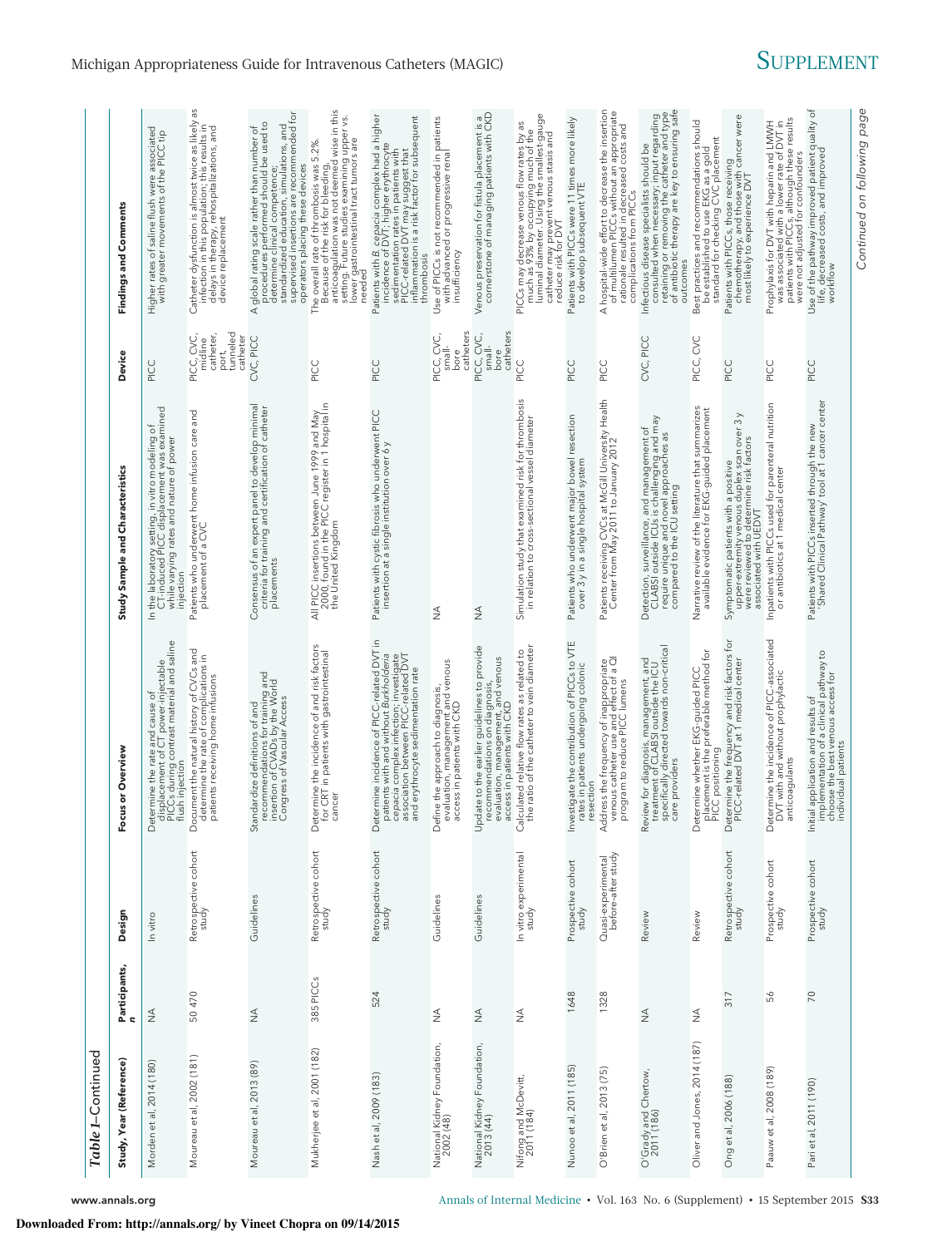*Table 1–Continued*

| Study, Year (Reference) | Participants, n | Design | Focus or Overview | Study Sample and Characteristics | Device | Findings and Comments |
|---|---|---|---|---|---|---|
| Morden et al, 2014 (180) | NA | In vitro | Determine the rate and cause of displacement of CT power-injectable PICCs during contrast material and saline flush injection | In the laboratory setting, in vitro modeling of CT-induced PICC displacement was examined while varying rates and nature of power injection | PICC | Higher rates of saline flush were associated with greater movements of the PICC tip |
| Moureau et al, 2002 (181) | 50 470 | Retrospective cohort study | Document the natural history of CVCs and determine the rate of complications in patients receiving home infusions | Patients who underwent home infusion care and placement of a CVC | PICC, CVC, midline catheter, port, tunneled catheter | Catheter dysfunction is almost twice as likely as infection in this population; this results in delays in therapy, rehospitalizations, and device replacement |
| Moureau et al, 2013 (89) | NA | Guidelines | Standardize definitions of and recommendations for training and insertion of CVADs by the World Congress of Vascular Access | Consensus of an expert panel to develop minimal criteria for training and certification of catheter placements | CVC, PICC | A global rating scale rather than number of procedures performed should be used to determine clinical competence; standardized education, simulations, and supervised insertions are recommended for operators placing these devices |
| Mukherjee et al, 2001 (182) | 385 PICCs | Retrospective cohort study | Determine the incidence of and risk factors for CRT in patients with gastrointestinal cancer | All PICC insertions between June 1999 and May 2000, found in the PICC register in 1 hospital in the United Kingdom | PICC | The overall rate of thrombosis was 5.2%. Because of the risk for bleeding, anticoagulation was not deemed wise in this setting. Future studies examining upper vs. lower gastrointestinal tract tumors are needed |
| Nash et al, 2009 (183) | 524 | Retrospective cohort study | Determine incidence of PICC-related DVT in patients with and without *Burkholderia cepacia* complex infection; investigate association between PICC-related DVT and erythrocyte sedimentation rate | Patients with cystic fibrosis who underwent PICC insertion at a single institution over 6 y | PICC | Patients with *B. cepacia* complex had a higher incidence of DVT; higher erythrocyte sedimentation rates in patients with PICC-related DVT may suggest that inflammation is a risk factor for subsequent thrombosis |
| National Kidney Foundation, 2002 (48) | NA | Guidelines | Define the approach to diagnosis, evaluation, management and venous access in patients with CKD | NA | PICC, CVC, small-bore catheters | Use of PICCs is not recommended in patients with advanced or progressive renal insufficiency |
| National Kidney Foundation, 2013 (44) | NA | Guidelines | Update to the earlier guidelines to provide recommendations on diagnosis, evaluation, management, and venous access in patients with CKD | NA | PICC, CVC, small-bore catheters | Venous preservation for fistula placement is a cornerstone of managing patients with CKD |
| Nifong and McDevitt, 2011 (184) | NA | In vitro experimental study | Calculated relative flow rates as related to the ratio of the catheter to vein diameter | Simulation study that examined risk for thrombosis in relation to cross-sectional vessel diameter | PICC | PICCs may decrease venous flow rates by as much as 93% by occupying much of the luminal diameter. Using the smallest-gauge catheter may prevent venous stasis and reduce risk for DVT |
| Nunoo et al, 2011 (185) | 1648 | Prospective cohort study | Investigate the contribution of PICCs to VTE rates in patients undergoing colonic resection | Patients who underwent major bowel resection over 3 y in a single hospital system | PICC | Patients with PICCs were 11 times more likely to develop subsequent VTE |
| O'Brien et al, 2013 (75) | 1328 | Quasi-experimental before–after study | Address the frequency of inappropriate venous catheter use and effect of a QI program to reduce PICC lumens | Patients receiving CVCs at McGill University Health Center from May 2011 to January 2012 | PICC | A hospital-wide effort to decrease the insertion of multilumen PICCs without an appropriate rationale resulted in decreased costs and complications from PICCs |
| O'Grady and Chertow, 2011 (186) | NA | Review | Review for diagnosis, management, and treatment of CLABSI outside the ICU specifically directed towards non-critical care providers | Detection, surveillance, and management of CLABSI outside ICUs is challenging and may require unique and novel approaches as compared to the ICU setting | CVC, PICC | Infectious disease specialists should be consulted when necessary; input regarding retaining or removing the catheter and type of antibiotic therapy are key to ensuring safe outcomes |
| Oliver and Jones, 2014 (187) | NA | Review | Determine whether EKG-guided PICC placement is the preferable method for PICC positioning | Narrative review of the literature that summarizes available evidence for EKG-guided placement | PICC, CVC | Best practices and recommendations should be established to use EKG as a gold standard for checking CVC placement |
| Ong et al, 2006 (188) | 317 | Retrospective cohort study | Determine the frequency and risk factors for PICC-related DVT at 1 medical center | Symptomatic patients with a positive upper-extremity venous duplex scan over 3 y were reviewed to determine risk factors associated with UEDVT | PICC | Patients with PICCs, those receiving chemotherapy, and those with cancer were most likely to experience DVT |
| Paauw et al, 2008 (189) | 56 | Prospective cohort study | Determine the incidence of PICC-associated DVT with and without prophylactic anticoagulants | Inpatients with PICCs used for parenteral nutrition or antibiotics at 1 medical center | PICC | Prophylaxis for DVT with heparin and LMWH was associated with a lower rate of DVT in patients with PICCs, although these results were not adjusted for confounders |
| Pari et al, 2011 (190) | 70 | Prospective cohort study | Initial application and results of implementation of a clinical pathway to choose the best venous access for individual patients | Patients with PICCs inserted through the new 'Shared Clinical Pathway' tool at 1 cancer center | PICC | Use of the pathway improved patient quality of life, decreased costs, and improved workflow |

*Continued on following page*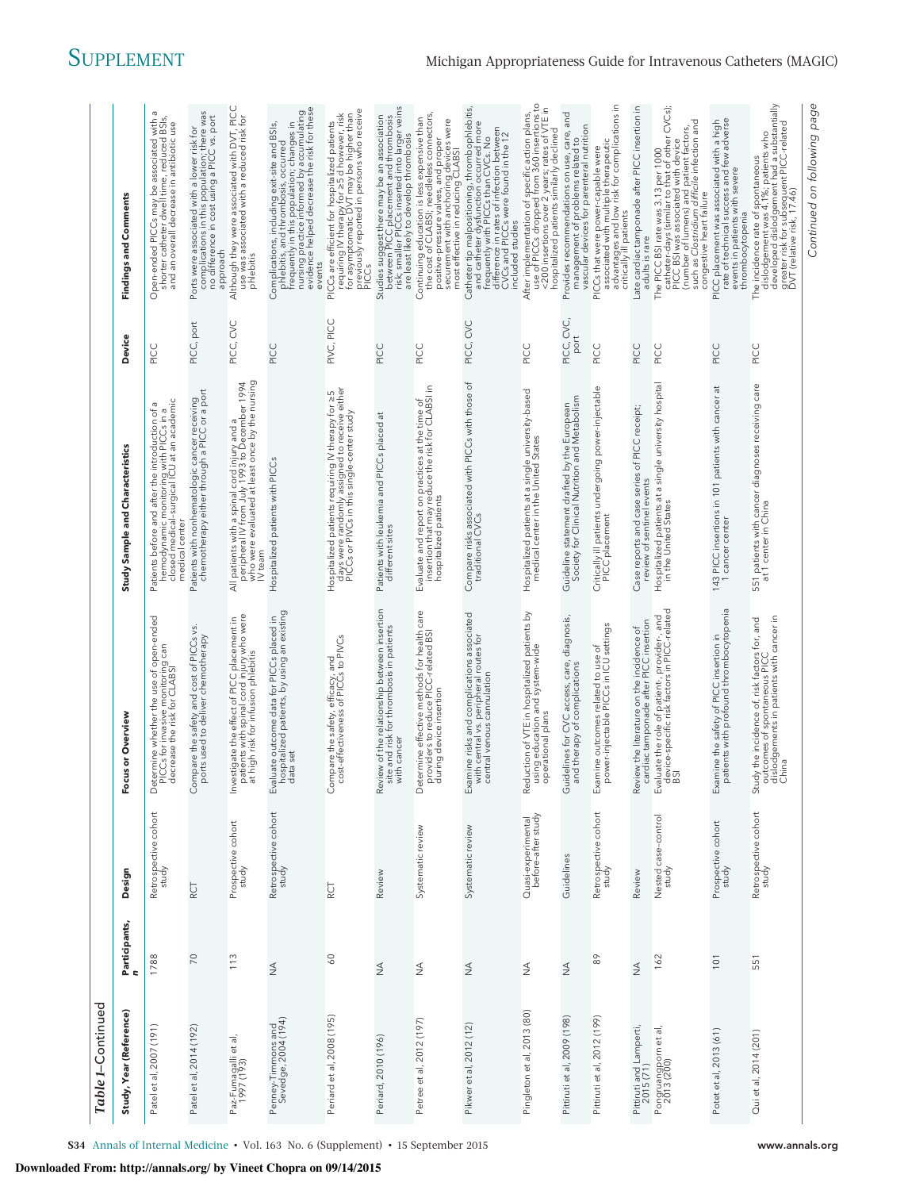*Table 1–Continued*

| Study, Year (Reference) | Participants, n | Design | Focus or Overview | Study Sample and Characteristics | Device | Findings and Comments |
|---|---|---|---|---|---|---|
| Patel et al, 2007 (191) | 1788 | Retrospective cohort study | Determine whether the use of open-ended PICCs for invasive monitoring can decrease the risk for CLABSI | Patients before and after the introduction of a hemodynamic monitoring with PICCs in a closed medical-surgical ICU at an academic medical center | PICC | Open-ended PICCs may be associated with a shorter catheter dwell time, reduced BSIs, and an overall decrease in antibiotic use |
| Patel et al, 2014 (192) | 70 | RCT | Compare the safety and cost of PICCs vs. ports used to deliver chemotherapy | Patients with nonhematologic cancer receiving chemotherapy either through a PICC or a port | PICC, port | Ports were associated with a lower risk for complications in this population; there was no difference in cost using a PICC vs. port approach |
| Paz-Fumagalli et al, 1997 (193) | 113 | Prospective cohort study | Investigate the effect of PICC placement in patients with spinal cord injury who were at high risk for infusion phlebitis | All patients with a spinal cord injury and a peripheral IV from July 1993 to December 1994 who were evaluated at least once by the nursing IV team | PICC, CVC | Although they were associated with DVT, PICC use was associated with a reduced risk for phlebitis |
| Penney-Timmons and Sevedge, 2004 (194) | NA | Retrospective cohort study | Evaluate outcome data for PICCs placed in hospitalized patients, by using an existing data set | Hospitalized patients with PICCs | PICC | Complications, including exit-site and BSIs, phlebitis, and thrombosis, occurred frequently in this population; changes in nursing practice informed by accumulating evidence helped decrease the risk for these events |
| Periard et al, 2008 (195) | 60 | RCT | Compare the safety, efficacy, and cost-effectiveness of PICCs to PIVCs | Hospitalized patients requiring IV therapy for ≥5 days were randomly assigned to receive either PICCs or PIVCs in this single-center study | PIVC, PICC | PICCs are efficient for hospitalized patients requiring IV therapy for ≥5 d however, risk for asymptomatic DVT may be higher than previously reported in persons who receive PICCs |
| Periard, 2010 (196) | NA | Review | Review of the relationship between insertion site and risk for thrombosis in patients with cancer | Patients with leukemia and PICCs placed at different sites | PICC | Studies suggest there may be an association between PICC placement and thrombosis risk; smaller PICCs inserted into larger veins are least likely to develop thrombosis |
| Petree et al, 2012 (197) | NA | Systematic review | Determine effective methods for health care providers to reduce PICC-related BSI during device insertion | Evaluate and report on practices at the time of insertion that may reduce the risk for CLABSI in hospitalized patients | PICC | Continuing education is less expensive than the cost of CLABSI; needleless connectors, positive-pressure valves, and proper securement with anchoring devices were most effective in reducing CLABSI |
| Pikwer et al, 2012 (12) | NA | Systematic review | Examine risks and complications associated with central vs. peripheral routes for central venous cannulation | Compare risks associated with PICCs with those of traditional CVCs | PICC, CVC | Catheter tip malpositioning, thrombophlebitis, and catheter dysfunction occurred more frequently with PICCs than CVCs. No difference in rates of infection between CVCs and PICCs were found in the 12 included studies |
| Pingleton et al, 2013 (80) | NA | Quasi-experimental before–after study | Reduction of VTE in hospitalized patients by using education and system-wide operational plans | Hospitalized patients at a single university-based medical center in the United States | PICC | After implementation of specific action plans, use of PICCs dropped from 360 insertions to <200 insertions over 2 years; rates of VTE in hospitalized patients similarly declined |
| Pittiruti et al, 2009 (198) | NA | Guidelines | Guidelines for CVC access, care, diagnosis, and therapy of complications | Guideline statement drafted by the European Society for Clinical Nutrition and Metabolism | PICC, CVC, port | Provides recommendations on use, care, and management of problems related to vascular devices for parenteral nutrition |
| Pittiruti et al, 2012 (199) | 89 | Retrospective cohort study | Examine outcomes related to use of power-injectable PICCs in ICU settings | Critically ill patients undergoing power-injectable PICC placement | PICC | PICCs that were power-capable were associated with multiple therapeutic advantages and low risk for complications in critically ill patients |
| Pittiruti and Lamperti, 2015 (71) | NA | Review | Review the literature on the incidence of cardiac tamponade after PICC insertion | Case reports and case series of PICC receipt; review of sentinel events | PICC | Late cardiac tamponade after PICC insertion in adults is rare |
| Pongruangporn et al, 2013 (200) | 162 | Nested case–control study | Evaluate the role of patient-, provider-, and device-specific risk factors in PICC-related BSI | Hospitalized patients at a single university hospital in the United States | PICC | The PICC BSI rate was 3.13 per 1000 catheter-days (similar to that of other CVCs); PICC BSI was associated with device (number of lumens) and patient factors, such as *Clostridium difficile* infection and congestive heart failure |
| Potet et al, 2013 (61) | 101 | Prospective cohort study | Examine the safety of PICC insertion in patients with profound thrombocytopenia | 143 PICC insertions in 101 patients with cancer at 1 cancer center | PICC | PICC placement was associated with a high rate of technical success and few adverse events in patients with severe thrombocytopenia |
| Qui et al, 2014 (201) | 551 | Retrospective cohort study | Study the incidence of risk factors for, and outcomes of spontaneous PICC dislodgements in patients with cancer in China | 551 patients with cancer diagnoses receiving care at 1 center in China | PICC | The incidence rate of spontaneous dislodgement was 4.1%; patients who developed dislodgement had a substantially greater risk for subsequent PICC-related DVT (relative risk, 17.46) |

*Continued on following page*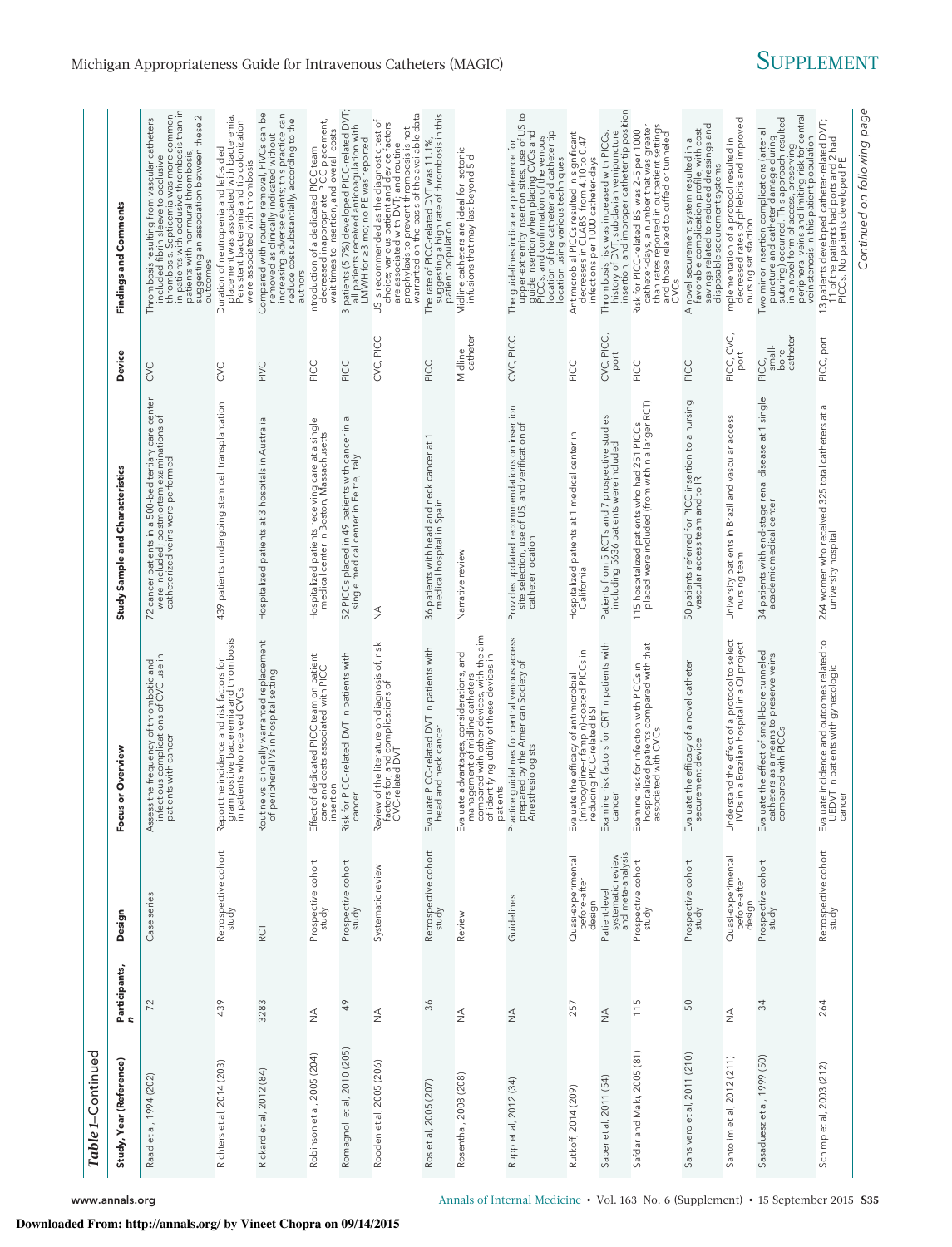*Table 1–Continued*

| Study, Year (Reference) | Participants, n | Design | Focus or Overview | Study Sample and Characteristics | Device | Findings and Comments |
|---|---|---|---|---|---|---|
| Raad et al, 1994 (202) | 72 | Case series | Assess the frequency of thrombotic and infectious complications of CVC use in patients with cancer | 72 cancer patients in a 500-bed tertiary care center were included; postmortem examinations of catheterized veins were performed | CVC | Thrombosis resulting from vascular catheters included fibrin sleeve to occlusive thrombosis. Septicemia was more common in patients with occlusive thrombosis than in patients with nonmural thrombosis, suggesting an association between these 2 outcomes |
| Richters et al, 2014 (203) | 439 | Retrospective cohort study | Report the incidence and risk factors for gram positive bacteremia and thrombosis in patients who received CVCs | 439 patients undergoing stem cell transplantation | CVC | Duration of neutropenia and left-sided placement was associated with bacteremia. Persistent bacteremia and tip colonization were associated with thrombosis |
| Rickard et al, 2012 (84) | 3283 | RCT | Routine vs. clinically warranted replacement of peripheral IVs in hospital setting | Hospitalized patients at 3 hospitals in Australia | PIVC | Compared with routine removal, PIVCs can be removed as clinically indicated without increasing adverse events; this practice can reduce cost substantially, according to the authors |
| Robinson et al, 2005 (204) | NA | Prospective cohort study | Effect of dedicated PICC team on patient care and costs associated with PICC insertion | Hospitalized patients receiving care at a single medical center in Boston, Massachusetts | PICC | Introduction of a dedicated PICC team decreased inappropriate PICC placement, wait times to insertion, and overall costs |
| Romagnoli et al, 2010 (205) | 49 | Prospective cohort study | Risk for PICC-related DVT in patients with cancer | 52 PICCs placed in 49 patients with cancer in a single medical center in Feltre, Italy | PICC | 3 patients (5.7%) developed PICC-related DVT; all patients received anticoagulation with LMWH for ≥3 mo; no PE was reported |
| Rooden et al, 2005 (206) | NA | Systematic review | Review of the literature on diagnosis of, risk factors for, and complications of CVC-related DVT | NA | CVC, PICC | US is recommended as the diagnostic test of choice; various patient and device factors are associated with DVT, and routine prophylaxis to prevent thrombosis is not warranted on the basis of the available data |
| Ros et al, 2005 (207) | 36 | Retrospective cohort study | Evaluate PICC-related DVT in patients with head and neck cancer | 36 patients with head and neck cancer at 1 medical hospital in Spain | PICC | The rate of PICC-related DVT was 11.1%, suggesting a high rate of thrombosis in this patient population |
| Rosenthal, 2008 (208) | NA | Review | Evaluate advantages, considerations, and management of midline catheters compared with other devices, with the aim of identifying utility of these devices in patients | Narrative review | Midline catheter | Midline catheters are ideal for isotonic infusions that may last beyond 5 d |
| Rupp et al, 2012 (34) | NA | Guidelines | Practice guidelines for central venous access prepared by the American Society of Anesthesiologists | Provides updated recommendations on insertion site selection, use of US, and verification of catheter location | CVC, PICC | The guidelines indicate a preference for upper-extremity insertion sites, use of US to guide insertion when placing CVCs and PICCs, and confirmation of the venous location of the catheter and catheter tip location using various techniques |
| Rutkoff, 2014 (209) | 257 | Quasi-experimental before–after design | Evaluate the efficacy of antimicrobial (minocycline–rifampin)-coated PICCs in reducing PICC-related BSI | Hospitalized patients at 1 medical center in California | PICC | Antimicrobial PICCs resulted in significant decreases in CLABSI from 4.1 to 0.47 infections per 1000 catheter-days |
| Saber et al, 2011 (54) | NA | Patient-level systematic review and meta-analysis | Examine risk factors for CRT in patients with cancer | Patients from 5 RCTs and 7 prospective studies including 5636 patients were included | CVC, PICC, port | Thrombosis risk was increased with PICCs, history of DVT, subclavian venipuncture insertion, and improper catheter tip position |
| Safdar and Maki, 2005 (81) | 115 | Prospective cohort study | Examine risk for infection with PICCs in hospitalized patients compared with that associated with CVCs | 115 hospitalized patients who had 251 PICCs placed were included (from within a larger RCT) | PICC | Risk for PICC-related BSI was 2–5 per 1000 catheter-days, a number that was greater than rates reported in outpatient settings and those related to cuffed or tunneled CVCs |
| Sansivero et al, 2011 (210) | 50 | Prospective cohort study | Evaluate the efficacy of a novel catheter securement device | 50 patients referred for PICC insertion to a nursing vascular access team and to IR | PICC | A novel securement system resulted in a favorable complication profile, with cost savings related to reduced dressings and disposable securement systems |
| Santolim et al, 2012 (211) | NA | Quasi-experimental before–after design | Understand the effect of a protocol to select IVDs in a Brazilian hospital in a QI project | University patients in Brazil and vascular access nursing team | PICC, CVC, port | Implementation of a protocol resulted in decreased rates of phlebitis and improved nursing satisfaction |
| Sasadeusz et al, 1999 (50) | 34 | Prospective cohort study | Evaluate the effect of small-bore tunneled catheters as a means to preserve veins compared with PICCs | 34 patients with end-stage renal disease at 1 single academic medical center | PICC, small-bore catheter | Two minor insertion complications (arterial puncture and catheter damage during suturing) occurred. This approach resulted in a novel form of access, preserving peripheral veins and limiting risk for central vein stenosis in this patient population |
| Schimp et al, 2003 (212) | 264 | Retrospective cohort study | Evaluate incidence and outcomes related to UEDVT in patients with gynecologic cancer | 264 women who received 325 total catheters at a university hospital | PICC, port | 13 patients developed catheter-related DVT; 11 of the patients had ports and 2 had PICCs. No patients developed PE |

*Continued on following page*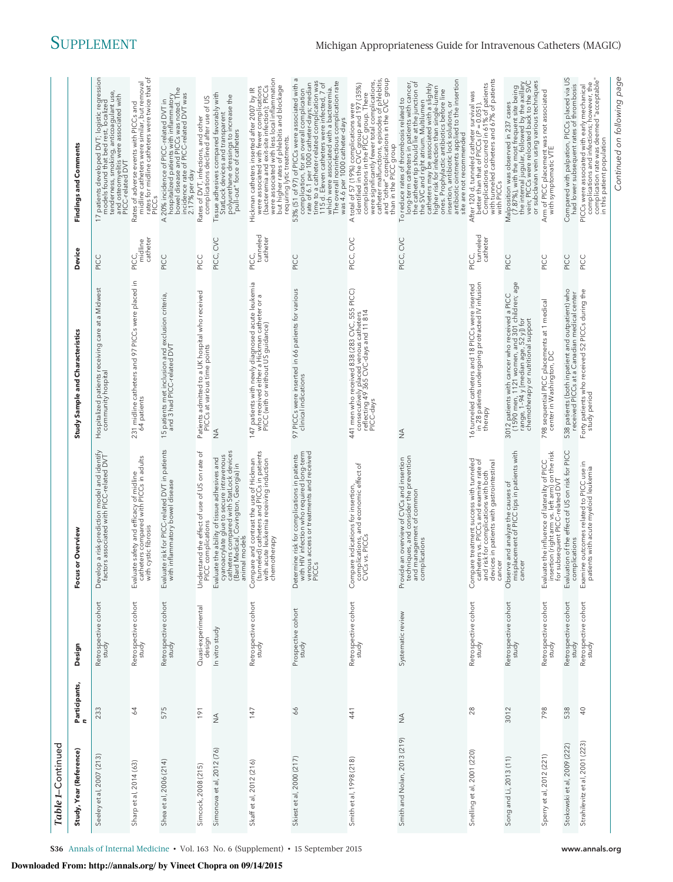*Table 1–Continued*

| Study, Year (Reference) | Participants, n | Design | Focus or Overview | Study Sample and Characteristics | Device | Findings and Comments |
|---|---|---|---|---|---|---|
| Seeley et al, 2007 (213) | 233 | Retrospective cohort study | Develop a risk-prediction model and identify factors associated with PICC-related DVT | Hospitalized patients receiving care at a Midwest community hospital | PICC | 17 patients developed DVT; logistic regression models found that bed rest, localized tenderness, smoking, anticoagulant use, and osteomyelitis were associated with PICC-related DVT |
| Sharp et al, 2014 (63) | 64 | Retrospective cohort study | Evaluate safety and efficacy of midline catheters compared with PICCs in adults with cystic fibrosis | 231 midline catheters and 97 PICCs were placed in 64 patients | PICC, midline catheter | Rates of adverse events with PICCs and midline catheters were similar, but removal rates for midline catheters were twice that of PICCs |
| Shea et al, 2006 (214) | 575 | Retrospective cohort study | Evaluate risk for PICC-related DVT in patients with inflammatory bowel disease | 15 patients met inclusion and exclusion criteria, and 3 had PICC-related DVT | PICC | A 20% incidence of PICC-related DVT in hospitalized patients with inflammatory bowel disease and PICCs was noted. The incidence rate of PICC-related DVT was 2.17% per day |
| Simcock, 2008 (215) | 191 | Quasi-experimental design | Understand the effect of use of US on rate of PICC complications | Patients admitted to a UK hospital who received PICCs at various time points | PICC | Rates of DVT, infections, and other complications declined after use of US |
| Simonova et al, 2012 (76) | NA | In vitro study | Evaluate the ability of tissue adhesives and cyanoacrylate glue to secure intravenous catheters compared with StatLock devices (Bard Medical, Covington, Georgia) in animal models | NA | PICC, CVC | Tissue adhesives compared favorably with StatLock devices and transparent polyurethane dressings to increase the "pull-out" force of catheters |
| Skaff et al, 2012 (216) | 147 | Retrospective cohort study | Compare and contrast the use of Hickman (tunneled) catheters and PICCs in patients with acute leukemia receiving induction chemotherapy | 147 patients with newly diagnosed acute leukemia who received either a Hickman catheter or a PICC (with or without US guidance) | PICC, tunneled catheter | Hickman catheters inserted after 2007 by IR were associated with fewer complications (bacteremia and exit-site infection); PICCs were associated with less local inflammation but higher rates of phlebitis and blockage requiring lytic treatments |
| Skiest et al, 2000 (217) | 66 | Prospective cohort study | Determine risk for complications in patients with HIV infection who required long-term venous access or treatments and received PICCs | 97 PICCs were inserted in 66 patients for various clinical indications | PICC | 53% (51 of 97) of PICCs were associated with a complication, for an overall complication rate of 6.1 per 1000 catheter-days; median time to a catheter-related complication was 115 d. Eleven catheters were infected, 7 of which were associated with a bacteremia. The overall noninfectious complication rate was 4.6 per 1000 catheter-days |
| Smith et al, 1998 (218) | 441 | Retrospective cohort study | Compare indications for insertion, complications, and economic effect of CVCs vs. PICCs | 441 men who received 838 (283 CVC, 555 PICC) consecutively placed venous catheters reflecting 49 365 CVC-days and 11 814 PICC-days | PICC, CVC | A total of 57 (19%) complications were identified in the CVC group and 197 (35%) complications in the PICC group. There were significantly fewer total complications, catheter malfunctions, episodes of phlebitis, and "other" complications in the CVC group than in the PICC group |
| Smith and Nolan, 2013 (219) | NA | Systematic review | Provide an overview of CVCs and insertion techniques, and consider the prevention and management of common complications | NA | PICC, CVC | To reduce rates of thrombosis related to long-term catheters in patients with cancer, the catheter tip should lie at the junction of the SVC and right atrium. Multilumen catheters may be associated with a slightly higher risk for infection than single-lumen ones. Prophylactic antibiotics before line insertion, antibiotic lock solutions, or antibiotic ointments applied to the insertion site are not recommended |
| Snelling et al, 2001 (220) | 28 | Retrospective cohort study | Compare treatment success with tunneled catheters vs. PICCs and examine rate of and risk for complications with both devices in patients with gastrointestinal cancer | 16 tunneled catheters and 18 PICCs were inserted in 28 patients undergoing protracted IV infusion therapy | PICC, tunneled catheter | After 120 d, tunneled catheter survival was better than that of PICCs ($P$ = 0.051). Complications occurred in 61% of patients with tunneled catheters and 67% of patients with PICCs |
| Song and Li, 2013 (11) | 3012 | Retrospective cohort study | Observe and analyze the causes of misplacement of PICC tips in patients with cancer | 3012 patients with cancer who received a PICC (1590 men, 1121 women, and 301 children; age range, 1–94 y [median age, 52 y]) for chemotherapy or nutritional support | PICC | Malposition was observed in 237 cases (7.87%), with the most frequent site being the internal jugular, followed by the axillary vein; PICCs were relocated back to the SVC or subclavian vein using various techniques |
| Sperry et al, 2012 (221) | 798 | Retrospective cohort study | Evaluate the influence of laterality of PICC insertion (right arm vs. left arm) on the risk for subsequent PICC-related DVT | 798 sequential PICC placements at 1 medical center in Washington, DC | PICC | Arm of PICC placement was not associated with symptomatic VTE |
| Stokowski et al, 2009 (222) | 538 | Retrospective cohort study | Evaluation of the effect of US on risk for PICC complications | 538 patients (both inpatient and outpatient) who received PICCs at a Canadian medical center | PICC | Compared with palpation, PICCs placed via US had lower subsequent rates of thrombosis |
| Strahilevitz et al, 2001 (223) | 40 | Retrospective cohort study | Examine outcomes related to PICC use in patients with acute myeloid leukemia | Forty patients who received 52 PICCs during the study period | PICC | PICCs were associated with early mechanical complications and infections; however, the complication rate was deemed "acceptable" in this patient population |

*Continued on following page*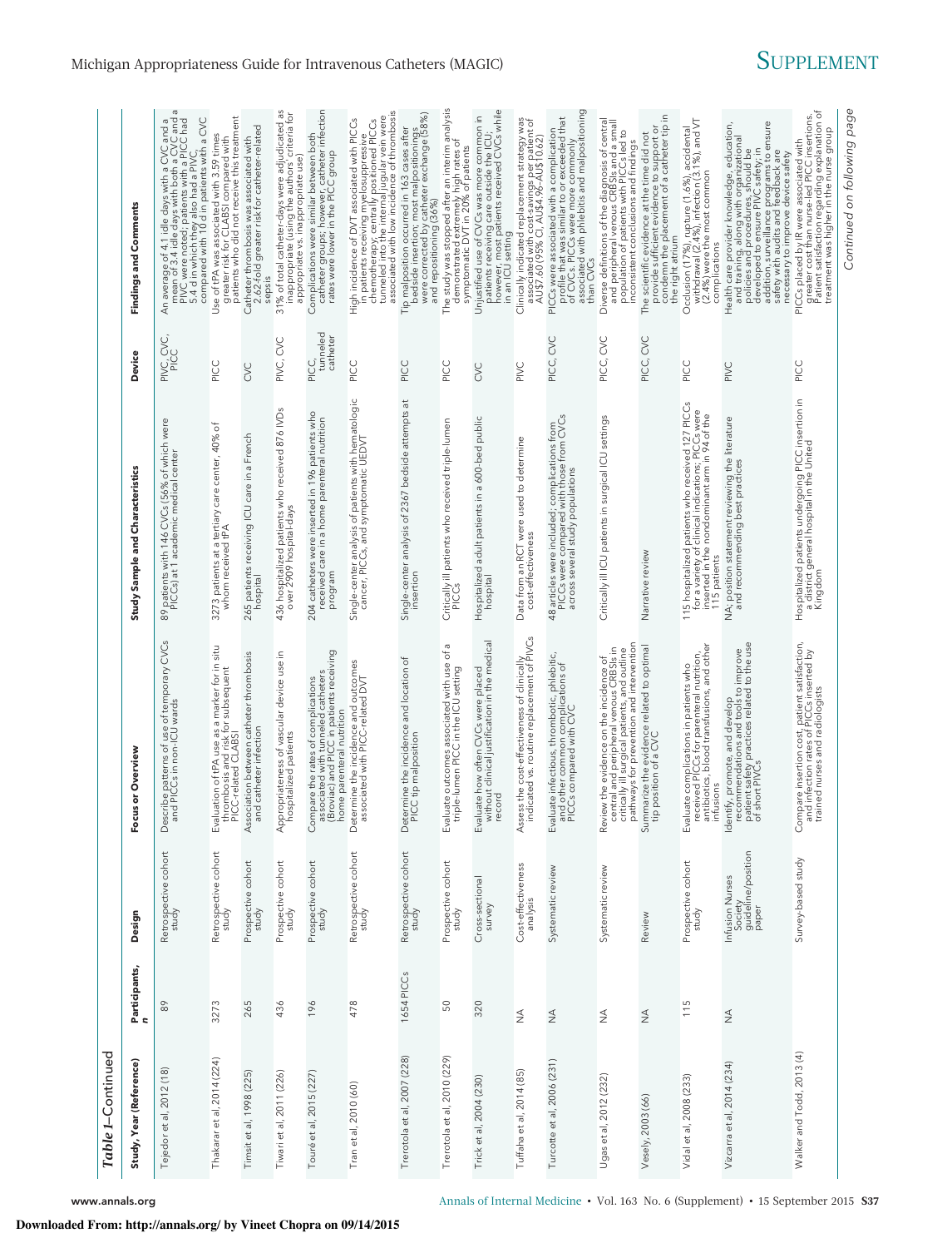*Table 1–Continued*

| Study, Year (Reference) | Participants, n | Design | Focus or Overview | Study Sample and Characteristics | Device | Findings and Comments |
|---|---|---|---|---|---|---|
| Tejedor et al, 2012 (18) | 89 | Retrospective cohort study | Describe patterns of use of temporary CVCs and PICCs in non-ICU wards | 89 patients with 146 CVCs (56% of which were PICCs) at 1 academic medical center | PIVC, CVC, PICC | An average of 4.1 idle days with a CVC and a mean of 3.4 idle days with both a CVC and a PIVC were noted; patients with a PICC had 5.4 d in which they also had a PIVC, compared with 10 d in patients with a CVC |
| Thakarar et al, 2014 (224) | 3273 | Retrospective cohort study | Evaluation of tPA use as a marker for in situ thrombosis and risk for subsequent PICC-related CLABSI | 3273 patients at a tertiary care center, 40% of whom received tPA | PICC | Use of tPA was associated with 3.59 times greater risk for CLABSI compared with patients who did not receive this treatment |
| Timsit et al, 1998 (225) | 265 | Prospective cohort study | Association between catheter thrombosis and catheter infection | 265 patients receiving ICU care in a French hospital | CVC | Catheter thrombosis was associated with 2.62-fold greater risk for catheter-related sepsis |
| Tiwari et al, 2011 (226) | 436 | Prospective cohort study | Appropriateness of vascular device use in hospitalized patients | 436 hospitalized patients who received 876 IVDs over 2909 hospital-days | PIVC, CVC | 31% of total catheter-days were adjudicated as inappropriate (using the authors' criteria for appropriate vs. inappropriate use) |
| Touré et al, 2015 (227) | 196 | Prospective cohort study | Compare the rates of complications associated with tunneled catheters (Broviac) and PICC in patients receiving home parenteral nutrition | 204 catheters were inserted in 196 patients who received care in a home parenteral nutrition program | PICC, tunneled catheter | Complications were similar between both catheter groups; however, catheter infection rates were lower in the PICC group |
| Tran et al, 2010 (60) | 478 | Retrospective cohort study | Determine the incidence and outcomes associated with PICC-related DVT | Single-center analysis of patients with hematologic cancer, PICCs, and symptomatic UEDVT | PICC | High incidence of DVT associated with PICCs in patients receiving myelosuppressive chemotherapy; centrally positioned PICCs tunneled into the internal jugular vein were associated with low incidence of thrombosis |
| Trerotola et al, 2007 (228) | 1654 PICCs | Retrospective cohort study | Determine the incidence and location of PICC tip malposition | Single-center analysis of 2367 bedside attempts at insertion | PICC | Tip malposition occurred in 163 cases after bedside insertion; most malpositionings were corrected by catheter exchange (58%) and repositioning (36%) |
| Trerotola et al, 2010 (229) | 50 | Prospective cohort study | Evaluate outcomes associated with use of a triple-lumen PICC in the ICU setting | Critically ill patients who received triple-lumen PICCs | PICC | The study was stopped after an interim analysis demonstrated extremely high rates of symptomatic DVT in 20% of patients |
| Trick et al, 2004 (230) | 320 | Cross-sectional survey | Evaluate how often CVCs were placed without clinical justification in the medical record | Hospitalized adult patients in a 600-bed public hospital | CVC | Unjustified use of CVCs was more common in patients receiving care outside the ICU; however, most patients received CVCs while in an ICU setting |
| Tuffaha et al, 2014 (85) | NA | Cost-effectiveness analysis | Assess the cost-effectiveness of clinically indicated vs. routine replacement of PIVCs | Data from an RCT were used to determine cost-effectiveness | PIVC | Clinically indicated replacement strategy was associated with cost-savings per patient of AU$7.60 (95% CI, AU$4.96–AU$10.62) |
| Turcotte et al, 2006 (231) | NA | Systematic review | Evaluate infectious, thrombotic, phlebitic, and other common complications of PICCs compared with CVC | 48 articles were included; complications from PICCs were compared with those from CVCs across several study populations | PICC, CVC | PICCs were associated with a complication profile that was similar to or exceeded that of CVCs. PICCs were more commonly associated with phlebitis and malpositioning than CVCs |
| Ugas et al, 2012 (232) | NA | Systematic review | Review the evidence on the incidence of central and peripheral venous CRBSIs in critically ill surgical patients, and outline pathways for prevention and intervention | Critically ill ICU patients in surgical ICU settings | PICC, CVC | Diverse definitions of the diagnosis of central and peripheral venous CRBSIs and a small population of patients with PICCs led to inconsistent conclusions and findings |
| Vesely, 2003 (66) | NA | Review | Summarize the evidence related to optimal tip position of a CVC | Narrative review | PICC, CVC | The scientific evidence at the time did not provide sufficient evidence to support or condemn the placement of a catheter tip in the right atrium |
| Vidal et al, 2008 (233) | 115 | Prospective cohort study | Evaluate complications in patients who received PICCs for parenteral nutrition, antibiotics, blood transfusions, and other infusions | 115 hospitalized patients who received 127 PICCs for a variety of clinical indications; PICCs were inserted in the nondominant arm in 94 of the 115 patients | PICC | Occlusion (17%), rupture (1.6%), accidental withdrawal (2.4%), infection (3.1%), and VT (2.4%) were the most common complications |
| Vizcarra et al, 2014 (234) | NA | Infusion Nurses Society guideline/position paper | Identify, promote, and develop recommendations and tools to improve patient safety practices related to the use of short PIVCs | NA; position statement reviewing the literature and recommending best practices | PIVC | Health care provider knowledge, education, and training, along with organizational policies and procedures, should be developed to ensure PIVC safety; in addition, surveillance programs to ensure safety with audits and feedback are necessary to improve device safety |
| Walker and Todd, 2013 (4) | | Survey-based study | Compare insertion cost, patient satisfaction, and infection rates of PICCs inserted by trained nurses and radiologists | Hospitalized patients undergoing PICC insertion in a district general hospital in the United Kingdom | PICC | PICCs placed by IR were associated with greater cost than nurse-led PICC insertions. Patient satisfaction regarding explanation of treatment was higher in the nurse group |

*Continued on following page*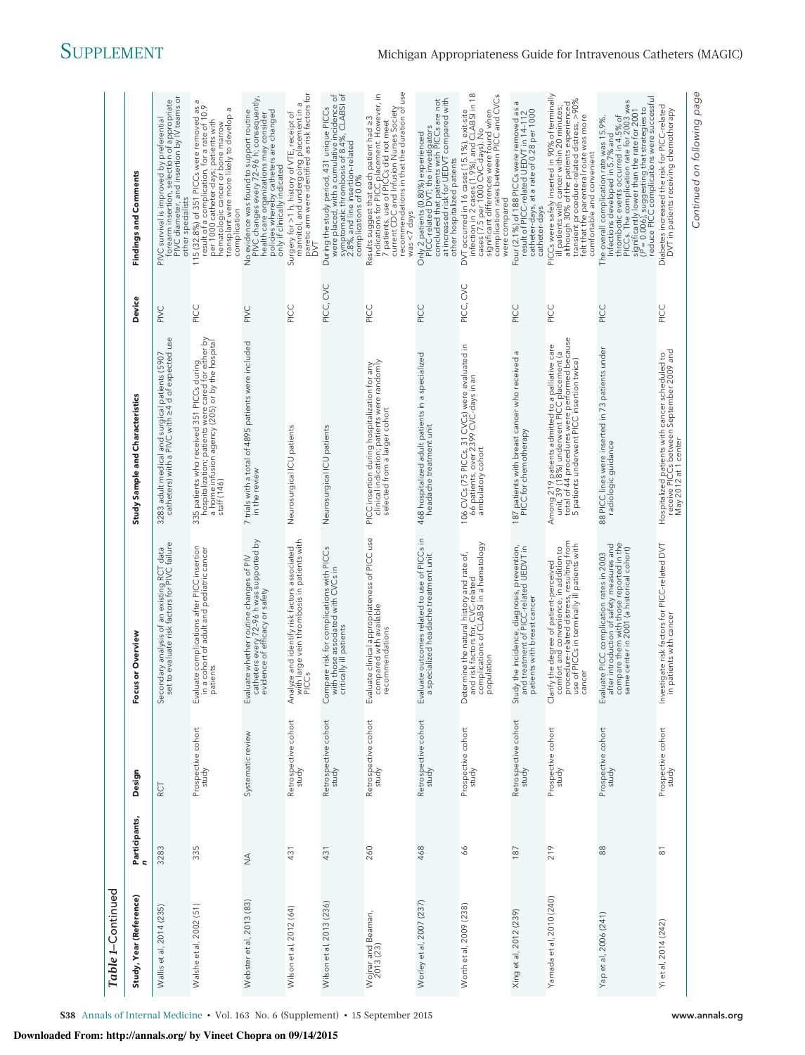*Table 1*–Continued

| Study, Year (Reference) | Participants, n | Design | Focus or Overview | Study Sample and Characteristics | Device | Findings and Comments |
|---|---|---|---|---|---|---|
| Wallis et al, 2014 (235) | 3283 | RCT | Secondary analysis of an existing RCT data set to evaluate risk factors for PIVC failure | 3283 adult medical and surgical patients (5907 catheters) with a PIVC with ≥4 d of expected use | PIVC | PIVC survival is improved by preferential forearm insertion, selection of appropriate PIVC diameter, and insertion by IV teams or other specialists |
| Walshe et al, 2002 (51) | 335 | Prospective cohort study | Evaluate complications after PICC insertion in a cohort of adult and pediatric cancer patients | 335 patients who received 351 PICCs during hospitalization; patients were cared for either by a home infusion agency (205) or by the hospital staff (146) | PICC | 115 (32.8%) of 351 PICCs were removed as a result of a complication, for a rate of 10.9 per 1000 catheter-days; patients with hematologic cancer or bone marrow transplant were more likely to develop a complication |
| Webster et al, 2013 (83) | NA | Systematic review | Evaluate whether routine changes of PIV catheters every 72–96 h was supported by evidence of efficacy or safety | 7 trials with a total of 4895 patients were included in the review | PIVC | No evidence was found to support routine PIVC changes every 72–96 h; consequently, health care organizations may consider policies whereby catheters are changed only if clinically indicated |
| Wilson et al, 2012 (64) | 431 | Retrospective cohort study | Analyze and identify risk factors associated with large vein thrombosis in patients with PICCs | Neurosurgical ICU patients | PICC | Surgery for >1 h, history of VTE, receipt of mannitol, and undergoing placement in a paretic arm were identified as risk factors for DVT |
| Wilson et al, 2013 (236) | 431 | Retrospective cohort study | Compare risk for complications with PICCs with those associated with CVCs in critically ill patients | Neurosurgical ICU patients | PICC, CVC | During the study period, 431 unique PICCs were placed, with a cumulative incidence of symptomatic thrombosis of 8.4%, CLABSI of 2.8%, and line insertion–related complications of 0.0% |
| Wojnar and Beaman, 2013 (23) | 260 | Retrospective cohort study | Evaluate clinical appropriateness of PICC use compared with available recommendations | PICC insertion during hospitalization for any clinical indication; patients were randomly selected from a larger cohort | PICC | Results suggest that each patient had ≥3 indications for PICC placement. However, in 7 patients, use of PICCs did not meet current CDC and Infusion Nurses Society recommendations in that the duration of use was <7 days |
| Worley et al, 2007 (237) | 468 | Retrospective cohort study | Evaluate outcomes related to use of PICCs in a specialized headache treatment unit | 468 hospitalized adult patients in a specialized headache treatment unit | PICC | Only 2 patients (0.80%) experienced PICC-related DVT; the investigators concluded that patients with PICCs are not at increased risk for UEDVT compared with other hospitalized patients |
| Worth et al, 2009 (238) | 66 | Prospective cohort study | Determine the natural history and rate of, and risk factors for, CVC-related complications of CLABSI in a hematology population | 106 CVCs (75 PICCs, 31 CVCs) were evaluated in 66 patients, over 2399 CVC-days in an ambulatory cohort | PICC, CVC | DVT occurred in 16 cases (15.1%), exit-site infection in 2 cases (1.9%), and CLABSI in 18 cases (7.5 per 1000 CVC-days). No significant differences were found when complication rates between PICC and CVCs were compared |
| Xing et al, 2012 (239) | 187 | Retrospective cohort study | Study the incidence, diagnosis, prevention, and treatment of PICC-related UEDVT in patients with breast cancer | 187 patients with breast cancer who received a PICC for chemotherapy | PICC | Four (2.1%) of 188 PICCs were removed as a result of PICC-related UEDVT in 14–112 catheter-days, at a rate of 0.28 per 1000 catheter-days |
| Yamada et al, 2010 (240) | 219 | Prospective cohort study | Clarify the degree of patient-perceived comfort and convenience, in addition to procedure-related distress, resulting from use of PICCs in terminally ill patients with cancer | Among 219 patients admitted to a palliative care unit 39 (18%) underwent PICC placement (a total of 44 procedures were performed because 5 patients underwent PICC insertion twice) | PICC | PICCs were safely inserted in 90% of terminally ill patients with cancer within 20 minutes; although 30% of the patients experienced transient procedure-related distress, >90% felt that the parenteral route was more comfortable and convenient |
| Yap et al, 2006 (241) | 88 | Prospective cohort study | Evaluate PICC complication rates in 2003 after introduction of safety measures and compare them with those reported in the same center in 2001 (a historical cohort) | 88 PICC lines were inserted in 73 patients under radiologic guidance | PICC | The overall complication rate was 15.9%. Infections developed in 5.7% and thrombotic events occurred in 4.5% of PICCs. The complication rate for 2003 was significantly lower than the rate for 2001 ($P$ = 0.006), suggesting that strategies to reduce PICC complications were successful |
| Yi et al, 2014 (242) | 81 | Prospective cohort study | Investigate risk factors for PICC-related DVT in patients with cancer | Hospitalized patients with cancer scheduled to receive PICCs between September 2009 and May 2012 at 1 center | PICC | Diabetes increased the risk for PICC-related DVT in patients receiving chemotherapy |

*Continued on following page*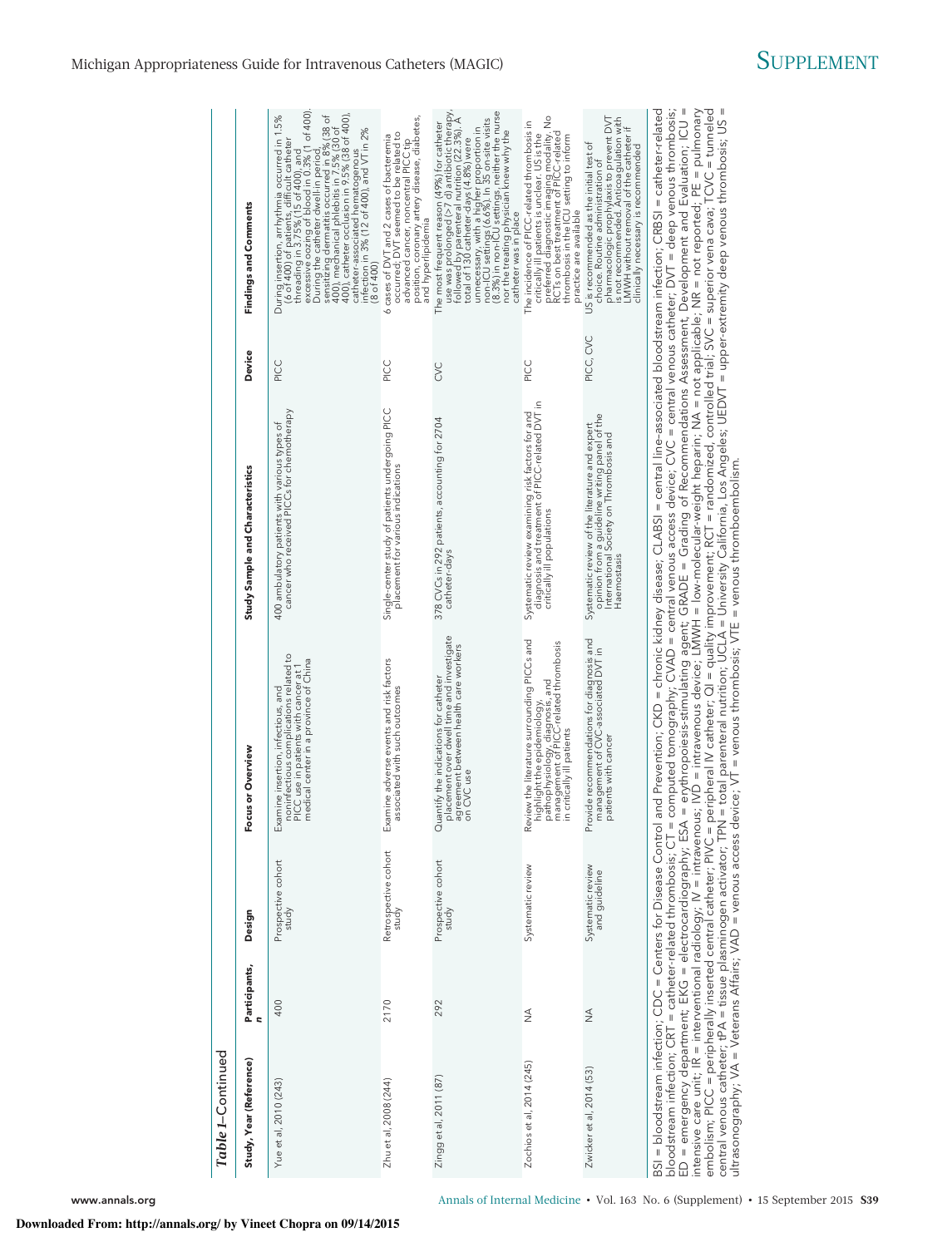*Table 1*–Continued

| Study, Year (Reference) | Participants, n | Design | Focus or Overview | Study Sample and Characteristics | Device | Findings and Comments |
|---|---|---|---|---|---|---|
| Yue et al, 2010 (243) | 400 | Prospective cohort study | Examine insertion, infectious, and noninfectious complications related to PICC use in patients with cancer at 1 medical center in a province of China | 400 ambulatory patients with various types of cancer who received PICCs for chemotherapy | PICC | During insertion, arrhythmia occurred in 1.5% (6 of 400) of patients, difficult catheter threading in 3.75% (15 of 400), and excessive oozing of blood in 0.3% (1 of 400). During the catheter dwell-in period, sensitizing dermatitis occurred in 8% (38 of 400), mechanical phlebitis in 7.5% (30 of 400), catheter occlusion in 9.5% (38 of 400), catheter-associated hematogenous infection in 3% (12 of 400), and VT in 2% (8 of 400) |
| Zhu et al, 2008 (244) | 2170 | Retrospective cohort study | Examine adverse events and risk factors associated with such outcomes | Single-center study of patients undergoing PICC placement for various indications | PICC | 6 cases of DVT and 2 cases of bacteremia occurred; DVT seemed to be related to advanced cancer, noncentral PICC tip position, coronary artery disease, diabetes, and hyperlipidemia |
| Zingg et al, 2011 (87) | 292 | Prospective cohort study | Quantify the indications for catheter placement over dwell time and investigate agreement between health care workers on CVC use | 378 CVCs in 292 patients, accounting for 2704 catheter-days | CVC | The most frequent reason (49%) for catheter use was prolonged (>7 d) antibiotic therapy, followed by parenteral nutrition (22.3%). A total of 130 catheter-days (4.8%) were unnecessary, with a higher proportion in non-ICU settings (6.6%). In 35 on-site visits (8.3%) in non-ICU settings, neither the nurse nor the treating physician knew why the catheter was in place |
| Zochios et al, 2014 (245) | NA | Systematic review | Review the literature surrounding PICCs and highlight the epidemiology, pathophysiology, diagnosis, and management of PICC-related thrombosis in critically ill patients | Systematic review examining risk factors for and diagnosis and treatment of PICC-related DVT in critically ill populations | PICC | The incidence of PICC-related thrombosis in critically ill patients is unclear; US is the preferred diagnostic imaging modality. No RCTs on best treatment of PICC-related thrombosis in the ICU setting to inform practice are available |
| Zwicker et al, 2014 (53) | NA | Systematic review and guideline | Provide recommendations for diagnosis and management of CVC-associated DVT in patients with cancer | Systematic review of the literature and expert opinion from a guideline writing panel of the International Society on Thrombosis and Haemostasis | PICC, CVC | US is recommended as the initial test of choice. Routine administration of pharmacologic prophylaxis to prevent DVT is not recommended. Anticoagulation with LMWH without removal of the catheter if clinically necessary is recommended |

BSI = bloodstream infection; CDC = Centers for Disease Control and Prevention; CKD = chronic kidney disease; CLABSI = central line-associated bloodstream infection; CRBSI = catheter-related bloodstream infection; CRT = catheter-related thrombosis; CT = computed tomography; CVAD = central venous access device; CVC = central venous catheter; DVT = deep venous thrombosis; ED = emergency department; EKG = electrocardiography; ESA = erythropoiesis-stimulating agent; GRADE = Grading of Recommendations Assessment, Development and Evaluation; ICU = intensive care unit; IR = interventional radiology; IV = intravenous; IVD = intravenous device; LMWH = low-molecular-weight heparin; NA = not applicable; NR = not reported; PE = pulmonary embolism; PICC = peripherally inserted central catheter; PIVC = peripheral IV catheter; QI = quality improvement; RCT = randomized, controlled trial; SVC = superior vena cava; TCVC = tunneled central venous catheter; tPA = tissue plasminogen activator; TPN = total parenteral nutrition; UCLA = University California, Los Angeles; UEDVT = upper-extremity deep venous thrombosis; US = ultrasonography; VA = Veterans Affairs; VAD = venous access device; VT = venous thrombosis; VTE = venous thromboembolism.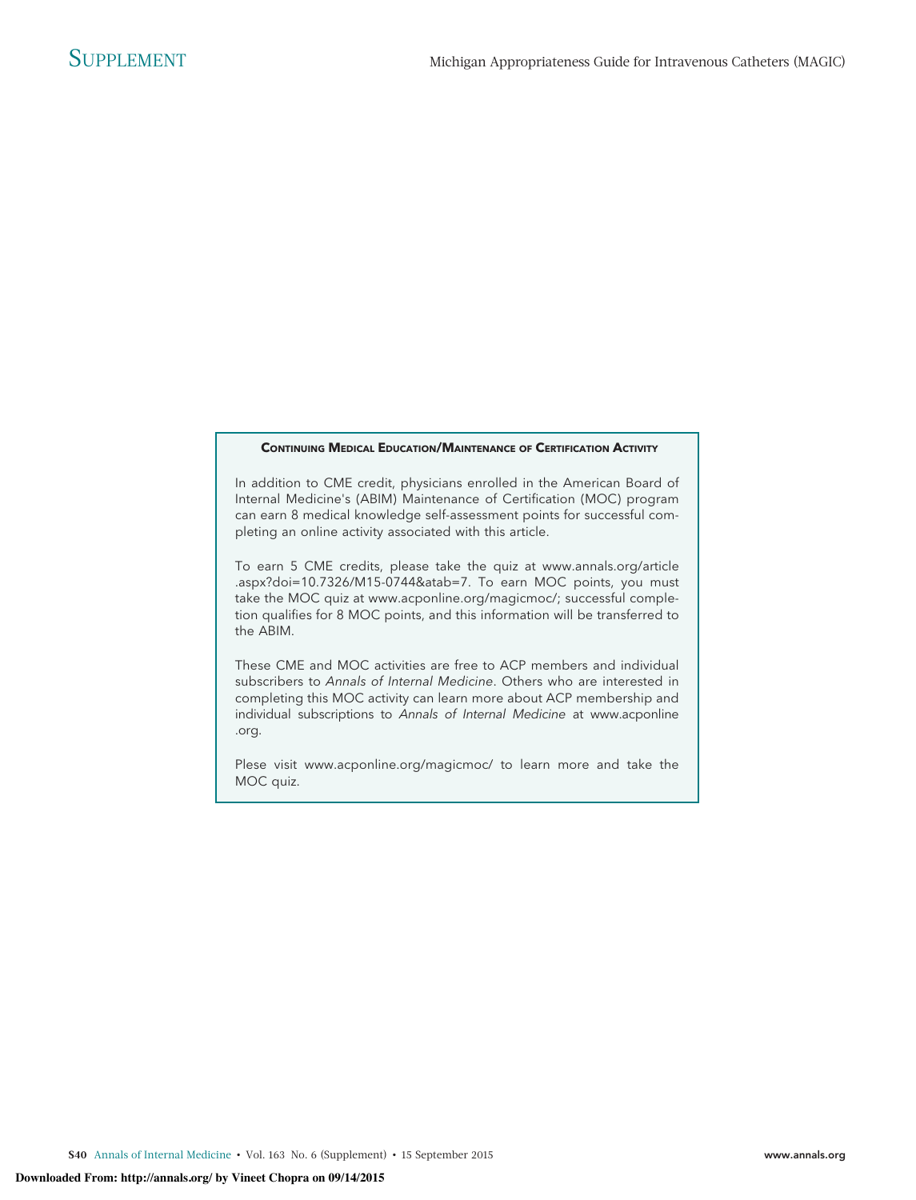### Continuing Medical Education/Maintenance of Certification Activity

In addition to CME credit, physicians enrolled in the American Board of Internal Medicine's (ABIM) Maintenance of Certification (MOC) program can earn 8 medical knowledge self-assessment points for successful completing an online activity associated with this article.

To earn 5 CME credits, please take the quiz at www.annals.org/article.aspx?doi=10.7326/M15-0744&atab=7. To earn MOC points, you must take the MOC quiz at www.acponline.org/magicmoc/; successful completion qualifies for 8 MOC points, and this information will be transferred to the ABIM.

These CME and MOC activities are free to ACP members and individual subscribers to *Annals of Internal Medicine*. Others who are interested in completing this MOC activity can learn more about ACP membership and individual subscriptions to *Annals of Internal Medicine* at www.acponline.org.

Plese visit www.acponline.org/magicmoc/ to learn more and take the MOC quiz.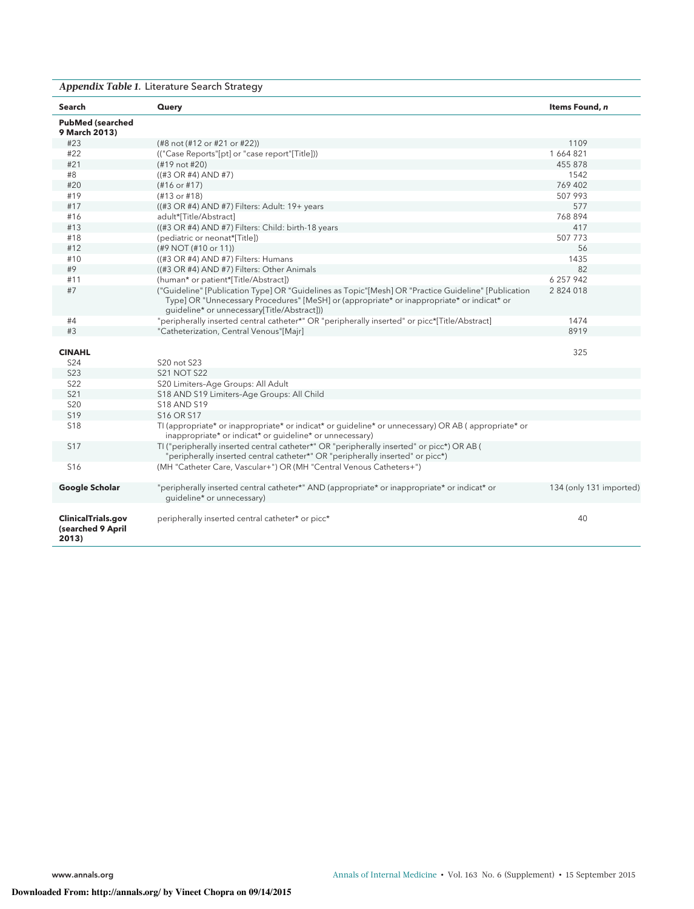*Appendix Table 1.* Literature Search Strategy

| Search | Query | Items Found, n |
|---|---|---|
| **PubMed (searched 9 March 2013)** | | |
| #23 | (#8 not (#12 or #21 or #22)) | 1109 |
| #22 | (("Case Reports"[pt] or "case report"[Title])) | 1 664 821 |
| #21 | (#19 not #20) | 455 878 |
| #8 | ((#3 OR #4) AND #7) | 1542 |
| #20 | (#16 or #17) | 769 402 |
| #19 | (#13 or #18) | 507 993 |
| #17 | ((#3 OR #4) AND #7) Filters: Adult: 19+ years | 577 |
| #16 | adult*[Title/Abstract] | 768 894 |
| #13 | ((#3 OR #4) AND #7) Filters: Child: birth-18 years | 417 |
| #18 | (pediatric or neonat*[Title]) | 507 773 |
| #12 | (#9 NOT (#10 or 11)) | 56 |
| #10 | ((#3 OR #4) AND #7) Filters: Humans | 1435 |
| #9 | ((#3 OR #4) AND #7) Filters: Other Animals | 82 |
| #11 | (human* or patient*[Title/Abstract]) | 6 257 942 |
| #7 | ("Guideline" [Publication Type] OR "Guidelines as Topic"[Mesh] OR "Practice Guideline" [Publication Type] OR "Unnecessary Procedures" [MeSH] or (appropriate* or inappropriate* or indicat* or guideline* or unnecessary[Title/Abstract])) | 2 824 018 |
| #4 | "peripherally inserted central catheter*" OR "peripherally inserted" or picc*[Title/Abstract] | 1474 |
| #3 | "Catheterization, Central Venous"[Majr] | 8919 |
| **CINAHL** | | 325 |
| S24 | S20 not S23 | |
| S23 | S21 NOT S22 | |
| S22 | S20 Limiters-Age Groups: All Adult | |
| S21 | S18 AND S19 Limiters-Age Groups: All Child | |
| S20 | S18 AND S19 | |
| S19 | S16 OR S17 | |
| S18 | TI (appropriate* or inappropriate* or indicat* or guideline* or unnecessary) OR AB ( appropriate* or inappropriate* or indicat* or guideline* or unnecessary) | |
| S17 | TI ("peripherally inserted central catheter*" OR "peripherally inserted" or picc*) OR AB ( "peripherally inserted central catheter*" OR "peripherally inserted" or picc*) | |
| S16 | (MH "Catheter Care, Vascular+") OR (MH "Central Venous Catheters+") | |
| **Google Scholar** | "peripherally inserted central catheter*" AND (appropriate* or inappropriate* or indicat* or guideline* or unnecessary) | 134 (only 131 imported) |
| **ClinicalTrials.gov (searched 9 April 2013)** | peripherally inserted central catheter* or picc* | 40 |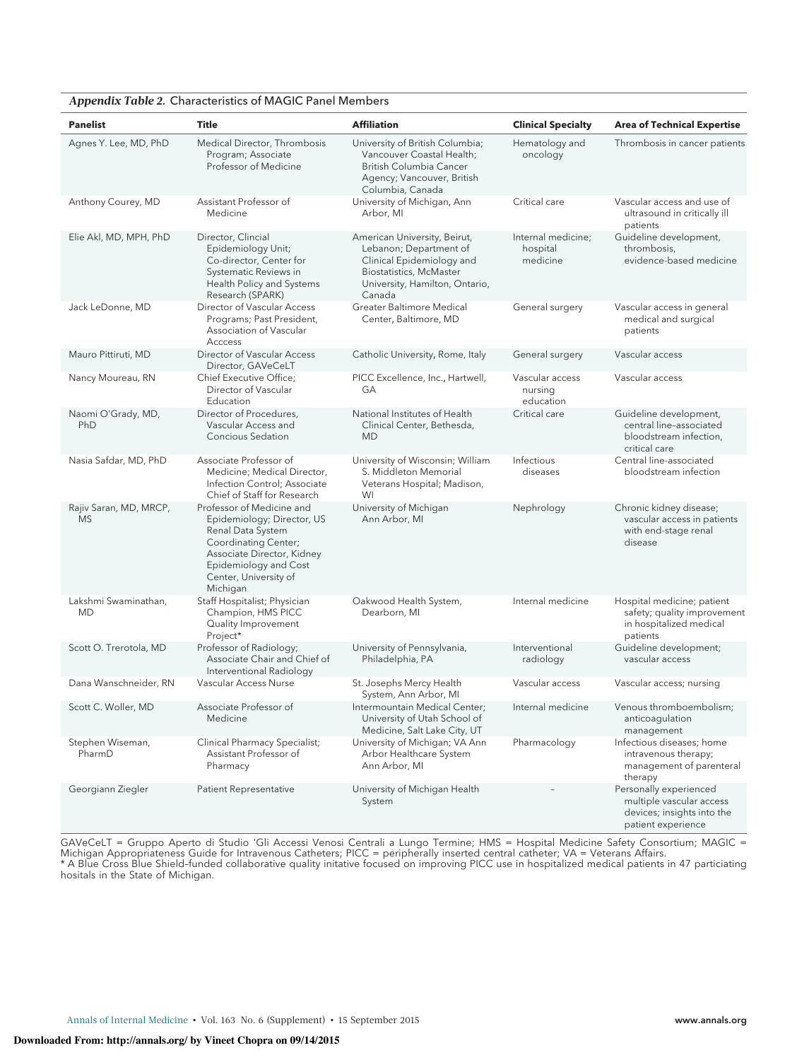*Appendix Table 2.* Characteristics of MAGIC Panel Members

| Panelist | Title | Affiliation | Clinical Specialty | Area of Technical Expertise |
|---|---|---|---|---|
| Agnes Y. Lee, MD, PhD | Medical Director, Thrombosis Program; Associate Professor of Medicine | University of British Columbia; Vancouver Coastal Health; British Columbia Cancer Agency; Vancouver, British Columbia, Canada | Hematology and oncology | Thrombosis in cancer patients |
| Anthony Courey, MD | Assistant Professor of Medicine | University of Michigan, Ann Arbor, MI | Critical care | Vascular access and use of ultrasound in critically ill patients |
| Elie Akl, MD, MPH, PhD | Director, Clinical Epidemiology Unit; Co-director, Center for Systematic Reviews in Health Policy and Systems Research (SPARK) | American University, Beirut, Lebanon; Department of Clinical Epidemiology and Biostatistics, McMaster University, Hamilton, Ontario, Canada | Internal medicine; hospital medicine | Guideline development, thrombosis, evidence-based medicine |
| Jack LeDonne, MD | Director of Vascular Access Programs; Past President, Association of Vascular Acccess | Greater Baltimore Medical Center, Baltimore, MD | General surgery | Vascular access in general medical and surgical patients |
| Mauro Pittiruti, MD | Director of Vascular Access Director, GAVeCeLT | Catholic University, Rome, Italy | General surgery | Vascular access |
| Nancy Moureau, RN | Chief Executive Office; Director of Vascular Education | PICC Excellence, Inc., Hartwell, GA | Vascular access nursing education | Vascular access |
| Naomi O'Grady, MD, PhD | Director of Procedures, Vascular Access and Concious Sedation | National Institutes of Health Clinical Center, Bethesda, MD | Critical care | Guideline development, central line–associated bloodstream infection, critical care |
| Nasia Safdar, MD, PhD | Associate Professor of Medicine; Medical Director, Infection Control; Associate Chief of Staff for Research | University of Wisconsin; William S. Middleton Memorial Veterans Hospital; Madison, WI | Infectious diseases | Central line–associated bloodstream infection |
| Rajiv Saran, MD, MRCP, MS | Professor of Medicine and Epidemiology; Director, US Renal Data System Coordinating Center; Associate Director, Kidney Epidemiology and Cost Center, University of Michigan | University of Michigan Ann Arbor, MI | Nephrology | Chronic kidney disease; vascular access in patients with end-stage renal disease |
| Lakshmi Swaminathan, MD | Staff Hospitalist; Physician Champion, HMS PICC Quality Improvement Project* | Oakwood Health System, Dearborn, MI | Internal medicine | Hospital medicine; patient safety; quality improvement in hospitalized medical patients |
| Scott O. Trerotola, MD | Professor of Radiology; Associate Chair and Chief of Interventional Radiology | University of Pennsylvania, Philadelphia, PA | Interventional radiology | Guideline development; vascular access |
| Dana Wanschneider, RN | Vascular Access Nurse | St. Josephs Mercy Health System, Ann Arbor, MI | Vascular access | Vascular access; nursing |
| Scott C. Woller, MD | Associate Professor of Medicine | Intermountain Medical Center; University of Utah School of Medicine, Salt Lake City, UT | Internal medicine | Venous thromboembolism; anticoagulation management |
| Stephen Wiseman, PharmD | Clinical Pharmacy Specialist; Assistant Professor of Pharmacy | University of Michigan; VA Ann Arbor Healthcare System Ann Arbor, MI | Pharmacology | Infectious diseases; home intravenous therapy; management of parenteral therapy |
| Georgiann Ziegler | Patient Representative | University of Michigan Health System | – | Personally experienced multiple vascular access devices; insights into the patient experience |

GAVeCeLT = Gruppo Aperto di Studio 'Gli Accessi Venosi Centrali a Lungo Termine; HMS = Hospital Medicine Safety Consortium; MAGIC = Michigan Appropriateness Guide for Intravenous Catheters; PICC = peripherally inserted central catheter; VA = Veterans Affairs.
* A Blue Cross Blue Shield–funded collaborative quality initative focused on improving PICC use in hospitalized medical patients in 47 particiating hositals in the State of Michigan.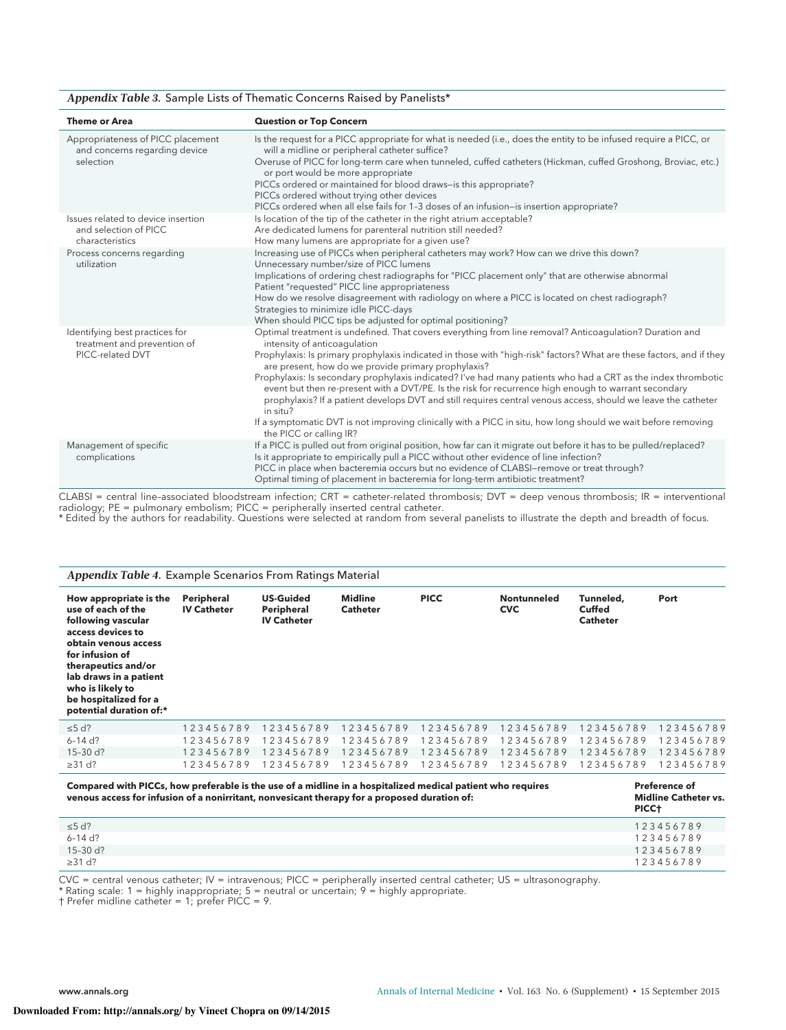*Appendix Table 3.* Sample Lists of Thematic Concerns Raised by Panelists*

| Theme or Area | Question or Top Concern |
|---|---|
| Appropriateness of PICC placement and concerns regarding device selection | Is the request for a PICC appropriate for what is needed (i.e., does the entity to be infused require a PICC, or will a midline or peripheral catheter suffice?<br>Overuse of PICC for long-term care when tunneled, cuffed catheters (Hickman, cuffed Groshong, Broviac, etc.) or port would be more appropriate<br>PICCs ordered or maintained for blood draws—is this appropriate?<br>PICCs ordered without trying other devices<br>PICCs ordered when all else fails for 1–3 doses of an infusion—is insertion appropriate? |
| Issues related to device insertion and selection of PICC characteristics | Is location of the tip of the catheter in the right atrium acceptable?<br>Are dedicated lumens for parenteral nutrition still needed?<br>How many lumens are appropriate for a given use? |
| Process concerns regarding utilization | Increasing use of PICCs when peripheral catheters may work? How can we drive this down?<br>Unnecessary number/size of PICC lumens<br>Implications of ordering chest radiographs for "PICC placement only" that are otherwise abnormal<br>Patient "requested" PICC line appropriateness<br>How do we resolve disagreement with radiology on where a PICC is located on chest radiograph?<br>Strategies to minimize idle PICC-days<br>When should PICC tips be adjusted for optimal positioning? |
| Identifying best practices for treatment and prevention of PICC-related DVT | Optimal treatment is undefined. That covers everything from line removal? Anticoagulation? Duration and intensity of anticoagulation<br>Prophylaxis: Is primary prophylaxis indicated in those with "high-risk" factors? What are these factors, and if they are present, how do we provide primary prophylaxis?<br>Prophylaxis: Is secondary prophylaxis indicated? I've had many patients who had a CRT as the index thrombotic event but then re-present with a DVT/PE. Is the risk for recurrence high enough to warrant secondary prophylaxis? If a patient develops DVT and still requires central venous access, should we leave the catheter in situ?<br>If a symptomatic DVT is not improving clinically with a PICC in situ, how long should we wait before removing the PICC or calling IR? |
| Management of specific complications | If a PICC is pulled out from original position, how far can it migrate out before it has to be pulled/replaced?<br>Is it appropriate to empirically pull a PICC without other evidence of line infection?<br>PICC in place when bacteremia occurs but no evidence of CLABSI—remove or treat through?<br>Optimal timing of placement in bacteremia for long-term antibiotic treatment? |

CLABSI = central line–associated bloodstream infection; CRT = catheter-related thrombosis; DVT = deep venous thrombosis; IR = interventional radiology; PE = pulmonary embolism; PICC = peripherally inserted central catheter.
* Edited by the authors for readability. Questions were selected at random from several panelists to illustrate the depth and breadth of focus.

*Appendix Table 4.* Example Scenarios From Ratings Material

| How appropriate is the use of each of the following vascular access devices to obtain venous access for infusion of therapeutics and/or lab draws in a patient who is likely to be hospitalized for a potential duration of:* | Peripheral IV Catheter | US-Guided Peripheral IV Catheter | Midline Catheter | PICC | Nontunneled CVC | Tunneled, Cuffed Catheter | Port |
|---|---|---|---|---|---|---|---|
| ≤5 d? | 1 2 3 4 5 6 7 8 9 | 1 2 3 4 5 6 7 8 9 | 1 2 3 4 5 6 7 8 9 | 1 2 3 4 5 6 7 8 9 | 1 2 3 4 5 6 7 8 9 | 1 2 3 4 5 6 7 8 9 | 1 2 3 4 5 6 7 8 9 |
| 6–14 d? | 1 2 3 4 5 6 7 8 9 | 1 2 3 4 5 6 7 8 9 | 1 2 3 4 5 6 7 8 9 | 1 2 3 4 5 6 7 8 9 | 1 2 3 4 5 6 7 8 9 | 1 2 3 4 5 6 7 8 9 | 1 2 3 4 5 6 7 8 9 |
| 15–30 d? | 1 2 3 4 5 6 7 8 9 | 1 2 3 4 5 6 7 8 9 | 1 2 3 4 5 6 7 8 9 | 1 2 3 4 5 6 7 8 9 | 1 2 3 4 5 6 7 8 9 | 1 2 3 4 5 6 7 8 9 | 1 2 3 4 5 6 7 8 9 |
| ≥31 d? | 1 2 3 4 5 6 7 8 9 | 1 2 3 4 5 6 7 8 9 | 1 2 3 4 5 6 7 8 9 | 1 2 3 4 5 6 7 8 9 | 1 2 3 4 5 6 7 8 9 | 1 2 3 4 5 6 7 8 9 | 1 2 3 4 5 6 7 8 9 |

| Compared with PICCs, how preferable is the use of a midline in a hospitalized medical patient who requires venous access for infusion of a nonirritant, nonvesicant therapy for a proposed duration of: | Preference of Midline Catheter vs. PICC† |
|---|---|
| ≤5 d? | 1 2 3 4 5 6 7 8 9 |
| 6–14 d? | 1 2 3 4 5 6 7 8 9 |
| 15–30 d? | 1 2 3 4 5 6 7 8 9 |
| ≥31 d? | 1 2 3 4 5 6 7 8 9 |

CVC = central venous catheter; IV = intravenous; PICC = peripherally inserted central catheter; US = ultrasonography.
* Rating scale: 1 = highly inappropriate; 5 = neutral or uncertain; 9 = highly appropriate.
† Prefer midline catheter = 1; prefer PICC = 9.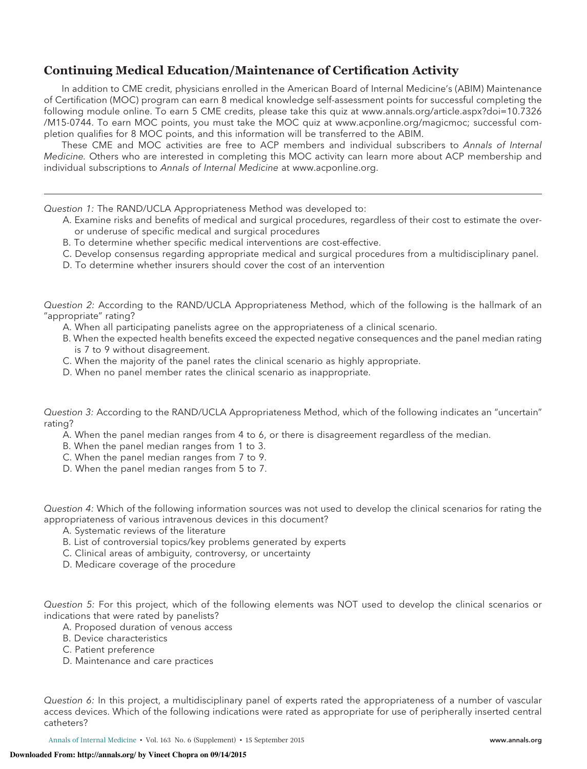## Continuing Medical Education/Maintenance of Certification Activity

In addition to CME credit, physicians enrolled in the American Board of Internal Medicine's (ABIM) Maintenance of Certification (MOC) program can earn 8 medical knowledge self-assessment points for successful completing the following module online. To earn 5 CME credits, please take this quiz at www.annals.org/article.aspx?doi=10.7326/M15-0744. To earn MOC points, you must take the MOC quiz at www.acponline.org/magicmoc; successful completion qualifies for 8 MOC points, and this information will be transferred to the ABIM.

These CME and MOC activities are free to ACP members and individual subscribers to *Annals of Internal Medicine*. Others who are interested in completing this MOC activity can learn more about ACP membership and individual subscriptions to *Annals of Internal Medicine* at www.acponline.org.

---

*Question 1:* The RAND/UCLA Appropriateness Method was developed to:

A. Examine risks and benefits of medical and surgical procedures, regardless of their cost to estimate the over- or underuse of specific medical and surgical procedures
B. To determine whether specific medical interventions are cost-effective.
C. Develop consensus regarding appropriate medical and surgical procedures from a multidisciplinary panel.
D. To determine whether insurers should cover the cost of an intervention

*Question 2:* According to the RAND/UCLA Appropriateness Method, which of the following is the hallmark of an "appropriate" rating?

A. When all participating panelists agree on the appropriateness of a clinical scenario.
B. When the expected health benefits exceed the expected negative consequences and the panel median rating is 7 to 9 without disagreement.
C. When the majority of the panel rates the clinical scenario as highly appropriate.
D. When no panel member rates the clinical scenario as inappropriate.

*Question 3:* According to the RAND/UCLA Appropriateness Method, which of the following indicates an "uncertain" rating?

A. When the panel median ranges from 4 to 6, or there is disagreement regardless of the median.
B. When the panel median ranges from 1 to 3.
C. When the panel median ranges from 7 to 9.
D. When the panel median ranges from 5 to 7.

*Question 4:* Which of the following information sources was not used to develop the clinical scenarios for rating the appropriateness of various intravenous devices in this document?

A. Systematic reviews of the literature
B. List of controversial topics/key problems generated by experts
C. Clinical areas of ambiguity, controversy, or uncertainty
D. Medicare coverage of the procedure

*Question 5:* For this project, which of the following elements was NOT used to develop the clinical scenarios or indications that were rated by panelists?

A. Proposed duration of venous access
B. Device characteristics
C. Patient preference
D. Maintenance and care practices

*Question 6:* In this project, a multidisciplinary panel of experts rated the appropriateness of a number of vascular access devices. Which of the following indications were rated as appropriate for use of peripherally inserted central catheters?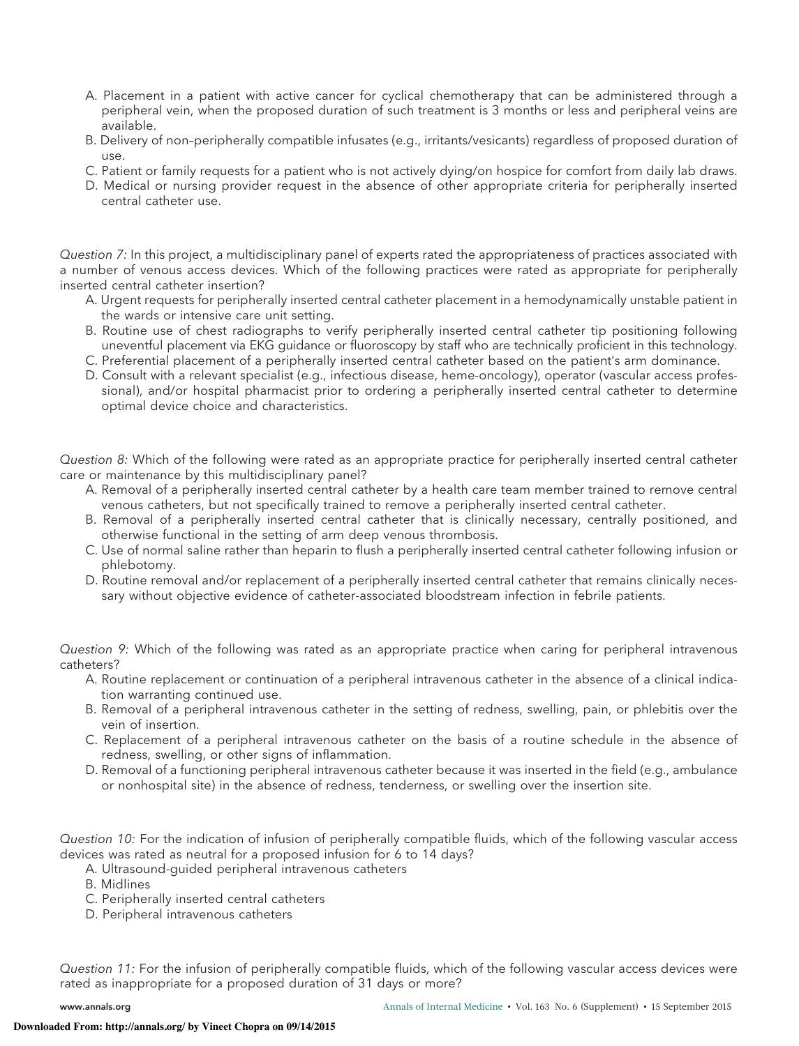A. Placement in a patient with active cancer for cyclical chemotherapy that can be administered through a peripheral vein, when the proposed duration of such treatment is 3 months or less and peripheral veins are available.
B. Delivery of non–peripherally compatible infusates (e.g., irritants/vesicants) regardless of proposed duration of use.
C. Patient or family requests for a patient who is not actively dying/on hospice for comfort from daily lab draws.
D. Medical or nursing provider request in the absence of other appropriate criteria for peripherally inserted central catheter use.

*Question 7:* In this project, a multidisciplinary panel of experts rated the appropriateness of practices associated with a number of venous access devices. Which of the following practices were rated as appropriate for peripherally inserted central catheter insertion?

A. Urgent requests for peripherally inserted central catheter placement in a hemodynamically unstable patient in the wards or intensive care unit setting.
B. Routine use of chest radiographs to verify peripherally inserted central catheter tip positioning following uneventful placement via EKG guidance or fluoroscopy by staff who are technically proficient in this technology.
C. Preferential placement of a peripherally inserted central catheter based on the patient's arm dominance.
D. Consult with a relevant specialist (e.g., infectious disease, heme-oncology), operator (vascular access professional), and/or hospital pharmacist prior to ordering a peripherally inserted central catheter to determine optimal device choice and characteristics.

*Question 8:* Which of the following were rated as an appropriate practice for peripherally inserted central catheter care or maintenance by this multidisciplinary panel?

A. Removal of a peripherally inserted central catheter by a health care team member trained to remove central venous catheters, but not specifically trained to remove a peripherally inserted central catheter.
B. Removal of a peripherally inserted central catheter that is clinically necessary, centrally positioned, and otherwise functional in the setting of arm deep venous thrombosis.
C. Use of normal saline rather than heparin to flush a peripherally inserted central catheter following infusion or phlebotomy.
D. Routine removal and/or replacement of a peripherally inserted central catheter that remains clinically necessary without objective evidence of catheter-associated bloodstream infection in febrile patients.

*Question 9:* Which of the following was rated as an appropriate practice when caring for peripheral intravenous catheters?

A. Routine replacement or continuation of a peripheral intravenous catheter in the absence of a clinical indication warranting continued use.
B. Removal of a peripheral intravenous catheter in the setting of redness, swelling, pain, or phlebitis over the vein of insertion.
C. Replacement of a peripheral intravenous catheter on the basis of a routine schedule in the absence of redness, swelling, or other signs of inflammation.
D. Removal of a functioning peripheral intravenous catheter because it was inserted in the field (e.g., ambulance or nonhospital site) in the absence of redness, tenderness, or swelling over the insertion site.

*Question 10:* For the indication of infusion of peripherally compatible fluids, which of the following vascular access devices was rated as neutral for a proposed infusion for 6 to 14 days?

A. Ultrasound-guided peripheral intravenous catheters
B. Midlines
C. Peripherally inserted central catheters
D. Peripheral intravenous catheters

*Question 11:* For the infusion of peripherally compatible fluids, which of the following vascular access devices were rated as inappropriate for a proposed duration of 31 days or more?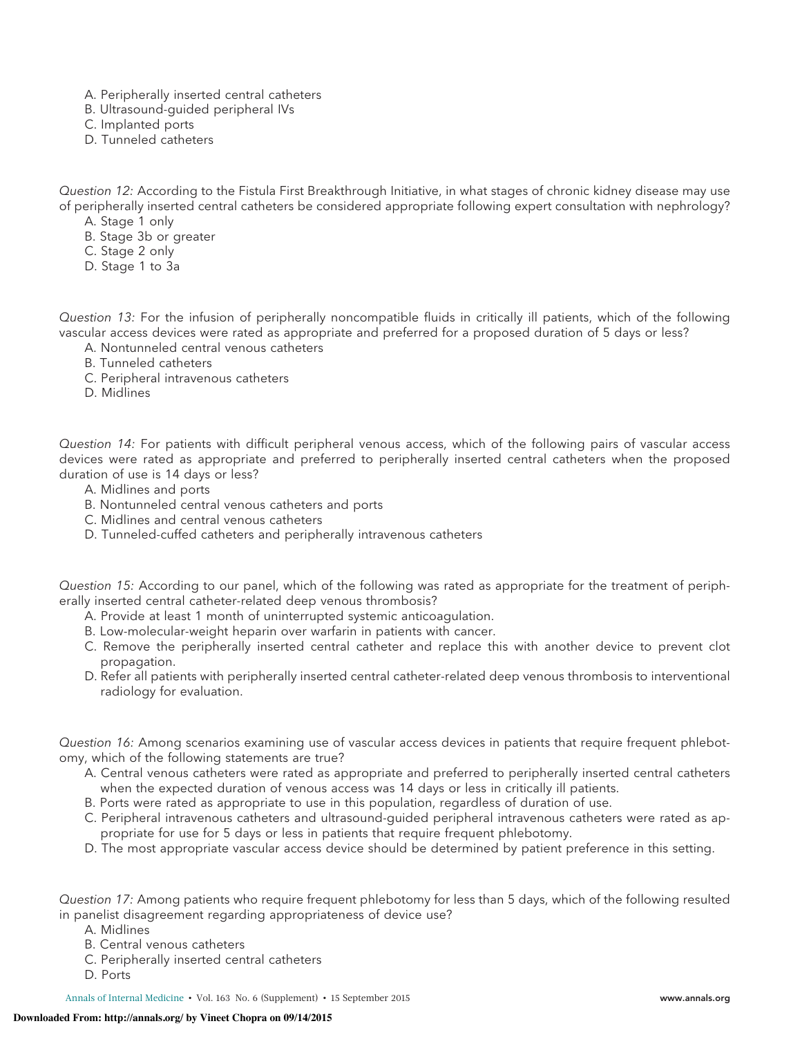A. Peripherally inserted central catheters
B. Ultrasound-guided peripheral IVs
C. Implanted ports
D. Tunneled catheters

*Question 12:* According to the Fistula First Breakthrough Initiative, in what stages of chronic kidney disease may use of peripherally inserted central catheters be considered appropriate following expert consultation with nephrology?

A. Stage 1 only
B. Stage 3b or greater
C. Stage 2 only
D. Stage 1 to 3a

*Question 13:* For the infusion of peripherally noncompatible fluids in critically ill patients, which of the following vascular access devices were rated as appropriate and preferred for a proposed duration of 5 days or less?

A. Nontunneled central venous catheters
B. Tunneled catheters
C. Peripheral intravenous catheters
D. Midlines

*Question 14:* For patients with difficult peripheral venous access, which of the following pairs of vascular access devices were rated as appropriate and preferred to peripherally inserted central catheters when the proposed duration of use is 14 days or less?

A. Midlines and ports
B. Nontunneled central venous catheters and ports
C. Midlines and central venous catheters
D. Tunneled-cuffed catheters and peripherally intravenous catheters

*Question 15:* According to our panel, which of the following was rated as appropriate for the treatment of peripherally inserted central catheter-related deep venous thrombosis?

A. Provide at least 1 month of uninterrupted systemic anticoagulation.
B. Low-molecular-weight heparin over warfarin in patients with cancer.
C. Remove the peripherally inserted central catheter and replace this with another device to prevent clot propagation.
D. Refer all patients with peripherally inserted central catheter-related deep venous thrombosis to interventional radiology for evaluation.

*Question 16:* Among scenarios examining use of vascular access devices in patients that require frequent phlebotomy, which of the following statements are true?

A. Central venous catheters were rated as appropriate and preferred to peripherally inserted central catheters when the expected duration of venous access was 14 days or less in critically ill patients.
B. Ports were rated as appropriate to use in this population, regardless of duration of use.
C. Peripheral intravenous catheters and ultrasound-guided peripheral intravenous catheters were rated as appropriate for use for 5 days or less in patients that require frequent phlebotomy.
D. The most appropriate vascular access device should be determined by patient preference in this setting.

*Question 17:* Among patients who require frequent phlebotomy for less than 5 days, which of the following resulted in panelist disagreement regarding appropriateness of device use?

A. Midlines
B. Central venous catheters
C. Peripherally inserted central catheters
D. Ports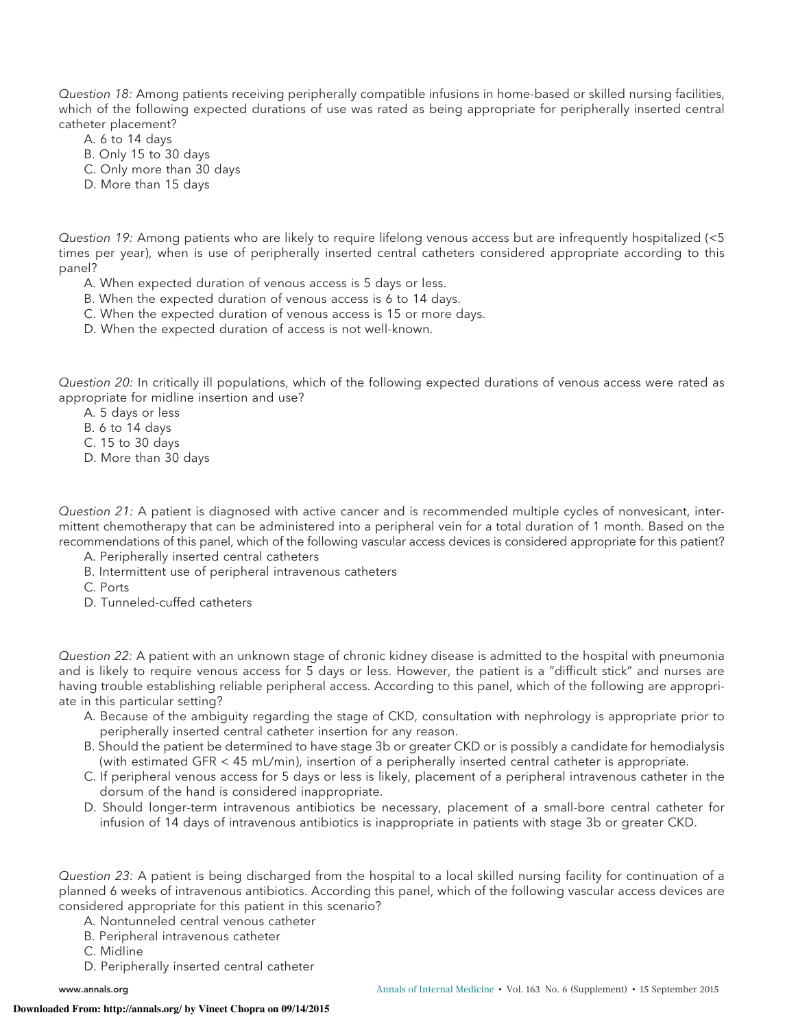*Question 18:* Among patients receiving peripherally compatible infusions in home-based or skilled nursing facilities, which of the following expected durations of use was rated as being appropriate for peripherally inserted central catheter placement?

A. 6 to 14 days
B. Only 15 to 30 days
C. Only more than 30 days
D. More than 15 days

*Question 19:* Among patients who are likely to require lifelong venous access but are infrequently hospitalized (<5 times per year), when is use of peripherally inserted central catheters considered appropriate according to this panel?

A. When expected duration of venous access is 5 days or less.
B. When the expected duration of venous access is 6 to 14 days.
C. When the expected duration of venous access is 15 or more days.
D. When the expected duration of access is not well-known.

*Question 20:* In critically ill populations, which of the following expected durations of venous access were rated as appropriate for midline insertion and use?

A. 5 days or less
B. 6 to 14 days
C. 15 to 30 days
D. More than 30 days

*Question 21:* A patient is diagnosed with active cancer and is recommended multiple cycles of nonvesicant, intermittent chemotherapy that can be administered into a peripheral vein for a total duration of 1 month. Based on the recommendations of this panel, which of the following vascular access devices is considered appropriate for this patient?

A. Peripherally inserted central catheters
B. Intermittent use of peripheral intravenous catheters
C. Ports
D. Tunneled-cuffed catheters

*Question 22:* A patient with an unknown stage of chronic kidney disease is admitted to the hospital with pneumonia and is likely to require venous access for 5 days or less. However, the patient is a "difficult stick" and nurses are having trouble establishing reliable peripheral access. According to this panel, which of the following are appropriate in this particular setting?

A. Because of the ambiguity regarding the stage of CKD, consultation with nephrology is appropriate prior to peripherally inserted central catheter insertion for any reason.
B. Should the patient be determined to have stage 3b or greater CKD or is possibly a candidate for hemodialysis (with estimated GFR < 45 mL/min), insertion of a peripherally inserted central catheter is appropriate.
C. If peripheral venous access for 5 days or less is likely, placement of a peripheral intravenous catheter in the dorsum of the hand is considered inappropriate.
D. Should longer-term intravenous antibiotics be necessary, placement of a small-bore central catheter for infusion of 14 days of intravenous antibiotics is inappropriate in patients with stage 3b or greater CKD.

*Question 23:* A patient is being discharged from the hospital to a local skilled nursing facility for continuation of a planned 6 weeks of intravenous antibiotics. According this panel, which of the following vascular access devices are considered appropriate for this patient in this scenario?

A. Nontunneled central venous catheter
B. Peripheral intravenous catheter
C. Midline
D. Peripherally inserted central catheter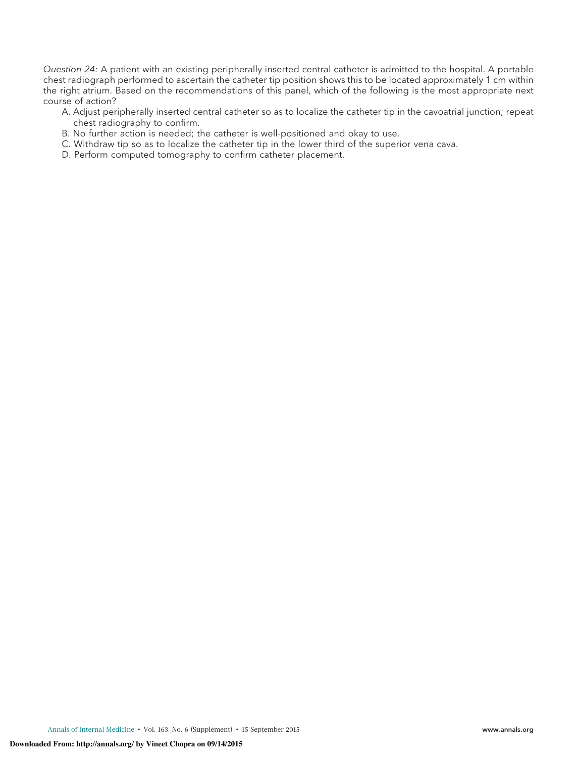*Question 24:* A patient with an existing peripherally inserted central catheter is admitted to the hospital. A portable chest radiograph performed to ascertain the catheter tip position shows this to be located approximately 1 cm within the right atrium. Based on the recommendations of this panel, which of the following is the most appropriate next course of action?

A. Adjust peripherally inserted central catheter so as to localize the catheter tip in the cavoatrial junction; repeat chest radiography to confirm.
B. No further action is needed; the catheter is well-positioned and okay to use.
C. Withdraw tip so as to localize the catheter tip in the lower third of the superior vena cava.
D. Perform computed tomography to confirm catheter placement.